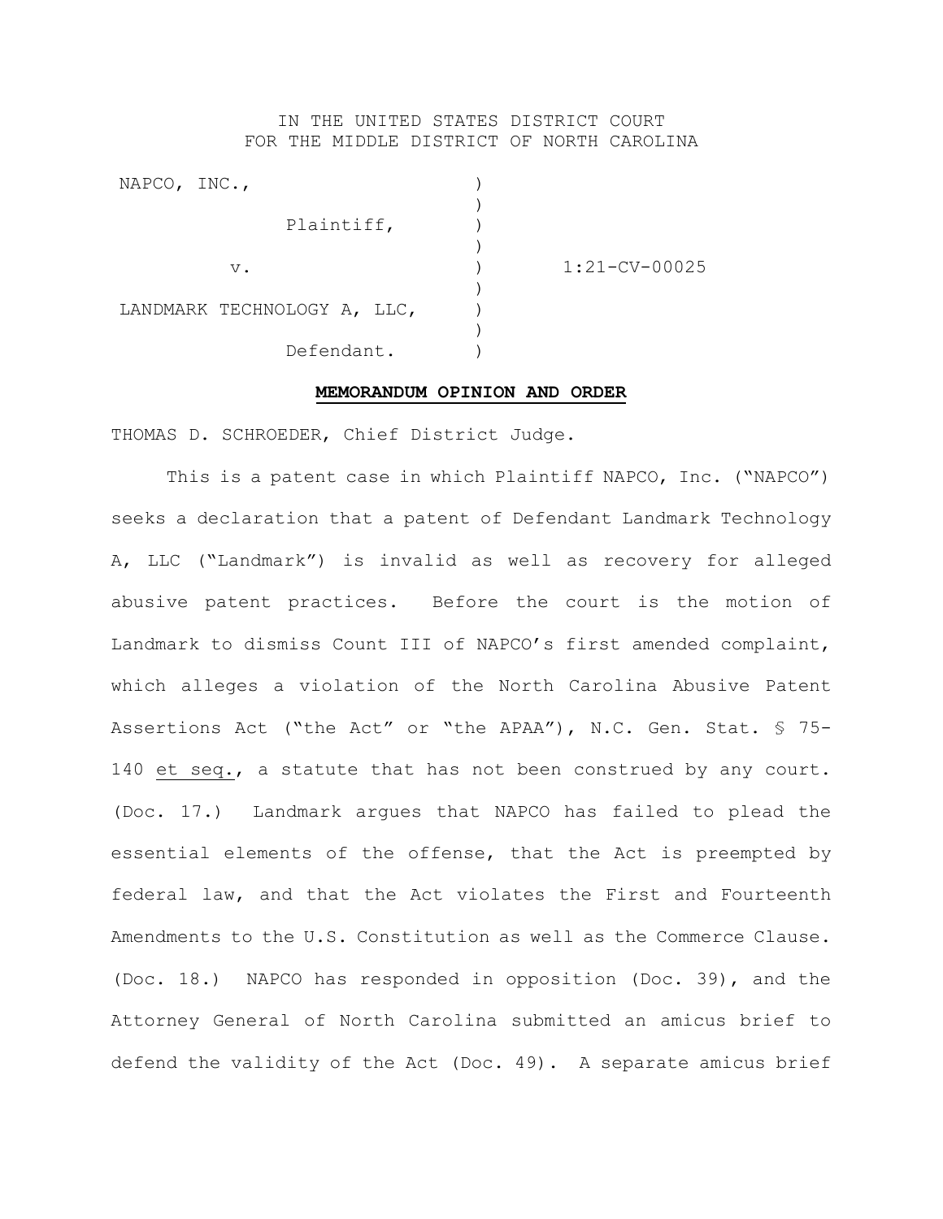IN THE UNITED STATES DISTRICT COURT
FOR THE MIDDLE DISTRICT OF NORTH CAROLINA

| | | |
|---|---|---|
| NAPCO, INC., | ) | |
| | ) | |
| Plaintiff, | ) | |
| | ) | |
| v. | ) | 1:21-CV-00025 |
| | ) | |
| LANDMARK TECHNOLOGY A, LLC, | ) | |
| | ) | |
| Defendant. | ) | |

**MEMORANDUM OPINION AND ORDER**

THOMAS D. SCHROEDER, Chief District Judge.

This is a patent case in which Plaintiff NAPCO, Inc. ("NAPCO") seeks a declaration that a patent of Defendant Landmark Technology A, LLC ("Landmark") is invalid as well as recovery for alleged abusive patent practices. Before the court is the motion of Landmark to dismiss Count III of NAPCO's first amended complaint, which alleges a violation of the North Carolina Abusive Patent Assertions Act ("the Act" or "the APAA"), N.C. Gen. Stat. § 75-140 et seq., a statute that has not been construed by any court. (Doc. 17.) Landmark argues that NAPCO has failed to plead the essential elements of the offense, that the Act is preempted by federal law, and that the Act violates the First and Fourteenth Amendments to the U.S. Constitution as well as the Commerce Clause. (Doc. 18.) NAPCO has responded in opposition (Doc. 39), and the Attorney General of North Carolina submitted an amicus brief to defend the validity of the Act (Doc. 49). A separate amicus brief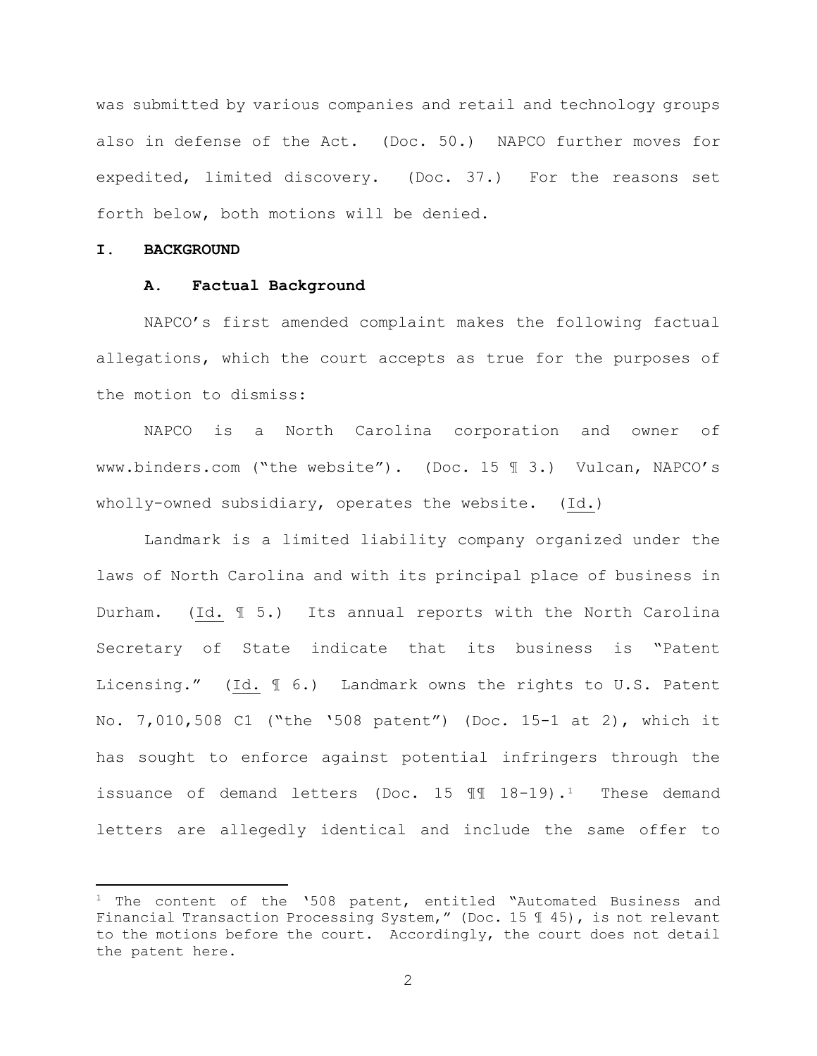was submitted by various companies and retail and technology groups also in defense of the Act. (Doc. 50.) NAPCO further moves for expedited, limited discovery. (Doc. 37.) For the reasons set forth below, both motions will be denied.

## I. BACKGROUND

### A. Factual Background

NAPCO's first amended complaint makes the following factual allegations, which the court accepts as true for the purposes of the motion to dismiss:

NAPCO is a North Carolina corporation and owner of www.binders.com ("the website"). (Doc. 15 ¶ 3.) Vulcan, NAPCO's wholly-owned subsidiary, operates the website. (Id.)

Landmark is a limited liability company organized under the laws of North Carolina and with its principal place of business in Durham. (Id. ¶ 5.) Its annual reports with the North Carolina Secretary of State indicate that its business is "Patent Licensing." (Id. ¶ 6.) Landmark owns the rights to U.S. Patent No. 7,010,508 C1 ("the '508 patent") (Doc. 15-1 at 2), which it has sought to enforce against potential infringers through the issuance of demand letters (Doc. 15 ¶¶ 18-19).[1] These demand letters are allegedly identical and include the same offer to

[1] The content of the '508 patent, entitled "Automated Business and Financial Transaction Processing System," (Doc. 15 ¶ 45), is not relevant to the motions before the court. Accordingly, the court does not detail the patent here.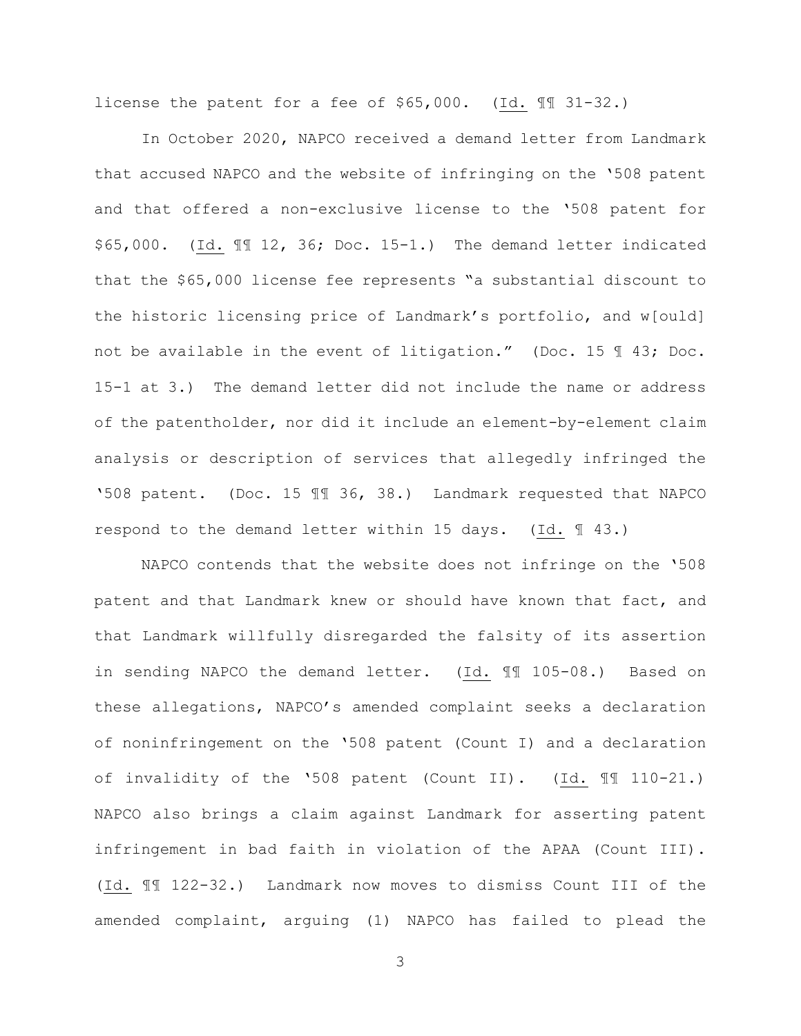license the patent for a fee of $65,000. (Id. ¶¶ 31-32.)

In October 2020, NAPCO received a demand letter from Landmark that accused NAPCO and the website of infringing on the '508 patent and that offered a non-exclusive license to the '508 patent for $65,000. (Id. ¶¶ 12, 36; Doc. 15-1.) The demand letter indicated that the $65,000 license fee represents "a substantial discount to the historic licensing price of Landmark's portfolio, and w[ould] not be available in the event of litigation." (Doc. 15 ¶ 43; Doc. 15-1 at 3.) The demand letter did not include the name or address of the patentholder, nor did it include an element-by-element claim analysis or description of services that allegedly infringed the '508 patent. (Doc. 15 ¶¶ 36, 38.) Landmark requested that NAPCO respond to the demand letter within 15 days. (Id. ¶ 43.)

NAPCO contends that the website does not infringe on the '508 patent and that Landmark knew or should have known that fact, and that Landmark willfully disregarded the falsity of its assertion in sending NAPCO the demand letter. (Id. ¶¶ 105-08.) Based on these allegations, NAPCO's amended complaint seeks a declaration of noninfringement on the '508 patent (Count I) and a declaration of invalidity of the '508 patent (Count II). (Id. ¶¶ 110-21.) NAPCO also brings a claim against Landmark for asserting patent infringement in bad faith in violation of the APAA (Count III). (Id. ¶¶ 122-32.) Landmark now moves to dismiss Count III of the amended complaint, arguing (1) NAPCO has failed to plead the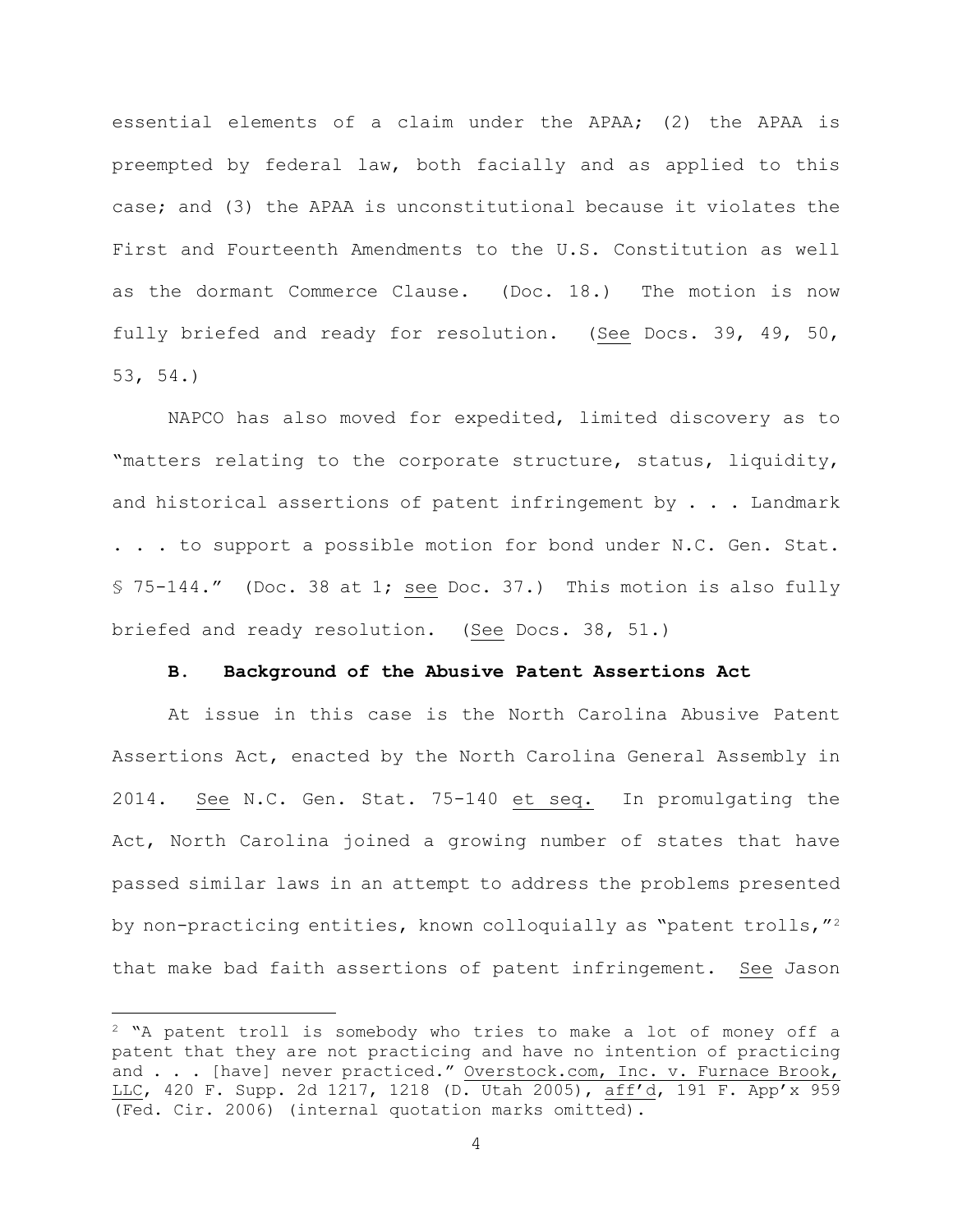essential elements of a claim under the APAA; (2) the APAA is preempted by federal law, both facially and as applied to this case; and (3) the APAA is unconstitutional because it violates the First and Fourteenth Amendments to the U.S. Constitution as well as the dormant Commerce Clause. (Doc. 18.) The motion is now fully briefed and ready for resolution. (See Docs. 39, 49, 50, 53, 54.)

NAPCO has also moved for expedited, limited discovery as to "matters relating to the corporate structure, status, liquidity, and historical assertions of patent infringement by . . . Landmark . . . to support a possible motion for bond under N.C. Gen. Stat. § 75-144." (Doc. 38 at 1; see Doc. 37.) This motion is also fully briefed and ready resolution. (See Docs. 38, 51.)

### B. Background of the Abusive Patent Assertions Act

At issue in this case is the North Carolina Abusive Patent Assertions Act, enacted by the North Carolina General Assembly in 2014. See N.C. Gen. Stat. 75-140 et seq. In promulgating the Act, North Carolina joined a growing number of states that have passed similar laws in an attempt to address the problems presented by non-practicing entities, known colloquially as "patent trolls,"[2] that make bad faith assertions of patent infringement. See Jason

---

[2] "A patent troll is somebody who tries to make a lot of money off a patent that they are not practicing and have no intention of practicing and . . . [have] never practiced." Overstock.com, Inc. v. Furnace Brook, LLC, 420 F. Supp. 2d 1217, 1218 (D. Utah 2005), aff'd, 191 F. App'x 959 (Fed. Cir. 2006) (internal quotation marks omitted).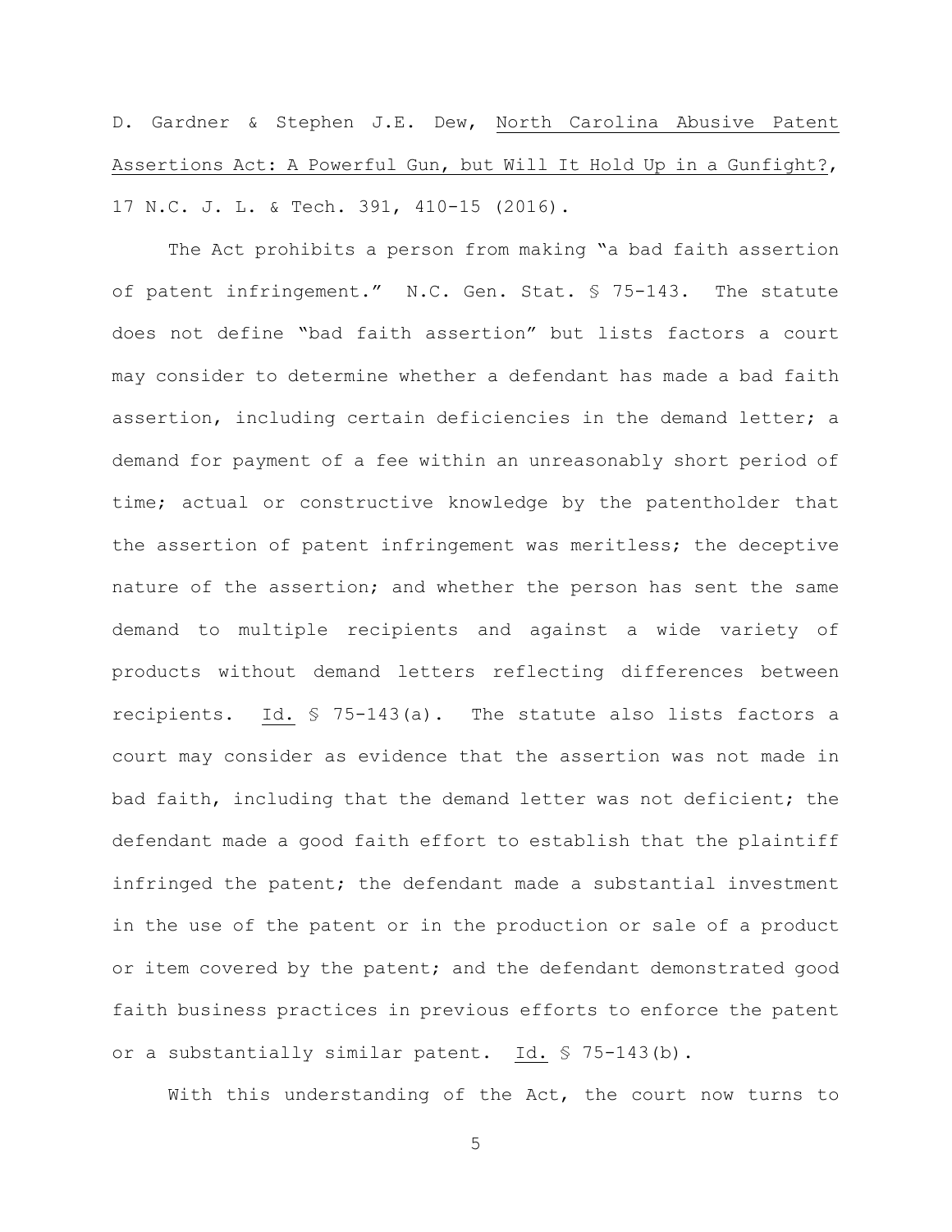D. Gardner & Stephen J.E. Dew, North Carolina Abusive Patent Assertions Act: A Powerful Gun, but Will It Hold Up in a Gunfight?, 17 N.C. J. L. & Tech. 391, 410-15 (2016).

The Act prohibits a person from making "a bad faith assertion of patent infringement." N.C. Gen. Stat. § 75-143. The statute does not define "bad faith assertion" but lists factors a court may consider to determine whether a defendant has made a bad faith assertion, including certain deficiencies in the demand letter; a demand for payment of a fee within an unreasonably short period of time; actual or constructive knowledge by the patentholder that the assertion of patent infringement was meritless; the deceptive nature of the assertion; and whether the person has sent the same demand to multiple recipients and against a wide variety of products without demand letters reflecting differences between recipients. Id. § 75-143(a). The statute also lists factors a court may consider as evidence that the assertion was not made in bad faith, including that the demand letter was not deficient; the defendant made a good faith effort to establish that the plaintiff infringed the patent; the defendant made a substantial investment in the use of the patent or in the production or sale of a product or item covered by the patent; and the defendant demonstrated good faith business practices in previous efforts to enforce the patent or a substantially similar patent. Id. § 75-143(b).

With this understanding of the Act, the court now turns to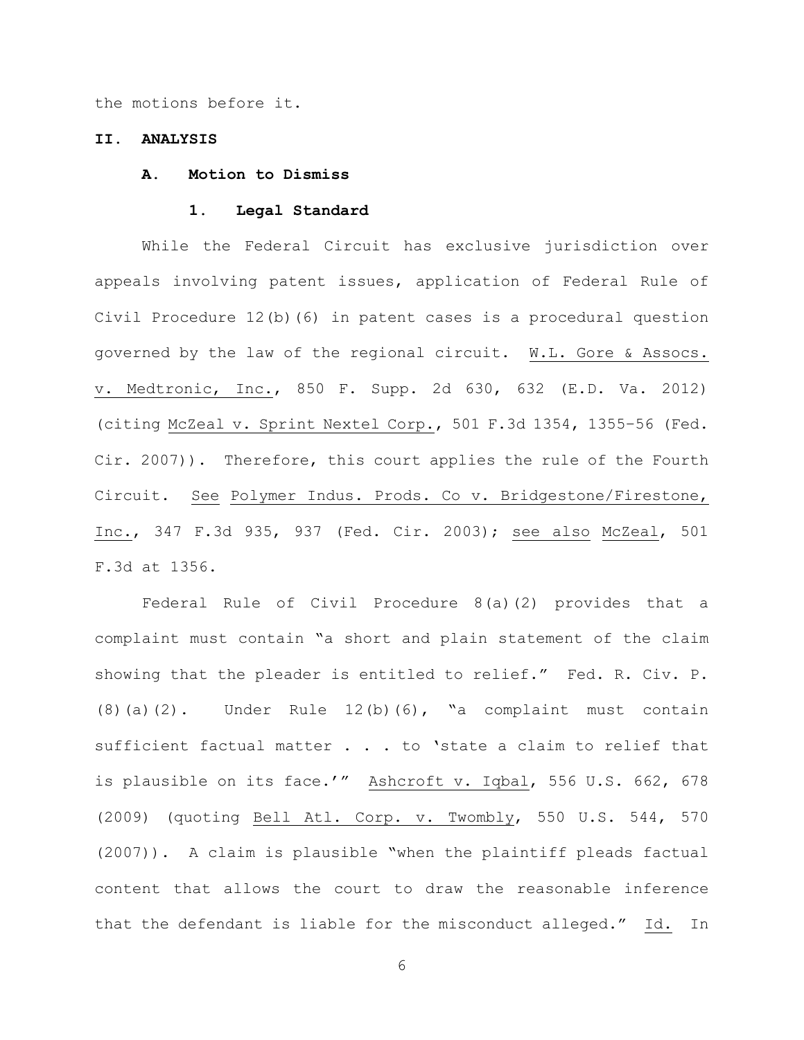the motions before it.

## II. ANALYSIS

### A. Motion to Dismiss

#### 1. Legal Standard

While the Federal Circuit has exclusive jurisdiction over appeals involving patent issues, application of Federal Rule of Civil Procedure 12(b)(6) in patent cases is a procedural question governed by the law of the regional circuit. W.L. Gore & Assocs. v. Medtronic, Inc., 850 F. Supp. 2d 630, 632 (E.D. Va. 2012) (citing McZeal v. Sprint Nextel Corp., 501 F.3d 1354, 1355–56 (Fed. Cir. 2007)). Therefore, this court applies the rule of the Fourth Circuit. See Polymer Indus. Prods. Co v. Bridgestone/Firestone, Inc., 347 F.3d 935, 937 (Fed. Cir. 2003); see also McZeal, 501 F.3d at 1356.

Federal Rule of Civil Procedure 8(a)(2) provides that a complaint must contain "a short and plain statement of the claim showing that the pleader is entitled to relief." Fed. R. Civ. P. (8)(a)(2). Under Rule 12(b)(6), "a complaint must contain sufficient factual matter . . . to 'state a claim to relief that is plausible on its face.'" Ashcroft v. Iqbal, 556 U.S. 662, 678 (2009) (quoting Bell Atl. Corp. v. Twombly, 550 U.S. 544, 570 (2007)). A claim is plausible "when the plaintiff pleads factual content that allows the court to draw the reasonable inference that the defendant is liable for the misconduct alleged." Id. In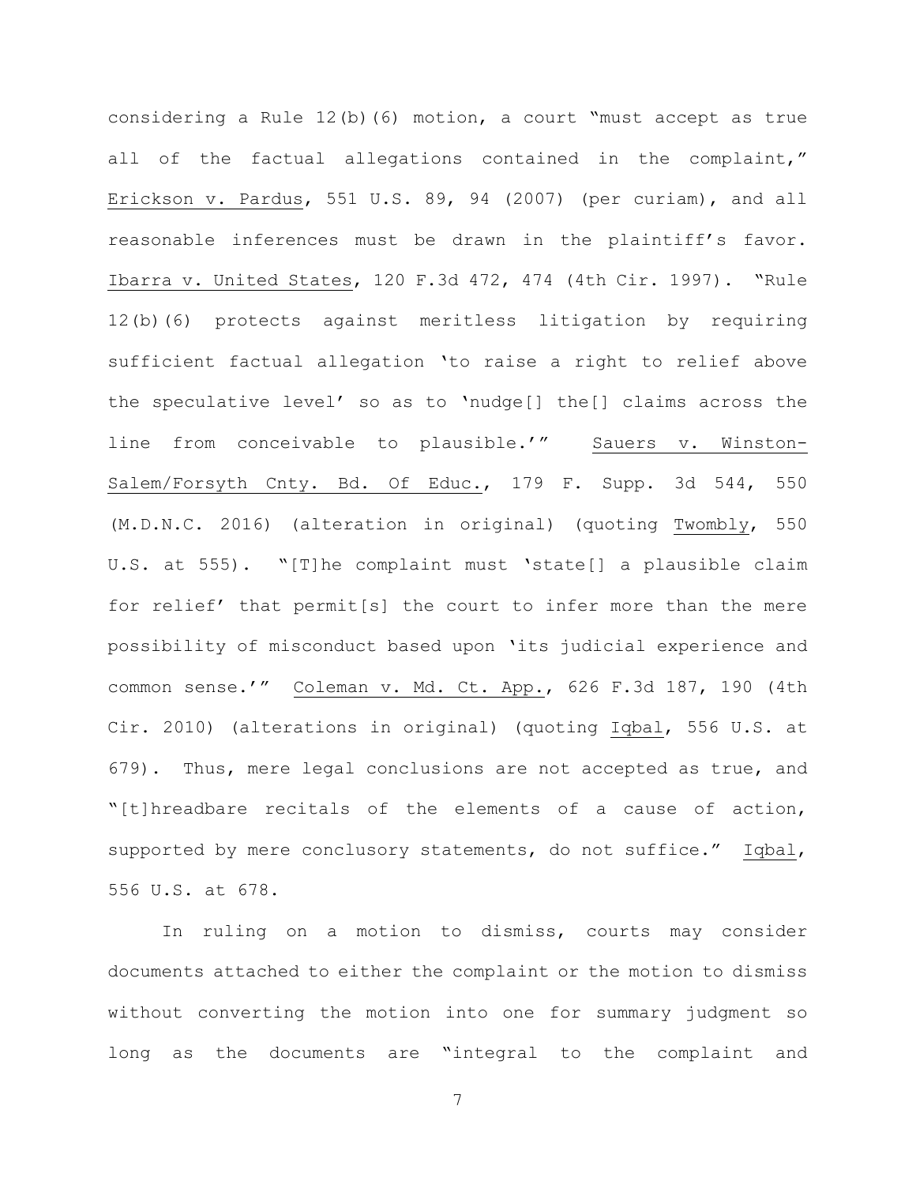considering a Rule 12(b)(6) motion, a court "must accept as true all of the factual allegations contained in the complaint," Erickson v. Pardus, 551 U.S. 89, 94 (2007) (per curiam), and all reasonable inferences must be drawn in the plaintiff's favor. Ibarra v. United States, 120 F.3d 472, 474 (4th Cir. 1997). "Rule 12(b)(6) protects against meritless litigation by requiring sufficient factual allegation 'to raise a right to relief above the speculative level' so as to 'nudge[] the[] claims across the line from conceivable to plausible.'" Sauers v. Winston-Salem/Forsyth Cnty. Bd. Of Educ., 179 F. Supp. 3d 544, 550 (M.D.N.C. 2016) (alteration in original) (quoting Twombly, 550 U.S. at 555). "[T]he complaint must 'state[] a plausible claim for relief' that permit[s] the court to infer more than the mere possibility of misconduct based upon 'its judicial experience and common sense.'" Coleman v. Md. Ct. App., 626 F.3d 187, 190 (4th Cir. 2010) (alterations in original) (quoting Iqbal, 556 U.S. at 679). Thus, mere legal conclusions are not accepted as true, and "[t]hreadbare recitals of the elements of a cause of action, supported by mere conclusory statements, do not suffice." Iqbal, 556 U.S. at 678.

In ruling on a motion to dismiss, courts may consider documents attached to either the complaint or the motion to dismiss without converting the motion into one for summary judgment so long as the documents are "integral to the complaint and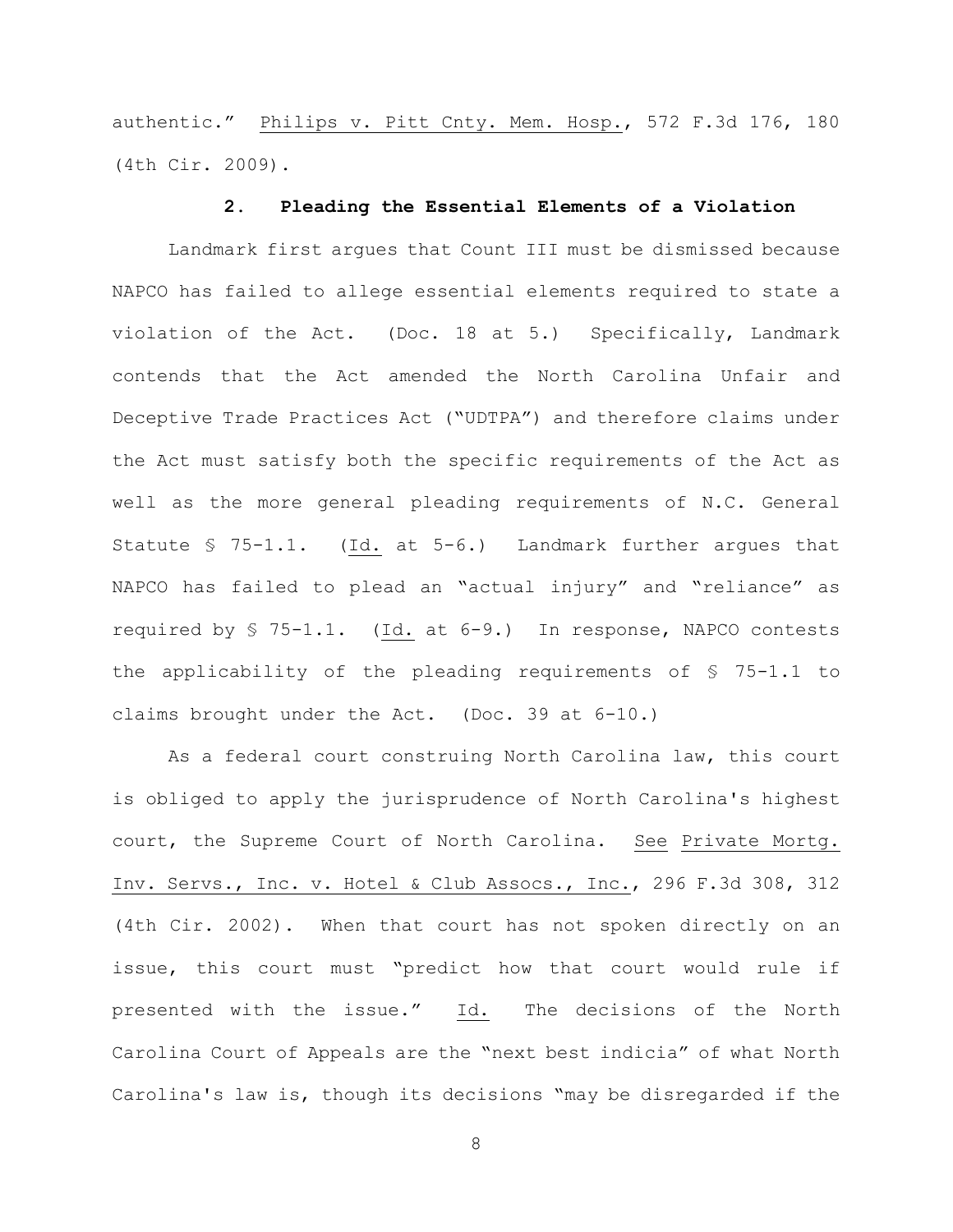authentic." Philips v. Pitt Cnty. Mem. Hosp., 572 F.3d 176, 180 (4th Cir. 2009).

### 2. Pleading the Essential Elements of a Violation

Landmark first argues that Count III must be dismissed because NAPCO has failed to allege essential elements required to state a violation of the Act. (Doc. 18 at 5.) Specifically, Landmark contends that the Act amended the North Carolina Unfair and Deceptive Trade Practices Act ("UDTPA") and therefore claims under the Act must satisfy both the specific requirements of the Act as well as the more general pleading requirements of N.C. General Statute § 75-1.1. (Id. at 5-6.) Landmark further argues that NAPCO has failed to plead an "actual injury" and "reliance" as required by § 75-1.1. (Id. at 6-9.) In response, NAPCO contests the applicability of the pleading requirements of § 75-1.1 to claims brought under the Act. (Doc. 39 at 6-10.)

As a federal court construing North Carolina law, this court is obliged to apply the jurisprudence of North Carolina's highest court, the Supreme Court of North Carolina. See Private Mortg. Inv. Servs., Inc. v. Hotel & Club Assocs., Inc., 296 F.3d 308, 312 (4th Cir. 2002). When that court has not spoken directly on an issue, this court must "predict how that court would rule if presented with the issue." Id. The decisions of the North Carolina Court of Appeals are the "next best indicia" of what North Carolina's law is, though its decisions "may be disregarded if the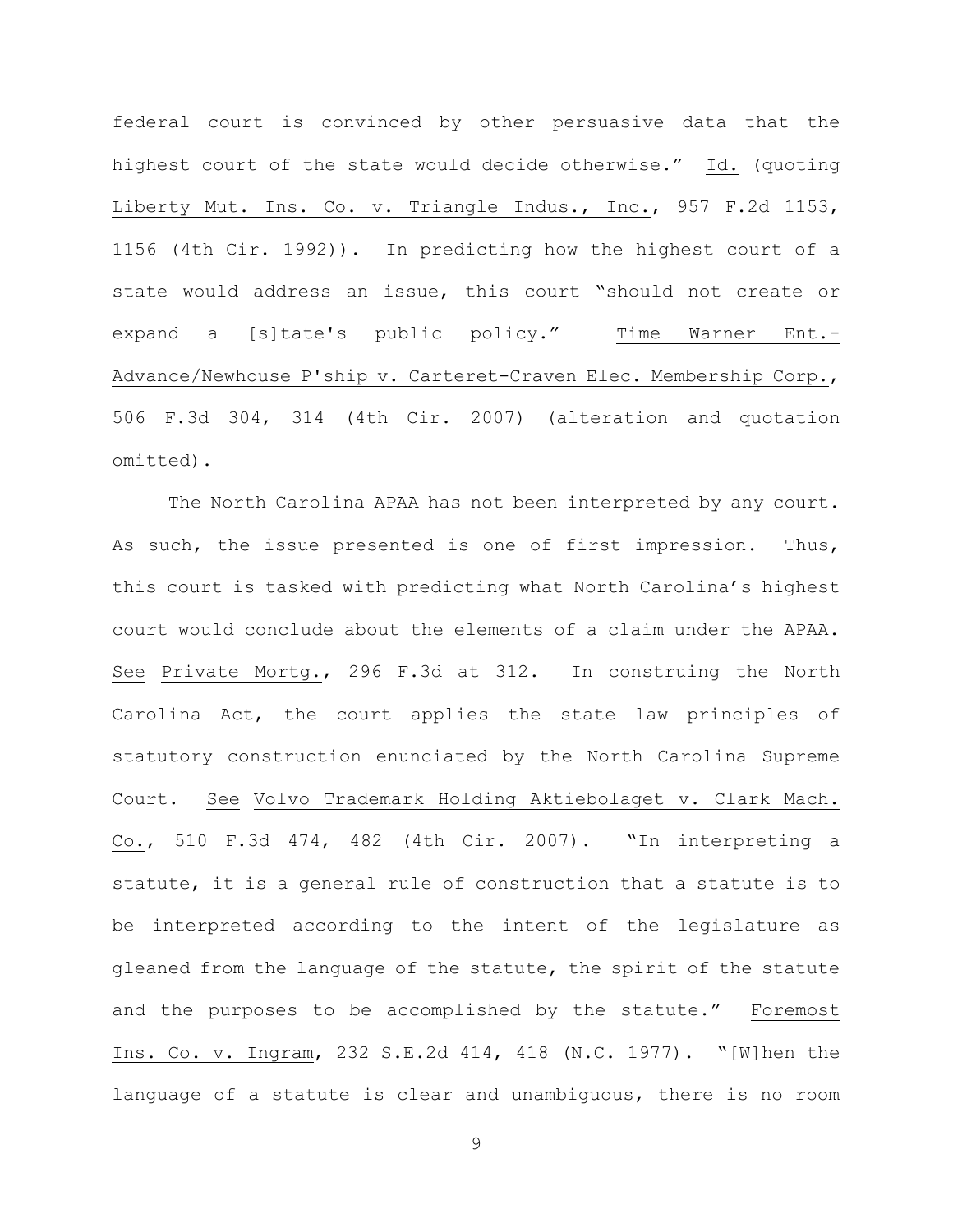federal court is convinced by other persuasive data that the highest court of the state would decide otherwise." Id. (quoting Liberty Mut. Ins. Co. v. Triangle Indus., Inc., 957 F.2d 1153, 1156 (4th Cir. 1992)). In predicting how the highest court of a state would address an issue, this court "should not create or expand a [s]tate's public policy." Time Warner Ent.-Advance/Newhouse P'ship v. Carteret-Craven Elec. Membership Corp., 506 F.3d 304, 314 (4th Cir. 2007) (alteration and quotation omitted).

The North Carolina APAA has not been interpreted by any court. As such, the issue presented is one of first impression. Thus, this court is tasked with predicting what North Carolina's highest court would conclude about the elements of a claim under the APAA. See Private Mortg., 296 F.3d at 312. In construing the North Carolina Act, the court applies the state law principles of statutory construction enunciated by the North Carolina Supreme Court. See Volvo Trademark Holding Aktiebolaget v. Clark Mach. Co., 510 F.3d 474, 482 (4th Cir. 2007). "In interpreting a statute, it is a general rule of construction that a statute is to be interpreted according to the intent of the legislature as gleaned from the language of the statute, the spirit of the statute and the purposes to be accomplished by the statute." Foremost Ins. Co. v. Ingram, 232 S.E.2d 414, 418 (N.C. 1977). "[W]hen the language of a statute is clear and unambiguous, there is no room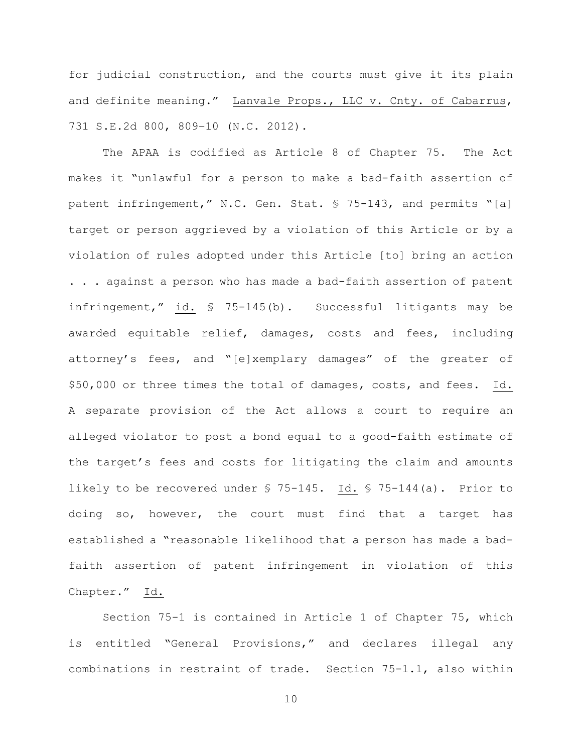for judicial construction, and the courts must give it its plain and definite meaning." Lanvale Props., LLC v. Cnty. of Cabarrus, 731 S.E.2d 800, 809–10 (N.C. 2012).

The APAA is codified as Article 8 of Chapter 75. The Act makes it "unlawful for a person to make a bad-faith assertion of patent infringement," N.C. Gen. Stat. § 75-143, and permits "[a] target or person aggrieved by a violation of this Article or by a violation of rules adopted under this Article [to] bring an action . . . against a person who has made a bad-faith assertion of patent infringement," id. § 75-145(b). Successful litigants may be awarded equitable relief, damages, costs and fees, including attorney's fees, and "[e]xemplary damages" of the greater of $50,000 or three times the total of damages, costs, and fees. Id. A separate provision of the Act allows a court to require an alleged violator to post a bond equal to a good-faith estimate of the target's fees and costs for litigating the claim and amounts likely to be recovered under § 75-145. Id. § 75-144(a). Prior to doing so, however, the court must find that a target has established a "reasonable likelihood that a person has made a bad-faith assertion of patent infringement in violation of this Chapter." Id.

Section 75-1 is contained in Article 1 of Chapter 75, which is entitled "General Provisions," and declares illegal any combinations in restraint of trade. Section 75-1.1, also within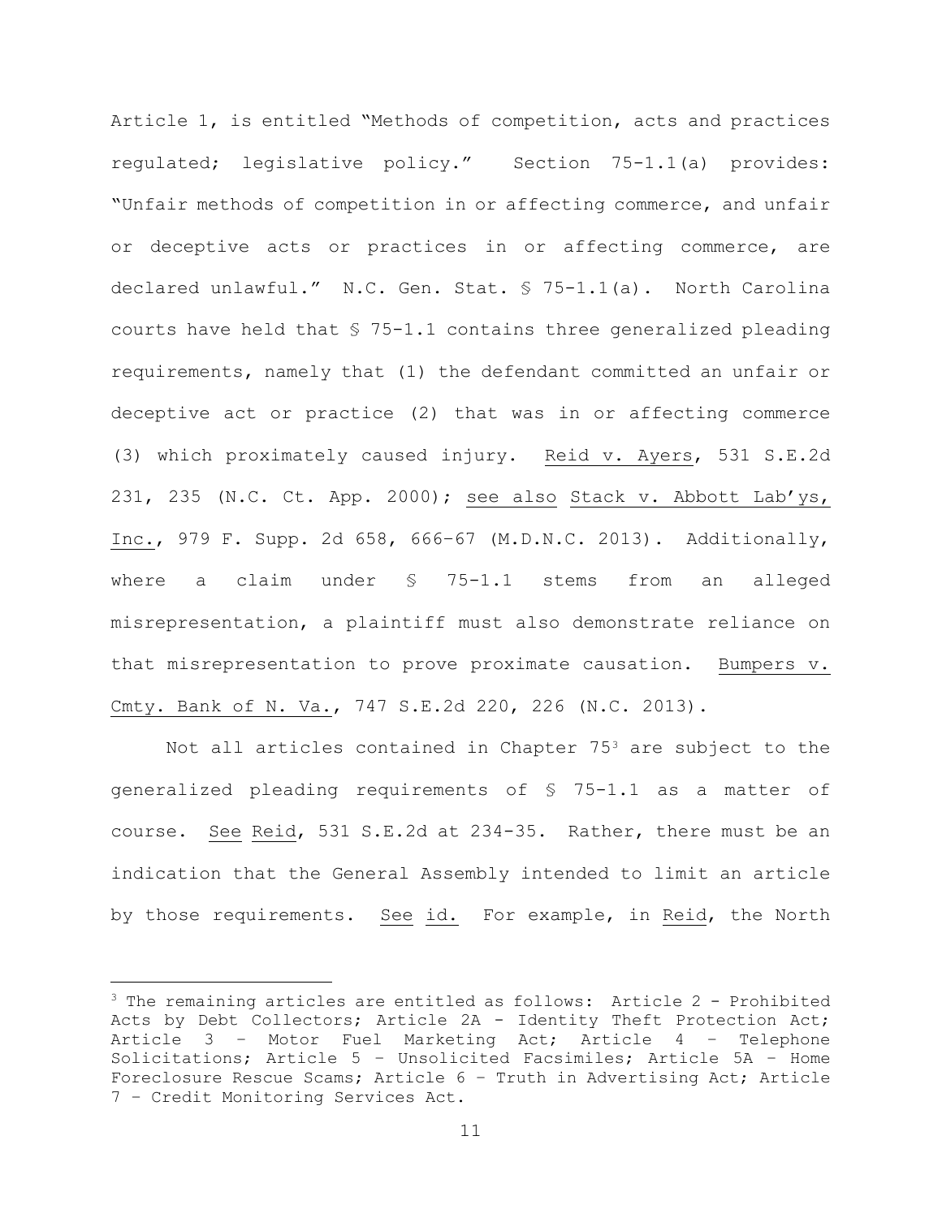Article 1, is entitled "Methods of competition, acts and practices regulated; legislative policy." Section 75-1.1(a) provides: "Unfair methods of competition in or affecting commerce, and unfair or deceptive acts or practices in or affecting commerce, are declared unlawful." N.C. Gen. Stat. § 75-1.1(a). North Carolina courts have held that § 75-1.1 contains three generalized pleading requirements, namely that (1) the defendant committed an unfair or deceptive act or practice (2) that was in or affecting commerce (3) which proximately caused injury. Reid v. Ayers, 531 S.E.2d 231, 235 (N.C. Ct. App. 2000); see also Stack v. Abbott Lab'ys, Inc., 979 F. Supp. 2d 658, 666–67 (M.D.N.C. 2013). Additionally, where a claim under § 75-1.1 stems from an alleged misrepresentation, a plaintiff must also demonstrate reliance on that misrepresentation to prove proximate causation. Bumpers v. Cmty. Bank of N. Va., 747 S.E.2d 220, 226 (N.C. 2013).

Not all articles contained in Chapter 75[3] are subject to the generalized pleading requirements of § 75-1.1 as a matter of course. See Reid, 531 S.E.2d at 234-35. Rather, there must be an indication that the General Assembly intended to limit an article by those requirements. See id. For example, in Reid, the North

[3] The remaining articles are entitled as follows: Article 2 - Prohibited Acts by Debt Collectors; Article 2A - Identity Theft Protection Act; Article 3 – Motor Fuel Marketing Act; Article 4 – Telephone Solicitations; Article 5 – Unsolicited Facsimiles; Article 5A – Home Foreclosure Rescue Scams; Article 6 – Truth in Advertising Act; Article 7 – Credit Monitoring Services Act.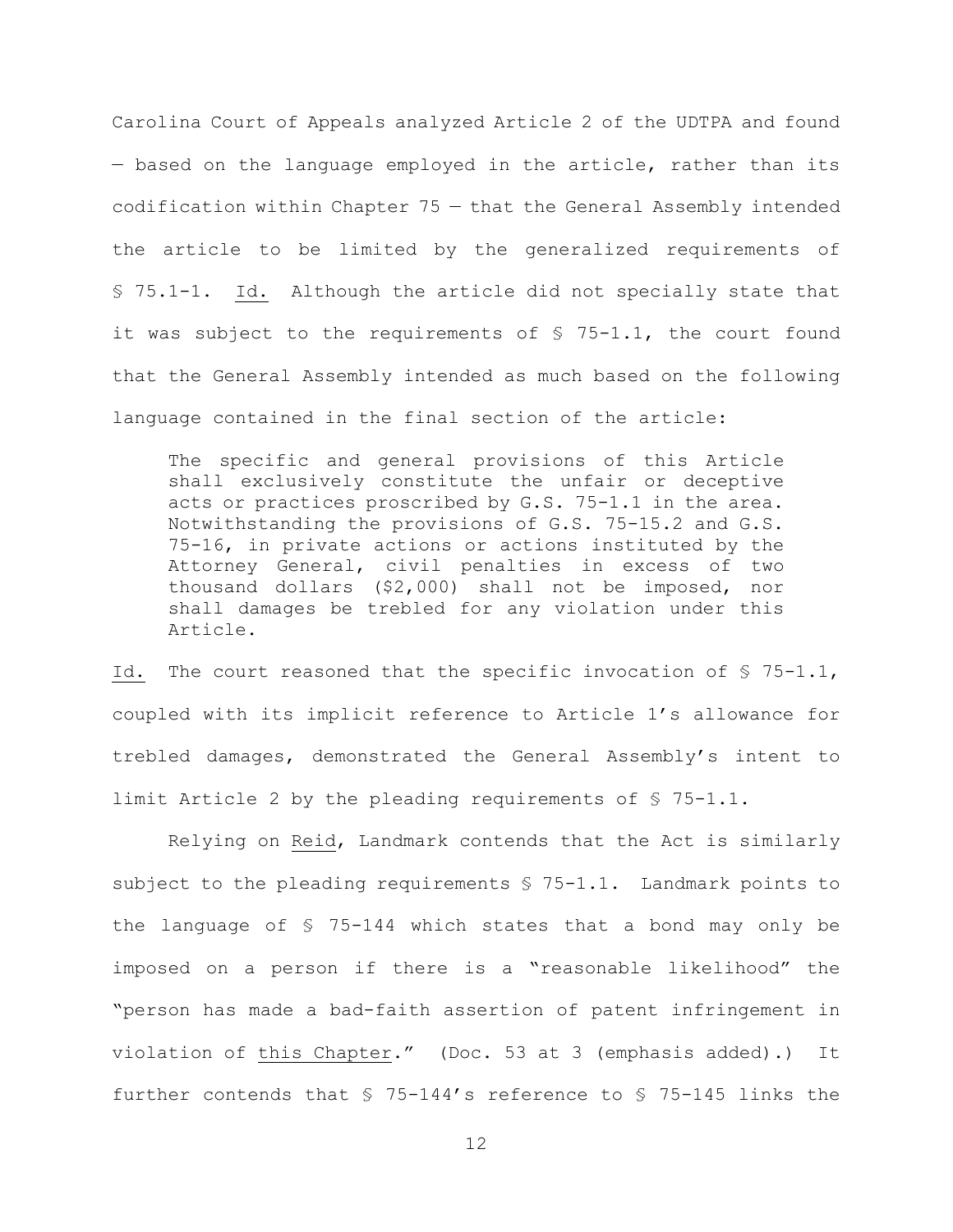Carolina Court of Appeals analyzed Article 2 of the UDTPA and found — based on the language employed in the article, rather than its codification within Chapter 75 — that the General Assembly intended the article to be limited by the generalized requirements of § 75.1-1. Id. Although the article did not specially state that it was subject to the requirements of § 75-1.1, the court found that the General Assembly intended as much based on the following language contained in the final section of the article:

> The specific and general provisions of this Article shall exclusively constitute the unfair or deceptive acts or practices proscribed by G.S. 75-1.1 in the area. Notwithstanding the provisions of G.S. 75-15.2 and G.S. 75-16, in private actions or actions instituted by the Attorney General, civil penalties in excess of two thousand dollars ($2,000) shall not be imposed, nor shall damages be trebled for any violation under this Article.

Id. The court reasoned that the specific invocation of § 75-1.1, coupled with its implicit reference to Article 1's allowance for trebled damages, demonstrated the General Assembly's intent to limit Article 2 by the pleading requirements of § 75-1.1.

Relying on Reid, Landmark contends that the Act is similarly subject to the pleading requirements § 75-1.1. Landmark points to the language of § 75-144 which states that a bond may only be imposed on a person if there is a "reasonable likelihood" the "person has made a bad-faith assertion of patent infringement in violation of this Chapter." (Doc. 53 at 3 (emphasis added).) It further contends that § 75-144's reference to § 75-145 links the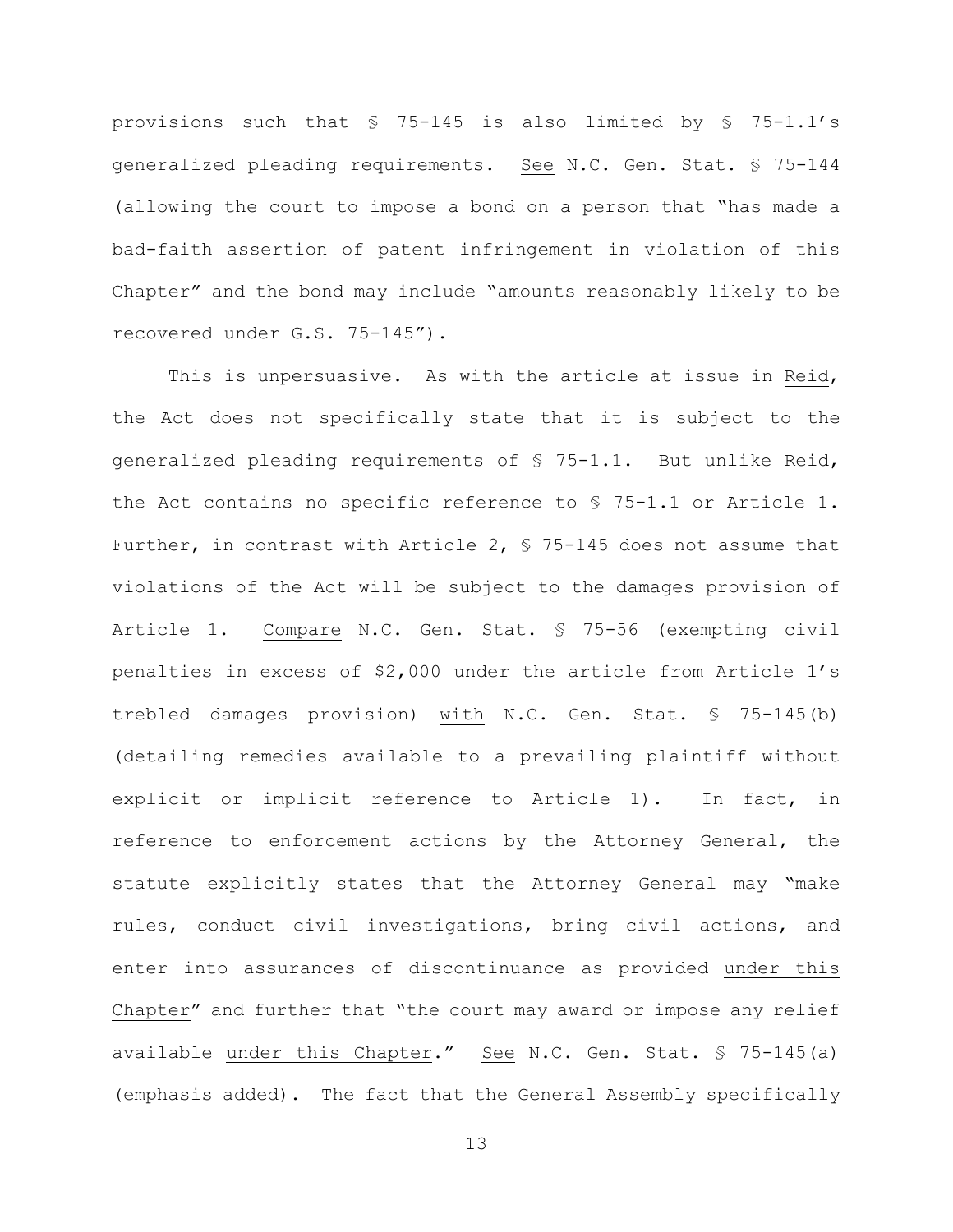provisions such that § 75-145 is also limited by § 75-1.1's generalized pleading requirements. See N.C. Gen. Stat. § 75-144 (allowing the court to impose a bond on a person that "has made a bad-faith assertion of patent infringement in violation of this Chapter" and the bond may include "amounts reasonably likely to be recovered under G.S. 75-145").

This is unpersuasive. As with the article at issue in Reid, the Act does not specifically state that it is subject to the generalized pleading requirements of § 75-1.1. But unlike Reid, the Act contains no specific reference to § 75-1.1 or Article 1. Further, in contrast with Article 2, § 75-145 does not assume that violations of the Act will be subject to the damages provision of Article 1. Compare N.C. Gen. Stat. § 75-56 (exempting civil penalties in excess of $2,000 under the article from Article 1's trebled damages provision) with N.C. Gen. Stat. § 75-145(b) (detailing remedies available to a prevailing plaintiff without explicit or implicit reference to Article 1). In fact, in reference to enforcement actions by the Attorney General, the statute explicitly states that the Attorney General may "make rules, conduct civil investigations, bring civil actions, and enter into assurances of discontinuance as provided under this Chapter" and further that "the court may award or impose any relief available under this Chapter." See N.C. Gen. Stat. § 75-145(a) (emphasis added). The fact that the General Assembly specifically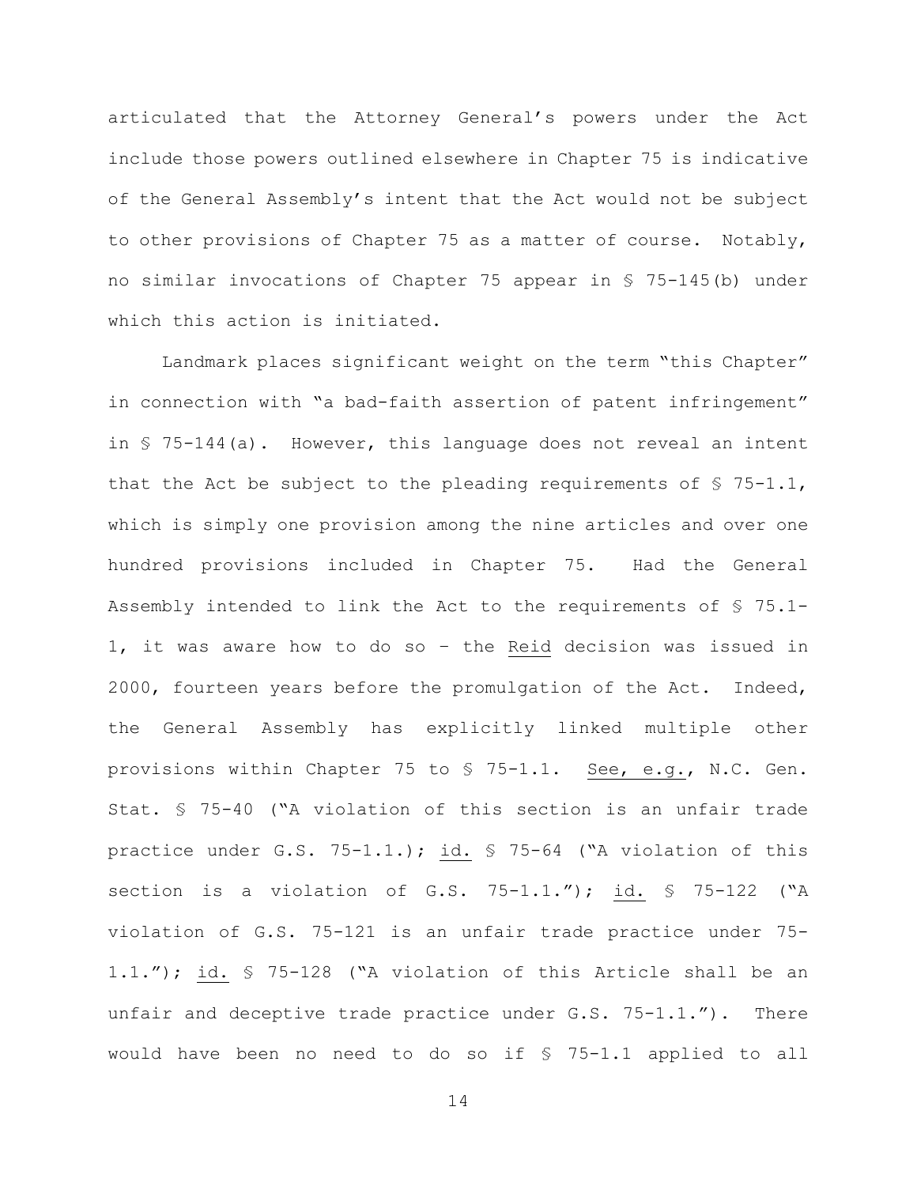articulated that the Attorney General's powers under the Act include those powers outlined elsewhere in Chapter 75 is indicative of the General Assembly's intent that the Act would not be subject to other provisions of Chapter 75 as a matter of course. Notably, no similar invocations of Chapter 75 appear in § 75-145(b) under which this action is initiated.

Landmark places significant weight on the term "this Chapter" in connection with "a bad-faith assertion of patent infringement" in § 75-144(a). However, this language does not reveal an intent that the Act be subject to the pleading requirements of § 75-1.1, which is simply one provision among the nine articles and over one hundred provisions included in Chapter 75. Had the General Assembly intended to link the Act to the requirements of § 75.1-1, it was aware how to do so – the <u>Reid</u> decision was issued in 2000, fourteen years before the promulgation of the Act. Indeed, the General Assembly has explicitly linked multiple other provisions within Chapter 75 to § 75-1.1. <u>See, e.g.</u>, N.C. Gen. Stat. § 75-40 ("A violation of this section is an unfair trade practice under G.S. 75-1.1.); <u>id.</u> § 75-64 ("A violation of this section is a violation of G.S. 75-1.1."); <u>id.</u> § 75-122 ("A violation of G.S. 75-121 is an unfair trade practice under 75-1.1."); <u>id.</u> § 75-128 ("A violation of this Article shall be an unfair and deceptive trade practice under G.S. 75-1.1."). There would have been no need to do so if § 75-1.1 applied to all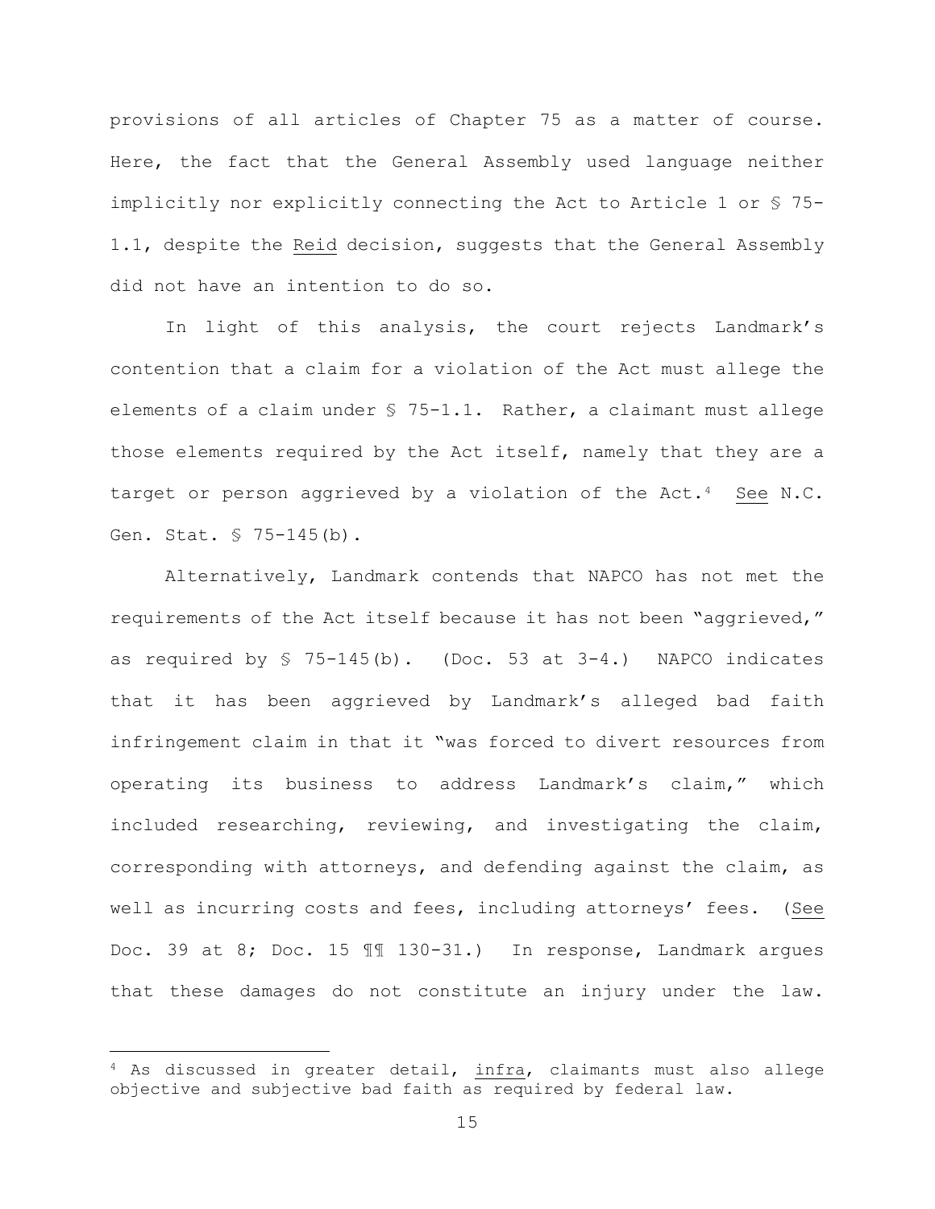provisions of all articles of Chapter 75 as a matter of course. Here, the fact that the General Assembly used language neither implicitly nor explicitly connecting the Act to Article 1 or § 75-1.1, despite the Reid decision, suggests that the General Assembly did not have an intention to do so.

In light of this analysis, the court rejects Landmark's contention that a claim for a violation of the Act must allege the elements of a claim under § 75-1.1. Rather, a claimant must allege those elements required by the Act itself, namely that they are a target or person aggrieved by a violation of the Act.[4] See N.C. Gen. Stat. § 75-145(b).

Alternatively, Landmark contends that NAPCO has not met the requirements of the Act itself because it has not been "aggrieved," as required by § 75-145(b). (Doc. 53 at 3-4.) NAPCO indicates that it has been aggrieved by Landmark's alleged bad faith infringement claim in that it "was forced to divert resources from operating its business to address Landmark's claim," which included researching, reviewing, and investigating the claim, corresponding with attorneys, and defending against the claim, as well as incurring costs and fees, including attorneys' fees. (See Doc. 39 at 8; Doc. 15 ¶¶ 130-31.) In response, Landmark argues that these damages do not constitute an injury under the law.

[4] As discussed in greater detail, infra, claimants must also allege objective and subjective bad faith as required by federal law.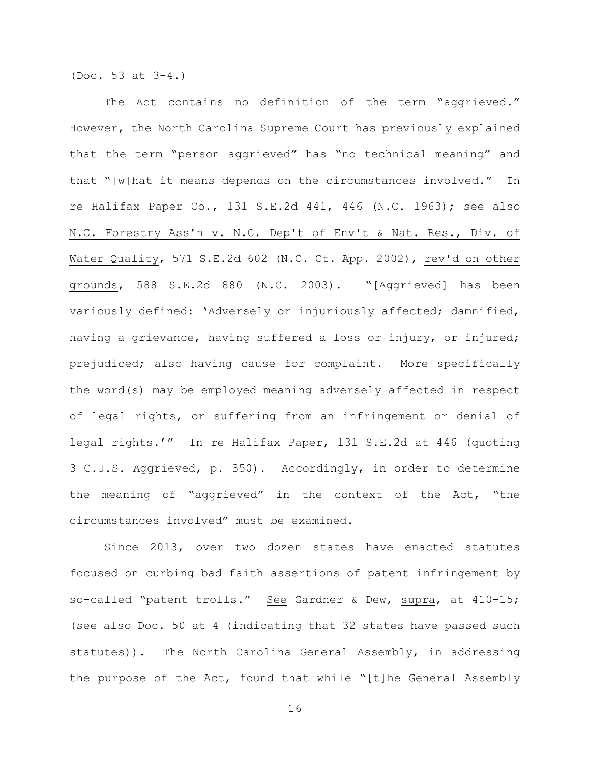(Doc. 53 at 3-4.)

The Act contains no definition of the term "aggrieved." However, the North Carolina Supreme Court has previously explained that the term "person aggrieved" has "no technical meaning" and that "[w]hat it means depends on the circumstances involved." In re Halifax Paper Co., 131 S.E.2d 441, 446 (N.C. 1963); see also N.C. Forestry Ass'n v. N.C. Dep't of Env't & Nat. Res., Div. of Water Quality, 571 S.E.2d 602 (N.C. Ct. App. 2002), rev'd on other grounds, 588 S.E.2d 880 (N.C. 2003). "[Aggrieved] has been variously defined: 'Adversely or injuriously affected; damnified, having a grievance, having suffered a loss or injury, or injured; prejudiced; also having cause for complaint. More specifically the word(s) may be employed meaning adversely affected in respect of legal rights, or suffering from an infringement or denial of legal rights.'" In re Halifax Paper, 131 S.E.2d at 446 (quoting 3 C.J.S. Aggrieved, p. 350). Accordingly, in order to determine the meaning of "aggrieved" in the context of the Act, "the circumstances involved" must be examined.

Since 2013, over two dozen states have enacted statutes focused on curbing bad faith assertions of patent infringement by so-called "patent trolls." See Gardner & Dew, supra, at 410-15; (see also Doc. 50 at 4 (indicating that 32 states have passed such statutes)). The North Carolina General Assembly, in addressing the purpose of the Act, found that while "[t]he General Assembly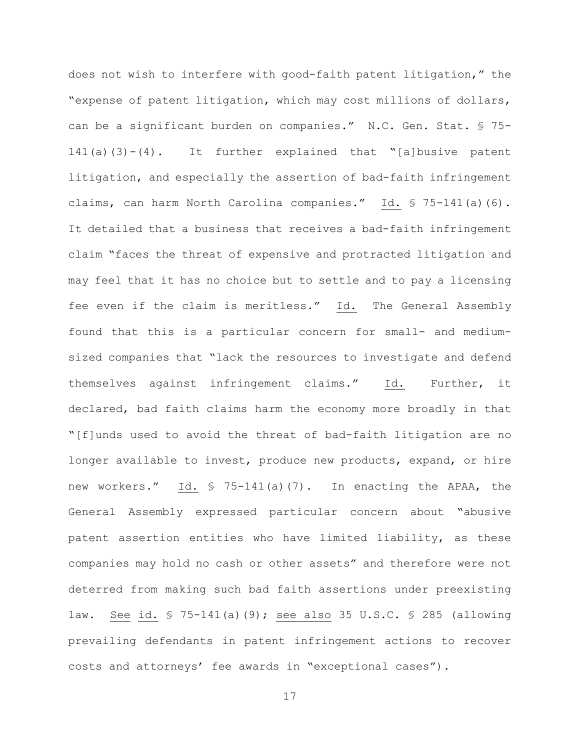does not wish to interfere with good-faith patent litigation," the "expense of patent litigation, which may cost millions of dollars, can be a significant burden on companies." N.C. Gen. Stat. § 75-141(a)(3)-(4). It further explained that "[a]busive patent litigation, and especially the assertion of bad-faith infringement claims, can harm North Carolina companies." Id. § 75-141(a)(6). It detailed that a business that receives a bad-faith infringement claim "faces the threat of expensive and protracted litigation and may feel that it has no choice but to settle and to pay a licensing fee even if the claim is meritless." Id. The General Assembly found that this is a particular concern for small- and medium-sized companies that "lack the resources to investigate and defend themselves against infringement claims." Id. Further, it declared, bad faith claims harm the economy more broadly in that "[f]unds used to avoid the threat of bad-faith litigation are no longer available to invest, produce new products, expand, or hire new workers." Id. § 75-141(a)(7). In enacting the APAA, the General Assembly expressed particular concern about "abusive patent assertion entities who have limited liability, as these companies may hold no cash or other assets" and therefore were not deterred from making such bad faith assertions under preexisting law. See id. § 75-141(a)(9); see also 35 U.S.C. § 285 (allowing prevailing defendants in patent infringement actions to recover costs and attorneys' fee awards in "exceptional cases").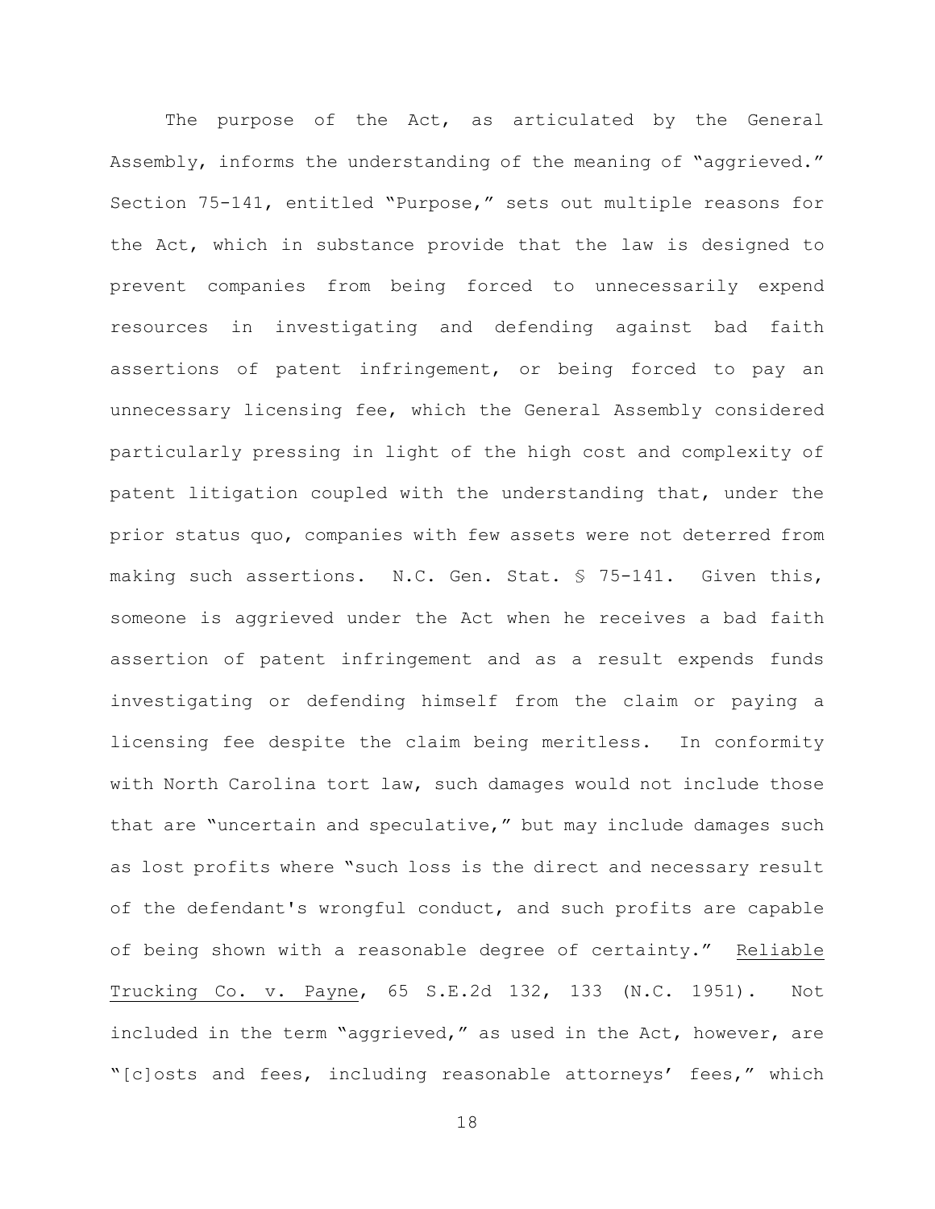The purpose of the Act, as articulated by the General Assembly, informs the understanding of the meaning of "aggrieved." Section 75-141, entitled "Purpose," sets out multiple reasons for the Act, which in substance provide that the law is designed to prevent companies from being forced to unnecessarily expend resources in investigating and defending against bad faith assertions of patent infringement, or being forced to pay an unnecessary licensing fee, which the General Assembly considered particularly pressing in light of the high cost and complexity of patent litigation coupled with the understanding that, under the prior status quo, companies with few assets were not deterred from making such assertions. N.C. Gen. Stat. § 75-141. Given this, someone is aggrieved under the Act when he receives a bad faith assertion of patent infringement and as a result expends funds investigating or defending himself from the claim or paying a licensing fee despite the claim being meritless. In conformity with North Carolina tort law, such damages would not include those that are "uncertain and speculative," but may include damages such as lost profits where "such loss is the direct and necessary result of the defendant's wrongful conduct, and such profits are capable of being shown with a reasonable degree of certainty." Reliable Trucking Co. v. Payne, 65 S.E.2d 132, 133 (N.C. 1951). Not included in the term "aggrieved," as used in the Act, however, are "[c]osts and fees, including reasonable attorneys' fees," which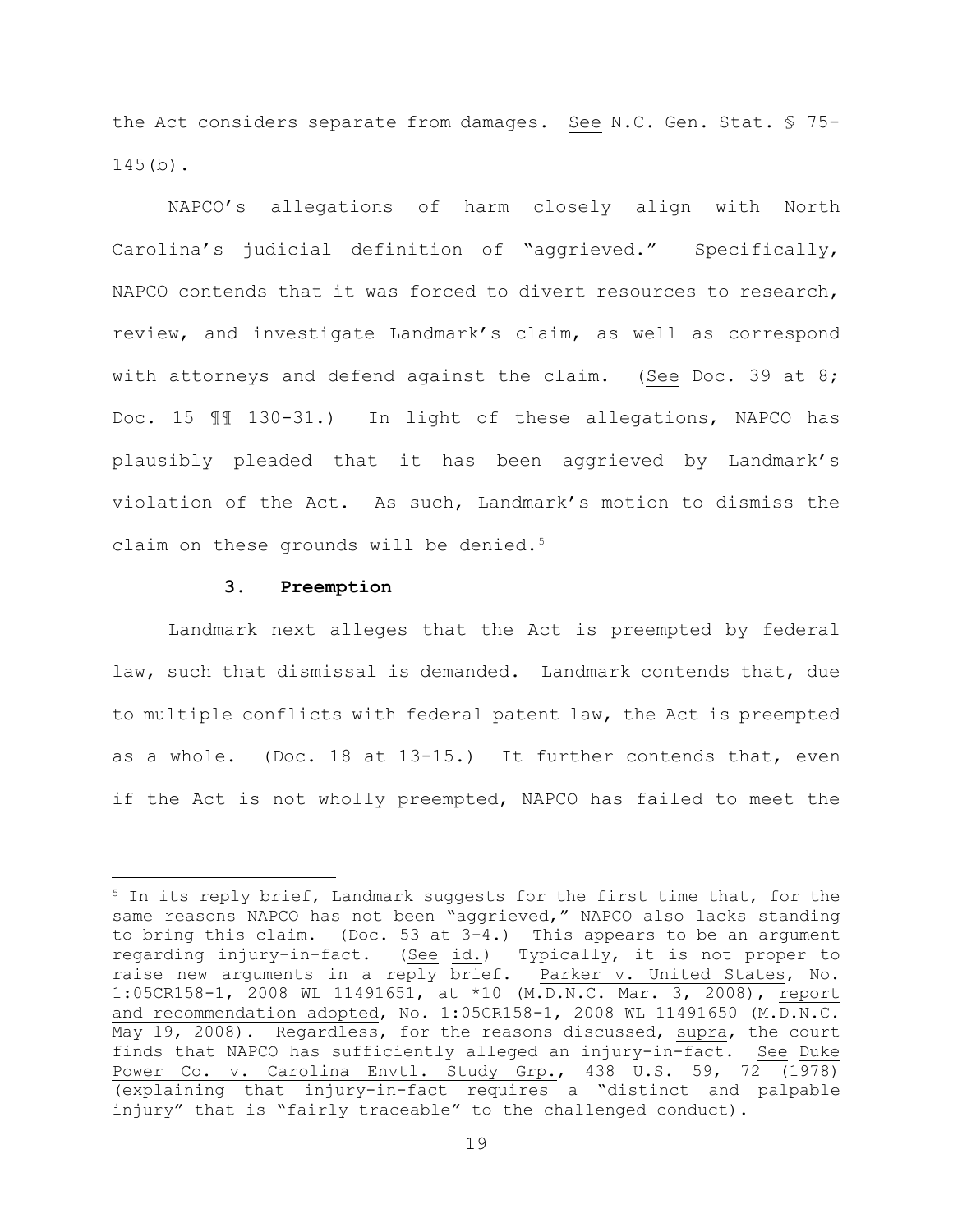the Act considers separate from damages. See N.C. Gen. Stat. § 75-145(b).

NAPCO's allegations of harm closely align with North Carolina's judicial definition of "aggrieved." Specifically, NAPCO contends that it was forced to divert resources to research, review, and investigate Landmark's claim, as well as correspond with attorneys and defend against the claim. (See Doc. 39 at 8; Doc. 15 ¶¶ 130-31.) In light of these allegations, NAPCO has plausibly pleaded that it has been aggrieved by Landmark's violation of the Act. As such, Landmark's motion to dismiss the claim on these grounds will be denied.[5]

### 3. Preemption

Landmark next alleges that the Act is preempted by federal law, such that dismissal is demanded. Landmark contends that, due to multiple conflicts with federal patent law, the Act is preempted as a whole. (Doc. 18 at 13-15.) It further contends that, even if the Act is not wholly preempted, NAPCO has failed to meet the

---

[5] In its reply brief, Landmark suggests for the first time that, for the same reasons NAPCO has not been "aggrieved," NAPCO also lacks standing to bring this claim. (Doc. 53 at 3-4.) This appears to be an argument regarding injury-in-fact. (See id.) Typically, it is not proper to raise new arguments in a reply brief. Parker v. United States, No. 1:05CR158-1, 2008 WL 11491651, at *10 (M.D.N.C. Mar. 3, 2008), report and recommendation adopted, No. 1:05CR158-1, 2008 WL 11491650 (M.D.N.C. May 19, 2008). Regardless, for the reasons discussed, supra, the court finds that NAPCO has sufficiently alleged an injury-in-fact. See Duke Power Co. v. Carolina Envtl. Study Grp., 438 U.S. 59, 72 (1978) (explaining that injury-in-fact requires a "distinct and palpable injury" that is "fairly traceable" to the challenged conduct).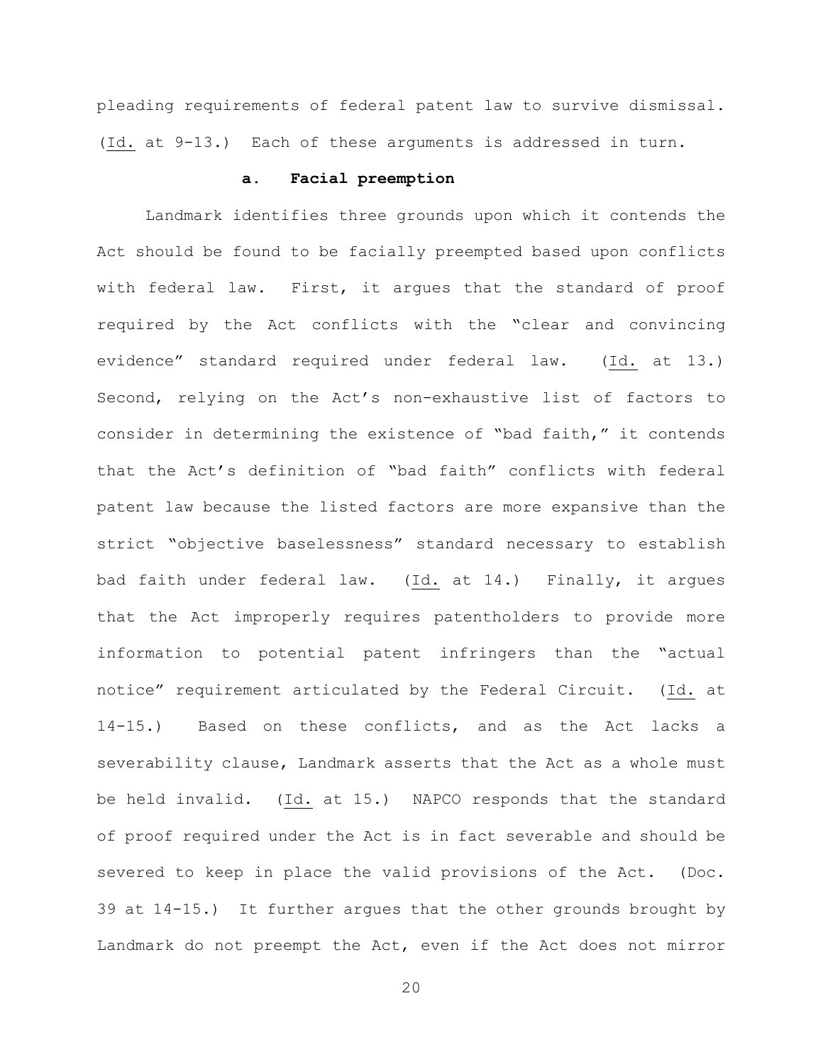pleading requirements of federal patent law to survive dismissal. (Id. at 9-13.) Each of these arguments is addressed in turn.

#### a. Facial preemption

Landmark identifies three grounds upon which it contends the Act should be found to be facially preempted based upon conflicts with federal law. First, it argues that the standard of proof required by the Act conflicts with the "clear and convincing evidence" standard required under federal law. (Id. at 13.) Second, relying on the Act's non-exhaustive list of factors to consider in determining the existence of "bad faith," it contends that the Act's definition of "bad faith" conflicts with federal patent law because the listed factors are more expansive than the strict "objective baselessness" standard necessary to establish bad faith under federal law. (Id. at 14.) Finally, it argues that the Act improperly requires patentholders to provide more information to potential patent infringers than the "actual notice" requirement articulated by the Federal Circuit. (Id. at 14-15.) Based on these conflicts, and as the Act lacks a severability clause, Landmark asserts that the Act as a whole must be held invalid. (Id. at 15.) NAPCO responds that the standard of proof required under the Act is in fact severable and should be severed to keep in place the valid provisions of the Act. (Doc. 39 at 14-15.) It further argues that the other grounds brought by Landmark do not preempt the Act, even if the Act does not mirror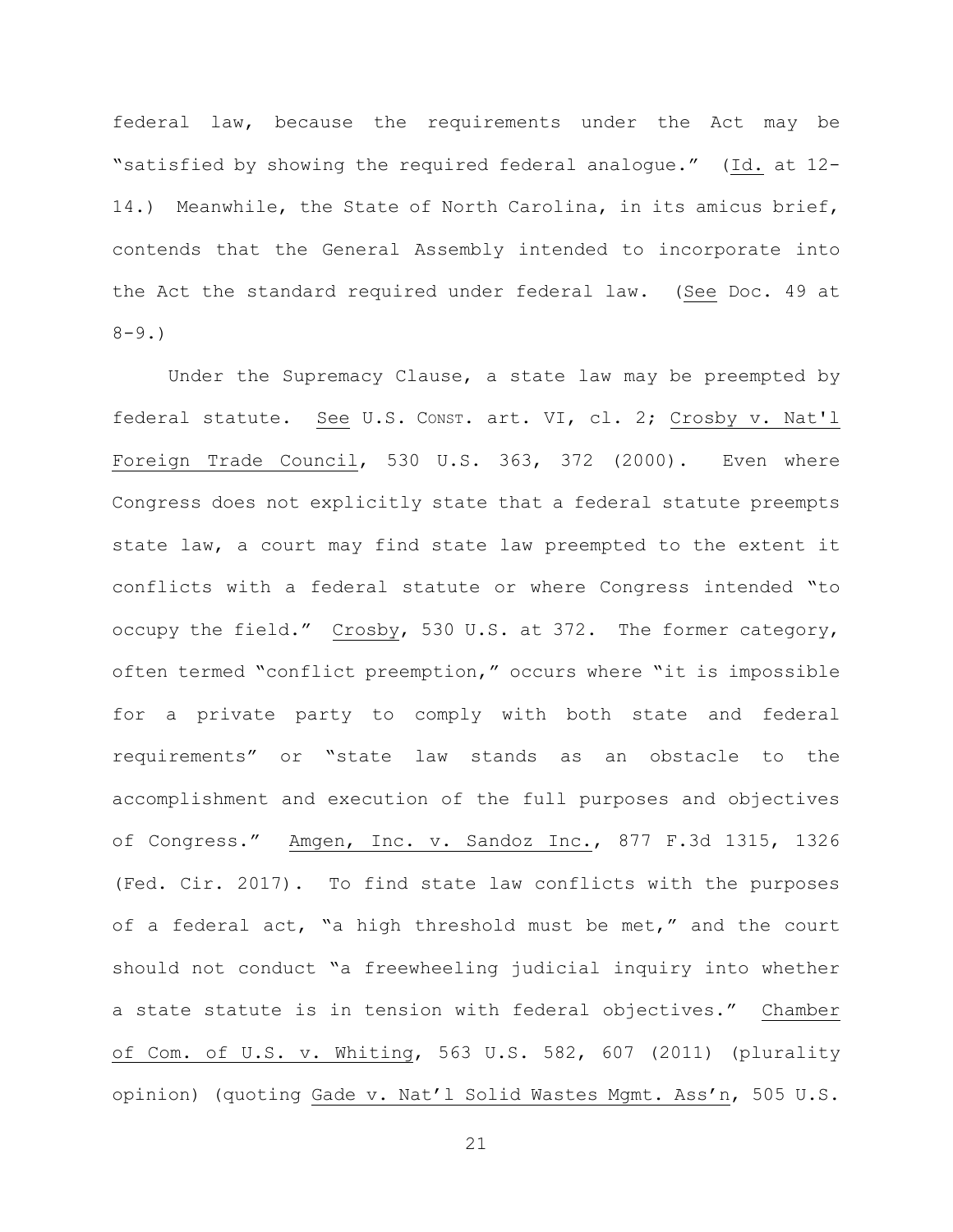federal law, because the requirements under the Act may be "satisfied by showing the required federal analogue." (Id. at 12-14.) Meanwhile, the State of North Carolina, in its amicus brief, contends that the General Assembly intended to incorporate into the Act the standard required under federal law. (See Doc. 49 at 8-9.)

Under the Supremacy Clause, a state law may be preempted by federal statute. See U.S. CONST. art. VI, cl. 2; Crosby v. Nat'l Foreign Trade Council, 530 U.S. 363, 372 (2000). Even where Congress does not explicitly state that a federal statute preempts state law, a court may find state law preempted to the extent it conflicts with a federal statute or where Congress intended "to occupy the field." Crosby, 530 U.S. at 372. The former category, often termed "conflict preemption," occurs where "it is impossible for a private party to comply with both state and federal requirements" or "state law stands as an obstacle to the accomplishment and execution of the full purposes and objectives of Congress." Amgen, Inc. v. Sandoz Inc., 877 F.3d 1315, 1326 (Fed. Cir. 2017). To find state law conflicts with the purposes of a federal act, "a high threshold must be met," and the court should not conduct "a freewheeling judicial inquiry into whether a state statute is in tension with federal objectives." Chamber of Com. of U.S. v. Whiting, 563 U.S. 582, 607 (2011) (plurality opinion) (quoting Gade v. Nat'l Solid Wastes Mgmt. Ass'n, 505 U.S.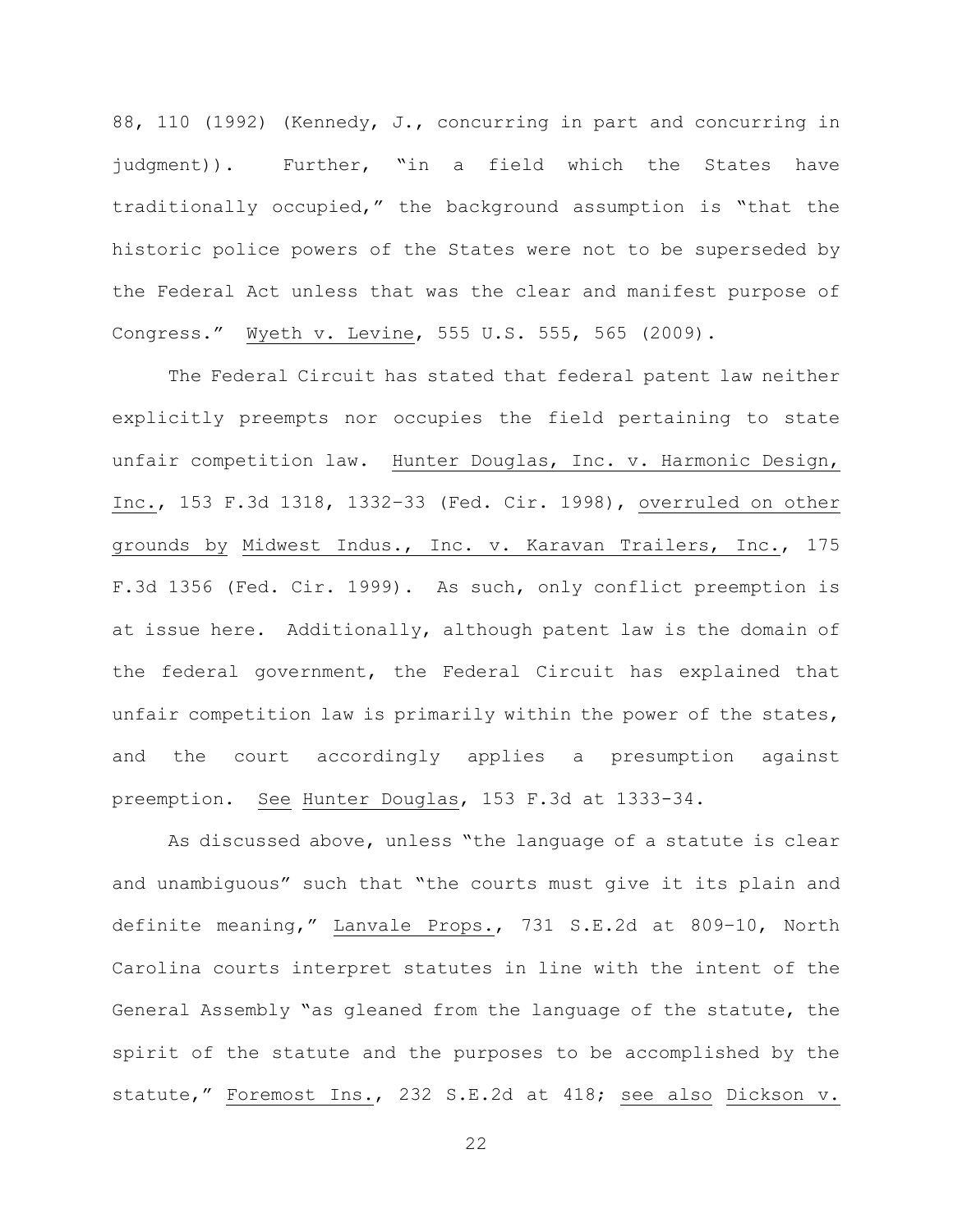88, 110 (1992) (Kennedy, J., concurring in part and concurring in judgment)). Further, "in a field which the States have traditionally occupied," the background assumption is "that the historic police powers of the States were not to be superseded by the Federal Act unless that was the clear and manifest purpose of Congress." Wyeth v. Levine, 555 U.S. 555, 565 (2009).

The Federal Circuit has stated that federal patent law neither explicitly preempts nor occupies the field pertaining to state unfair competition law. Hunter Douglas, Inc. v. Harmonic Design, Inc., 153 F.3d 1318, 1332–33 (Fed. Cir. 1998), overruled on other grounds by Midwest Indus., Inc. v. Karavan Trailers, Inc., 175 F.3d 1356 (Fed. Cir. 1999). As such, only conflict preemption is at issue here. Additionally, although patent law is the domain of the federal government, the Federal Circuit has explained that unfair competition law is primarily within the power of the states, and the court accordingly applies a presumption against preemption. See Hunter Douglas, 153 F.3d at 1333-34.

As discussed above, unless "the language of a statute is clear and unambiguous" such that "the courts must give it its plain and definite meaning," Lanvale Props., 731 S.E.2d at 809–10, North Carolina courts interpret statutes in line with the intent of the General Assembly "as gleaned from the language of the statute, the spirit of the statute and the purposes to be accomplished by the statute," Foremost Ins., 232 S.E.2d at 418; see also Dickson v.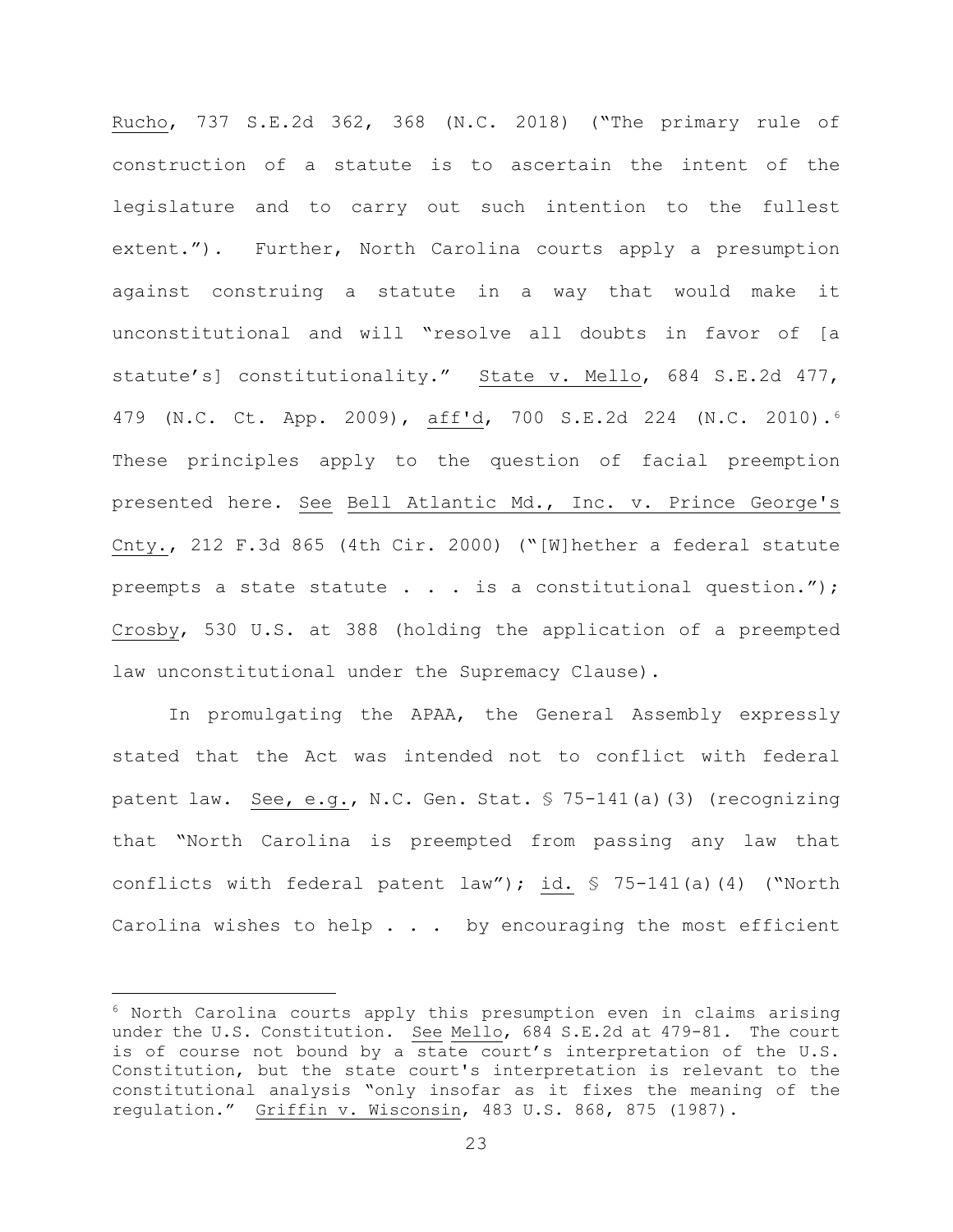Rucho, 737 S.E.2d 362, 368 (N.C. 2018) ("The primary rule of construction of a statute is to ascertain the intent of the legislature and to carry out such intention to the fullest extent."). Further, North Carolina courts apply a presumption against construing a statute in a way that would make it unconstitutional and will "resolve all doubts in favor of [a statute's] constitutionality." State v. Mello, 684 S.E.2d 477, 479 (N.C. Ct. App. 2009), aff'd, 700 S.E.2d 224 (N.C. 2010).[6] These principles apply to the question of facial preemption presented here. See Bell Atlantic Md., Inc. v. Prince George's Cnty., 212 F.3d 865 (4th Cir. 2000) ("[W]hether a federal statute preempts a state statute . . . is a constitutional question."); Crosby, 530 U.S. at 388 (holding the application of a preempted law unconstitutional under the Supremacy Clause).

In promulgating the APAA, the General Assembly expressly stated that the Act was intended not to conflict with federal patent law. See, e.g., N.C. Gen. Stat. § 75-141(a)(3) (recognizing that "North Carolina is preempted from passing any law that conflicts with federal patent law"); id. § 75-141(a)(4) ("North Carolina wishes to help . . . by encouraging the most efficient

[6] North Carolina courts apply this presumption even in claims arising under the U.S. Constitution. See Mello, 684 S.E.2d at 479-81. The court is of course not bound by a state court's interpretation of the U.S. Constitution, but the state court's interpretation is relevant to the constitutional analysis "only insofar as it fixes the meaning of the regulation." Griffin v. Wisconsin, 483 U.S. 868, 875 (1987).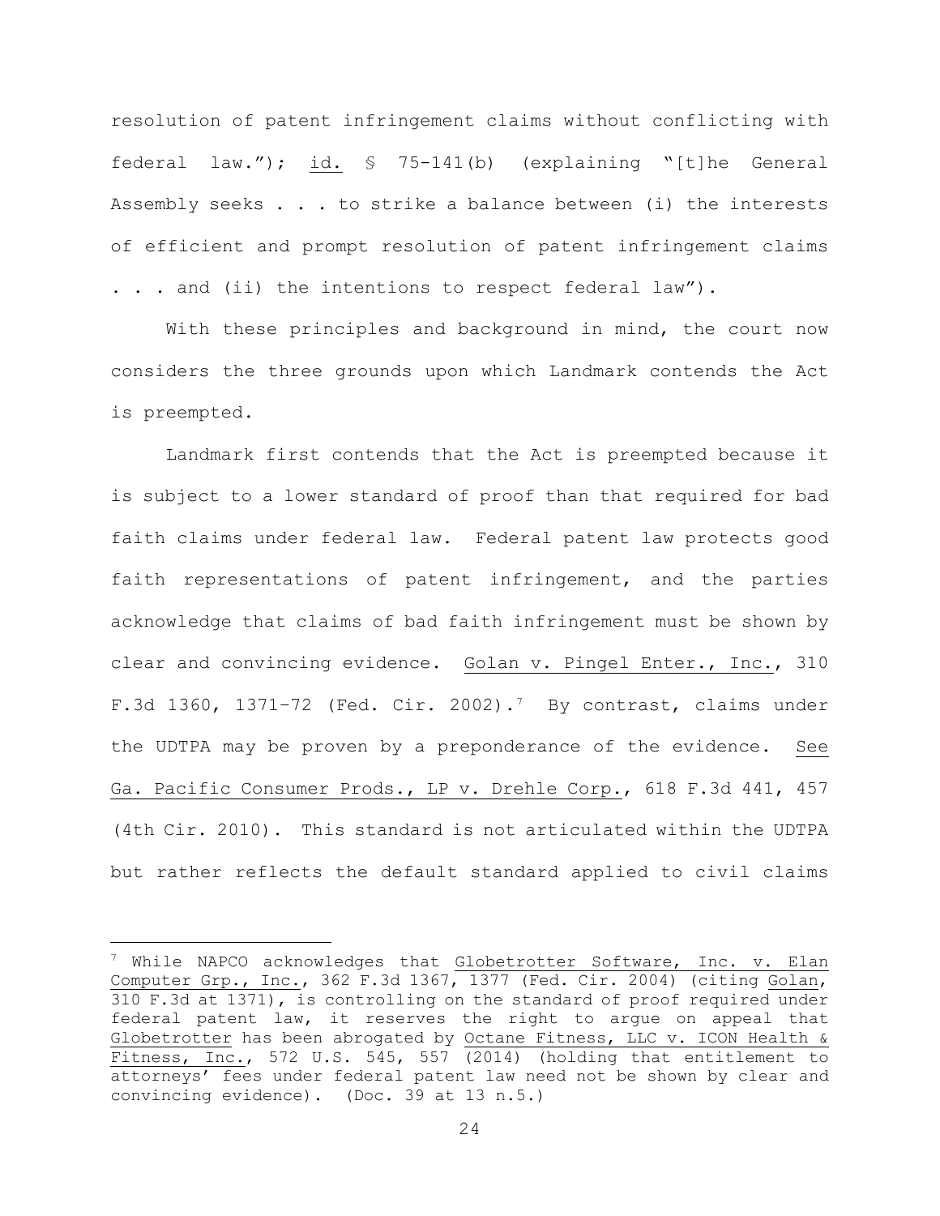resolution of patent infringement claims without conflicting with federal law."); id. § 75-141(b) (explaining "[t]he General Assembly seeks . . . to strike a balance between (i) the interests of efficient and prompt resolution of patent infringement claims . . . and (ii) the intentions to respect federal law").

With these principles and background in mind, the court now considers the three grounds upon which Landmark contends the Act is preempted.

Landmark first contends that the Act is preempted because it is subject to a lower standard of proof than that required for bad faith claims under federal law. Federal patent law protects good faith representations of patent infringement, and the parties acknowledge that claims of bad faith infringement must be shown by clear and convincing evidence. Golan v. Pingel Enter., Inc., 310 F.3d 1360, 1371–72 (Fed. Cir. 2002).[7] By contrast, claims under the UDTPA may be proven by a preponderance of the evidence. See Ga. Pacific Consumer Prods., LP v. Drehle Corp., 618 F.3d 441, 457 (4th Cir. 2010). This standard is not articulated within the UDTPA but rather reflects the default standard applied to civil claims

---

[7] While NAPCO acknowledges that Globetrotter Software, Inc. v. Elan Computer Grp., Inc., 362 F.3d 1367, 1377 (Fed. Cir. 2004) (citing Golan, 310 F.3d at 1371), is controlling on the standard of proof required under federal patent law, it reserves the right to argue on appeal that Globetrotter has been abrogated by Octane Fitness, LLC v. ICON Health & Fitness, Inc., 572 U.S. 545, 557 (2014) (holding that entitlement to attorneys' fees under federal patent law need not be shown by clear and convincing evidence). (Doc. 39 at 13 n.5.)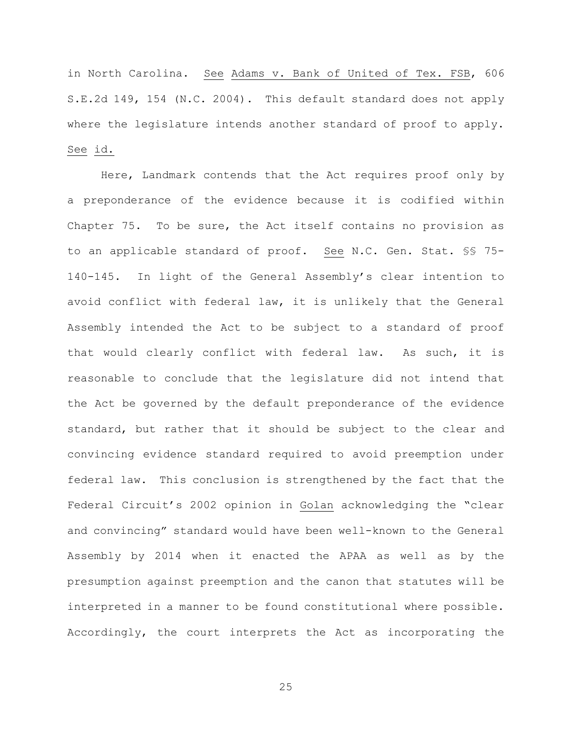in North Carolina. See Adams v. Bank of United of Tex. FSB, 606 S.E.2d 149, 154 (N.C. 2004). This default standard does not apply where the legislature intends another standard of proof to apply. See id.

Here, Landmark contends that the Act requires proof only by a preponderance of the evidence because it is codified within Chapter 75. To be sure, the Act itself contains no provision as to an applicable standard of proof. See N.C. Gen. Stat. §§ 75-140-145. In light of the General Assembly's clear intention to avoid conflict with federal law, it is unlikely that the General Assembly intended the Act to be subject to a standard of proof that would clearly conflict with federal law. As such, it is reasonable to conclude that the legislature did not intend that the Act be governed by the default preponderance of the evidence standard, but rather that it should be subject to the clear and convincing evidence standard required to avoid preemption under federal law. This conclusion is strengthened by the fact that the Federal Circuit's 2002 opinion in Golan acknowledging the "clear and convincing" standard would have been well-known to the General Assembly by 2014 when it enacted the APAA as well as by the presumption against preemption and the canon that statutes will be interpreted in a manner to be found constitutional where possible. Accordingly, the court interprets the Act as incorporating the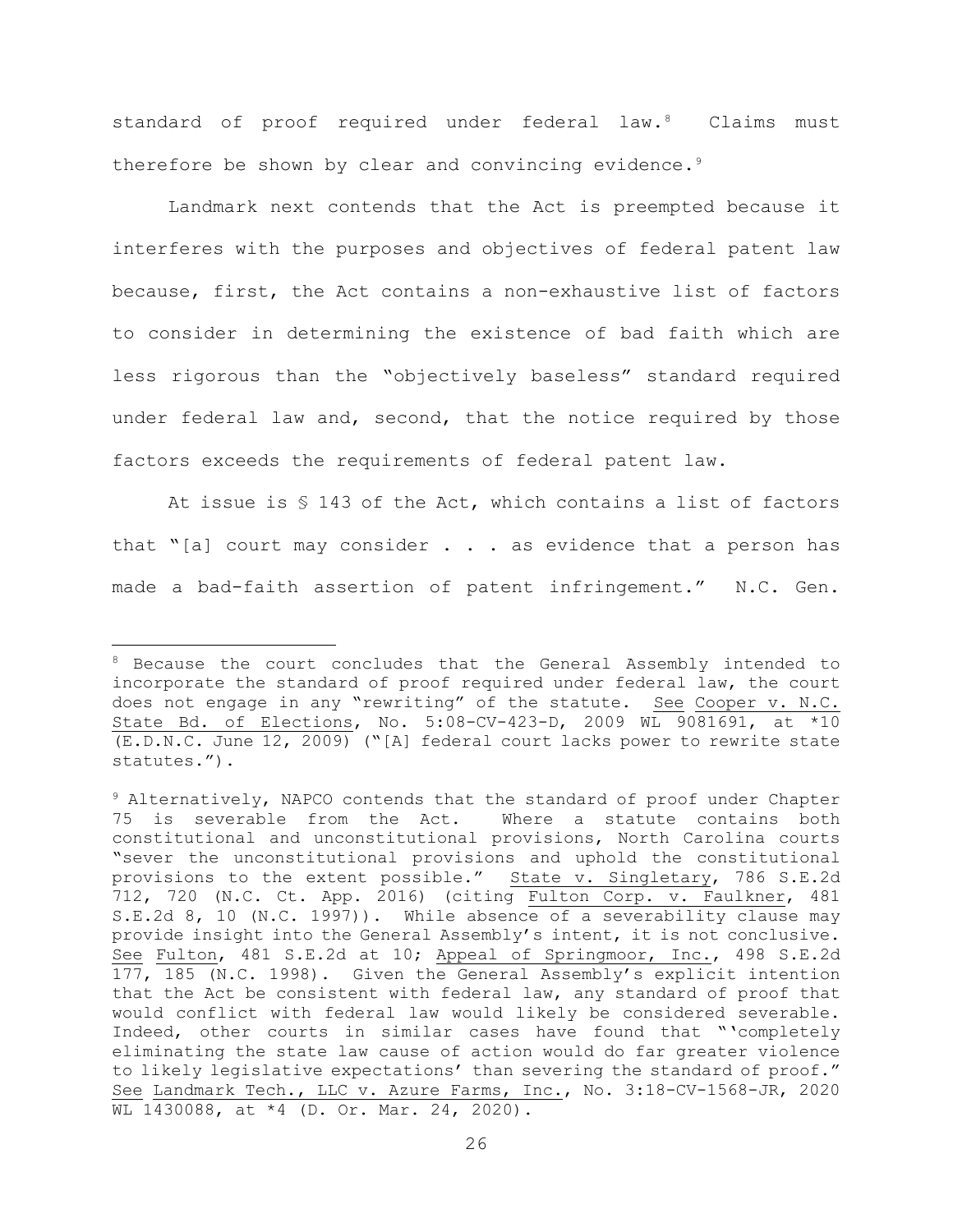standard of proof required under federal law.[8] Claims must therefore be shown by clear and convincing evidence.[9]

Landmark next contends that the Act is preempted because it interferes with the purposes and objectives of federal patent law because, first, the Act contains a non-exhaustive list of factors to consider in determining the existence of bad faith which are less rigorous than the "objectively baseless" standard required under federal law and, second, that the notice required by those factors exceeds the requirements of federal patent law.

At issue is § 143 of the Act, which contains a list of factors that "[a] court may consider . . . as evidence that a person has made a bad-faith assertion of patent infringement." N.C. Gen.

---

[8] Because the court concludes that the General Assembly intended to incorporate the standard of proof required under federal law, the court does not engage in any "rewriting" of the statute. See Cooper v. N.C. State Bd. of Elections, No. 5:08-CV-423-D, 2009 WL 9081691, at *10 (E.D.N.C. June 12, 2009) ("[A] federal court lacks power to rewrite state statutes.").

[9] Alternatively, NAPCO contends that the standard of proof under Chapter 75 is severable from the Act. Where a statute contains both constitutional and unconstitutional provisions, North Carolina courts "sever the unconstitutional provisions and uphold the constitutional provisions to the extent possible." State v. Singletary, 786 S.E.2d 712, 720 (N.C. Ct. App. 2016) (citing Fulton Corp. v. Faulkner, 481 S.E.2d 8, 10 (N.C. 1997)). While absence of a severability clause may provide insight into the General Assembly's intent, it is not conclusive. See Fulton, 481 S.E.2d at 10; Appeal of Springmoor, Inc., 498 S.E.2d 177, 185 (N.C. 1998). Given the General Assembly's explicit intention that the Act be consistent with federal law, any standard of proof that would conflict with federal law would likely be considered severable. Indeed, other courts in similar cases have found that "'completely eliminating the state law cause of action would do far greater violence to likely legislative expectations' than severing the standard of proof." See Landmark Tech., LLC v. Azure Farms, Inc., No. 3:18-CV-1568-JR, 2020 WL 1430088, at *4 (D. Or. Mar. 24, 2020).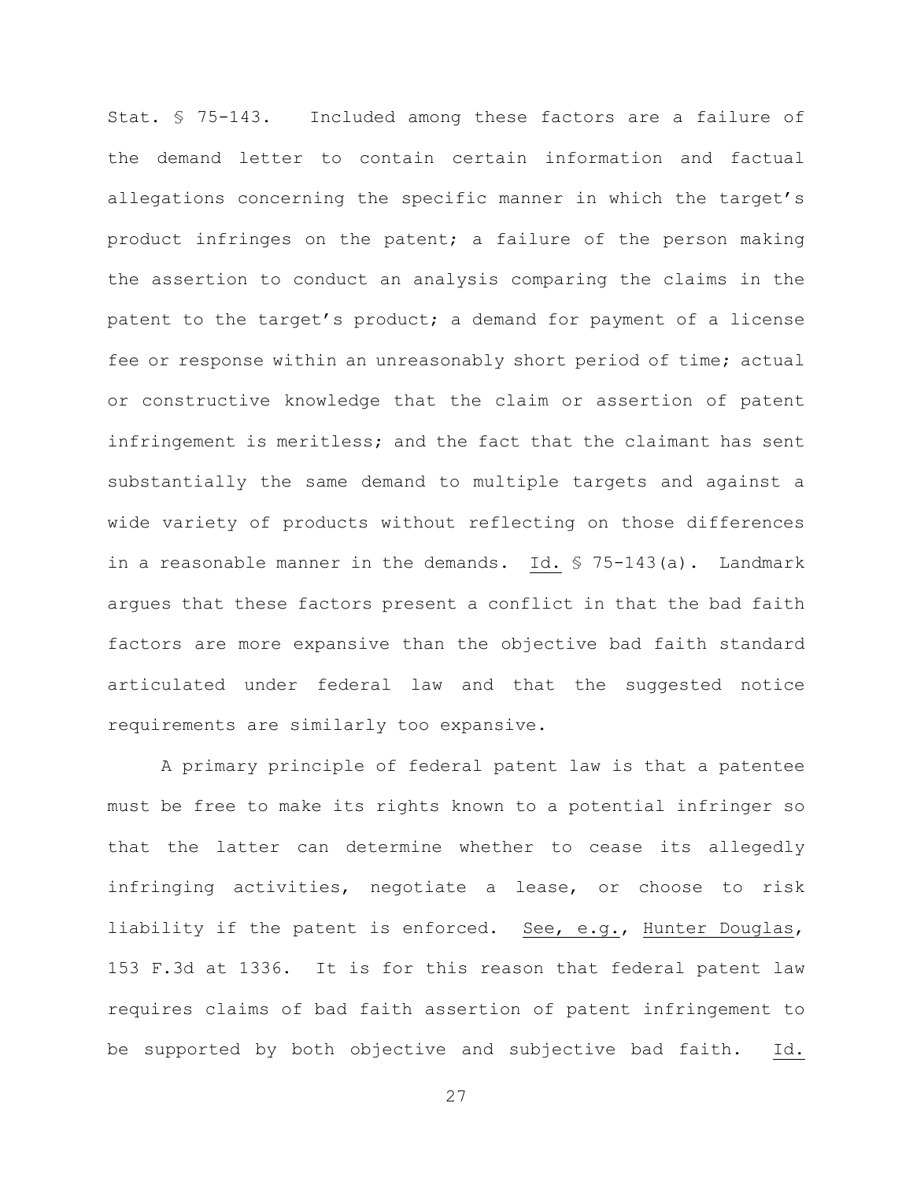Stat. § 75-143. Included among these factors are a failure of the demand letter to contain certain information and factual allegations concerning the specific manner in which the target's product infringes on the patent; a failure of the person making the assertion to conduct an analysis comparing the claims in the patent to the target's product; a demand for payment of a license fee or response within an unreasonably short period of time; actual or constructive knowledge that the claim or assertion of patent infringement is meritless; and the fact that the claimant has sent substantially the same demand to multiple targets and against a wide variety of products without reflecting on those differences in a reasonable manner in the demands. Id. § 75-143(a). Landmark argues that these factors present a conflict in that the bad faith factors are more expansive than the objective bad faith standard articulated under federal law and that the suggested notice requirements are similarly too expansive.

A primary principle of federal patent law is that a patentee must be free to make its rights known to a potential infringer so that the latter can determine whether to cease its allegedly infringing activities, negotiate a lease, or choose to risk liability if the patent is enforced. See, e.g., Hunter Douglas, 153 F.3d at 1336. It is for this reason that federal patent law requires claims of bad faith assertion of patent infringement to be supported by both objective and subjective bad faith. Id.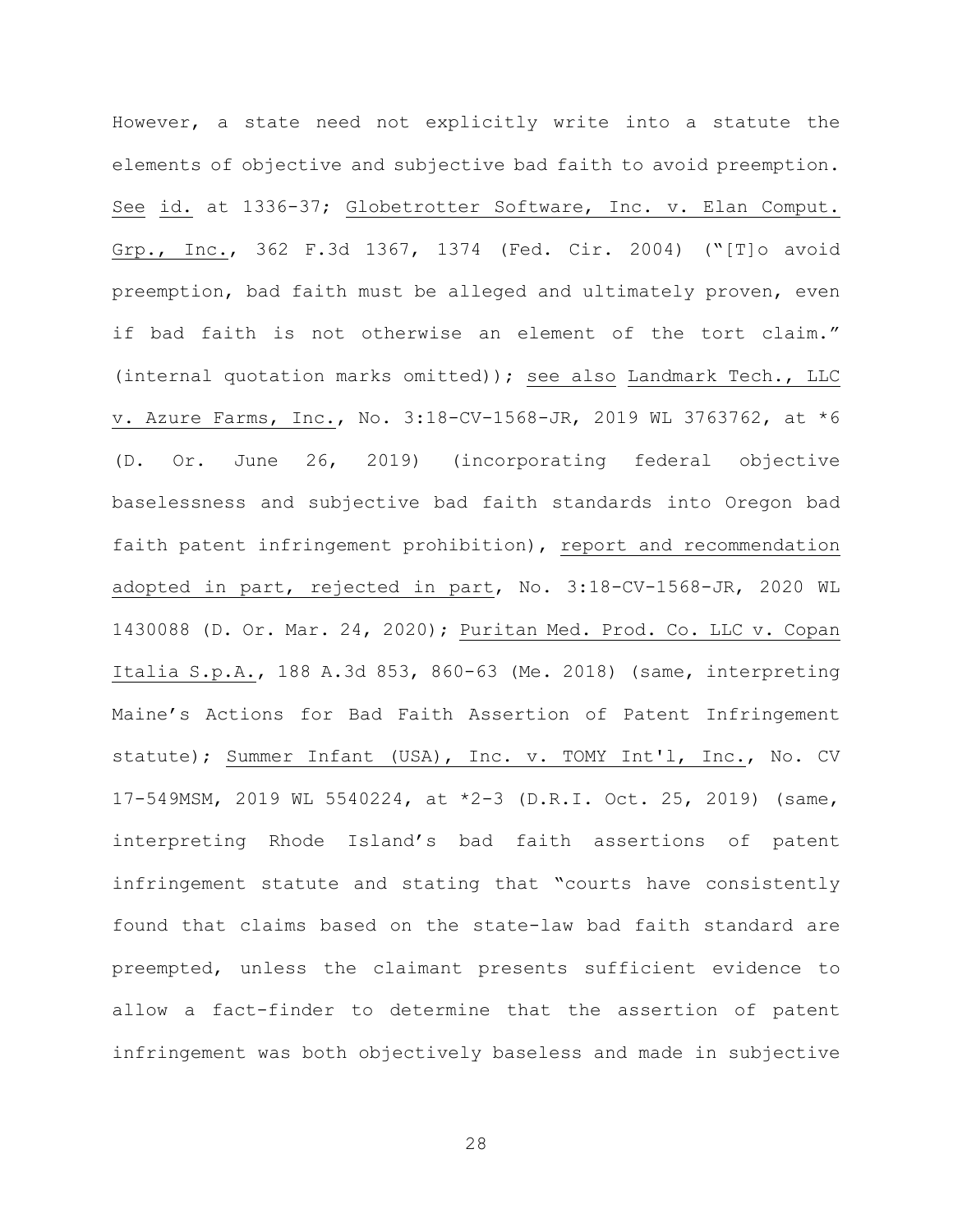However, a state need not explicitly write into a statute the elements of objective and subjective bad faith to avoid preemption. See id. at 1336-37; Globetrotter Software, Inc. v. Elan Comput. Grp., Inc., 362 F.3d 1367, 1374 (Fed. Cir. 2004) ("[T]o avoid preemption, bad faith must be alleged and ultimately proven, even if bad faith is not otherwise an element of the tort claim." (internal quotation marks omitted)); see also Landmark Tech., LLC v. Azure Farms, Inc., No. 3:18-CV-1568-JR, 2019 WL 3763762, at *6 (D. Or. June 26, 2019) (incorporating federal objective baselessness and subjective bad faith standards into Oregon bad faith patent infringement prohibition), report and recommendation adopted in part, rejected in part, No. 3:18-CV-1568-JR, 2020 WL 1430088 (D. Or. Mar. 24, 2020); Puritan Med. Prod. Co. LLC v. Copan Italia S.p.A., 188 A.3d 853, 860-63 (Me. 2018) (same, interpreting Maine's Actions for Bad Faith Assertion of Patent Infringement statute); Summer Infant (USA), Inc. v. TOMY Int'l, Inc., No. CV 17-549MSM, 2019 WL 5540224, at *2-3 (D.R.I. Oct. 25, 2019) (same, interpreting Rhode Island's bad faith assertions of patent infringement statute and stating that "courts have consistently found that claims based on the state-law bad faith standard are preempted, unless the claimant presents sufficient evidence to allow a fact-finder to determine that the assertion of patent infringement was both objectively baseless and made in subjective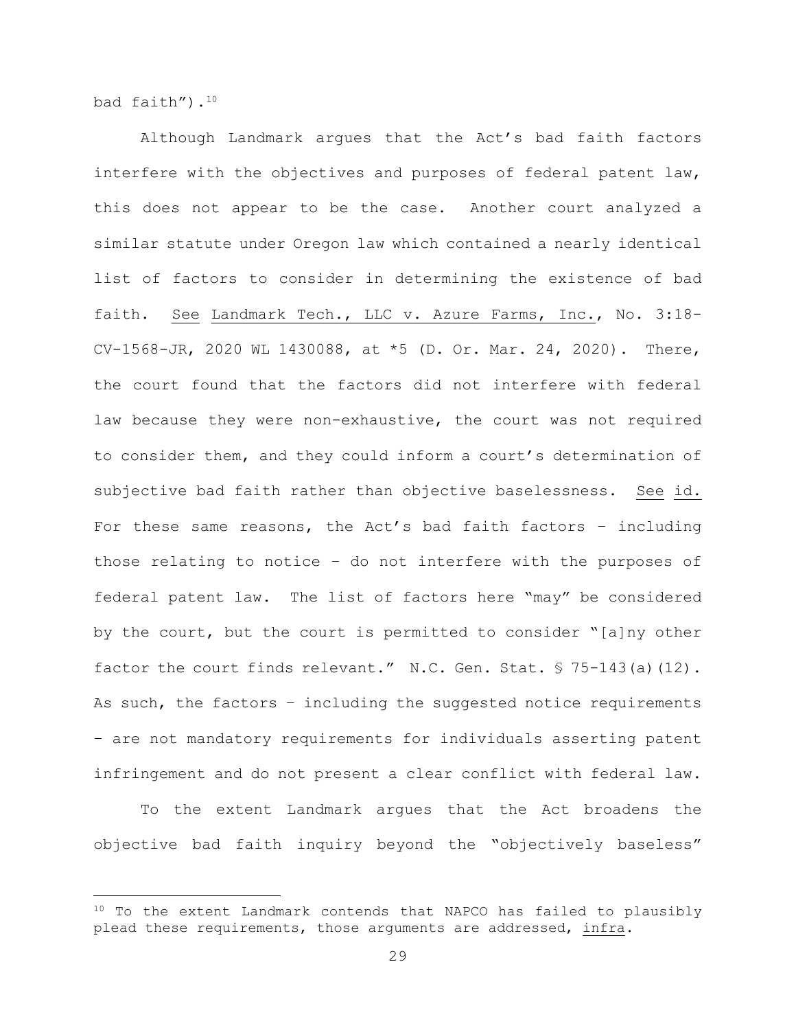bad faith").[10]

Although Landmark argues that the Act's bad faith factors interfere with the objectives and purposes of federal patent law, this does not appear to be the case. Another court analyzed a similar statute under Oregon law which contained a nearly identical list of factors to consider in determining the existence of bad faith. See Landmark Tech., LLC v. Azure Farms, Inc., No. 3:18-CV-1568-JR, 2020 WL 1430088, at *5 (D. Or. Mar. 24, 2020). There, the court found that the factors did not interfere with federal law because they were non-exhaustive, the court was not required to consider them, and they could inform a court's determination of subjective bad faith rather than objective baselessness. See id. For these same reasons, the Act's bad faith factors – including those relating to notice – do not interfere with the purposes of federal patent law. The list of factors here "may" be considered by the court, but the court is permitted to consider "[a]ny other factor the court finds relevant." N.C. Gen. Stat. § 75-143(a)(12). As such, the factors – including the suggested notice requirements – are not mandatory requirements for individuals asserting patent infringement and do not present a clear conflict with federal law.

To the extent Landmark argues that the Act broadens the objective bad faith inquiry beyond the "objectively baseless"

[10] To the extent Landmark contends that NAPCO has failed to plausibly plead these requirements, those arguments are addressed, infra.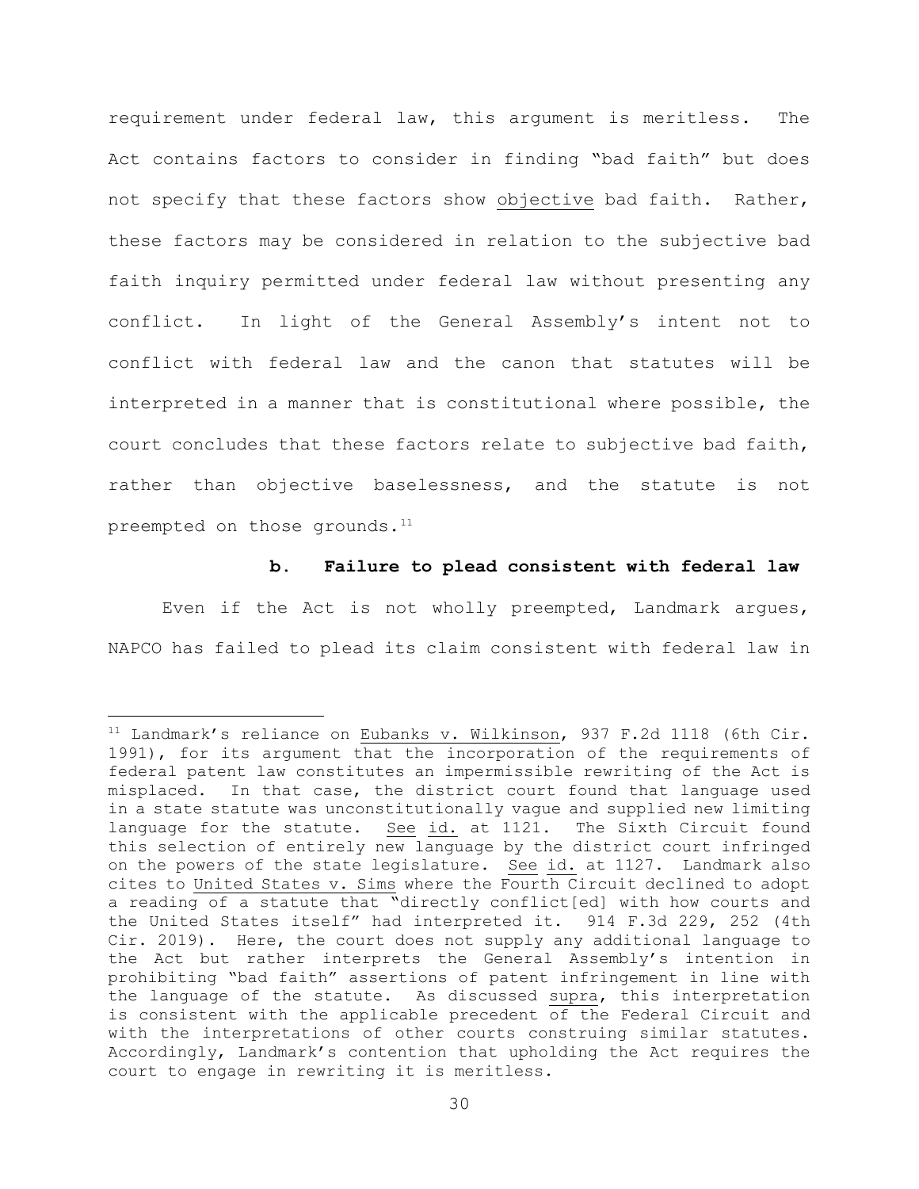requirement under federal law, this argument is meritless. The Act contains factors to consider in finding "bad faith" but does not specify that these factors show objective bad faith. Rather, these factors may be considered in relation to the subjective bad faith inquiry permitted under federal law without presenting any conflict. In light of the General Assembly's intent not to conflict with federal law and the canon that statutes will be interpreted in a manner that is constitutional where possible, the court concludes that these factors relate to subjective bad faith, rather than objective baselessness, and the statute is not preempted on those grounds.[11]

**b. Failure to plead consistent with federal law**

Even if the Act is not wholly preempted, Landmark argues, NAPCO has failed to plead its claim consistent with federal law in

---

[11] Landmark's reliance on Eubanks v. Wilkinson, 937 F.2d 1118 (6th Cir. 1991), for its argument that the incorporation of the requirements of federal patent law constitutes an impermissible rewriting of the Act is misplaced. In that case, the district court found that language used in a state statute was unconstitutionally vague and supplied new limiting language for the statute. See id. at 1121. The Sixth Circuit found this selection of entirely new language by the district court infringed on the powers of the state legislature. See id. at 1127. Landmark also cites to United States v. Sims where the Fourth Circuit declined to adopt a reading of a statute that "directly conflict[ed] with how courts and the United States itself" had interpreted it. 914 F.3d 229, 252 (4th Cir. 2019). Here, the court does not supply any additional language to the Act but rather interprets the General Assembly's intention in prohibiting "bad faith" assertions of patent infringement in line with the language of the statute. As discussed supra, this interpretation is consistent with the applicable precedent of the Federal Circuit and with the interpretations of other courts construing similar statutes. Accordingly, Landmark's contention that upholding the Act requires the court to engage in rewriting it is meritless.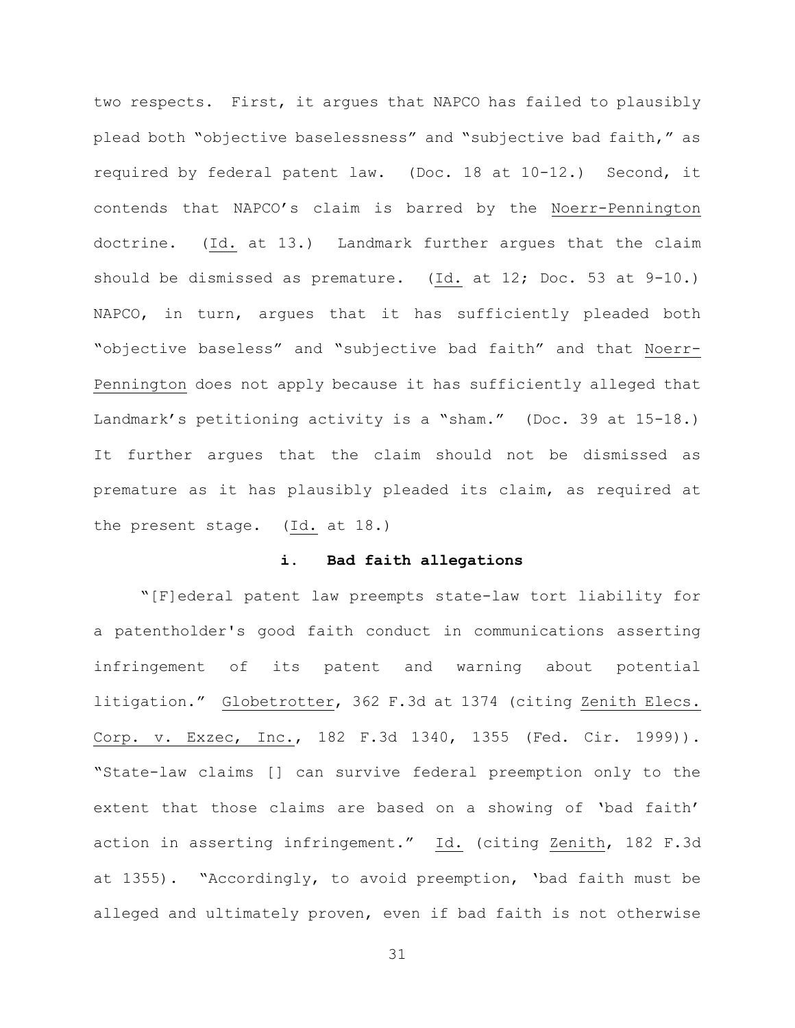two respects. First, it argues that NAPCO has failed to plausibly plead both "objective baselessness" and "subjective bad faith," as required by federal patent law. (Doc. 18 at 10-12.) Second, it contends that NAPCO's claim is barred by the Noerr-Pennington doctrine. (Id. at 13.) Landmark further argues that the claim should be dismissed as premature. (Id. at 12; Doc. 53 at 9-10.) NAPCO, in turn, argues that it has sufficiently pleaded both "objective baseless" and "subjective bad faith" and that Noerr-Pennington does not apply because it has sufficiently alleged that Landmark's petitioning activity is a "sham." (Doc. 39 at 15-18.) It further argues that the claim should not be dismissed as premature as it has plausibly pleaded its claim, as required at the present stage. (Id. at 18.)

#### i. Bad faith allegations

"[F]ederal patent law preempts state-law tort liability for a patentholder's good faith conduct in communications asserting infringement of its patent and warning about potential litigation." Globetrotter, 362 F.3d at 1374 (citing Zenith Elecs. Corp. v. Exzec, Inc., 182 F.3d 1340, 1355 (Fed. Cir. 1999)). "State-law claims [] can survive federal preemption only to the extent that those claims are based on a showing of 'bad faith' action in asserting infringement." Id. (citing Zenith, 182 F.3d at 1355). "Accordingly, to avoid preemption, 'bad faith must be alleged and ultimately proven, even if bad faith is not otherwise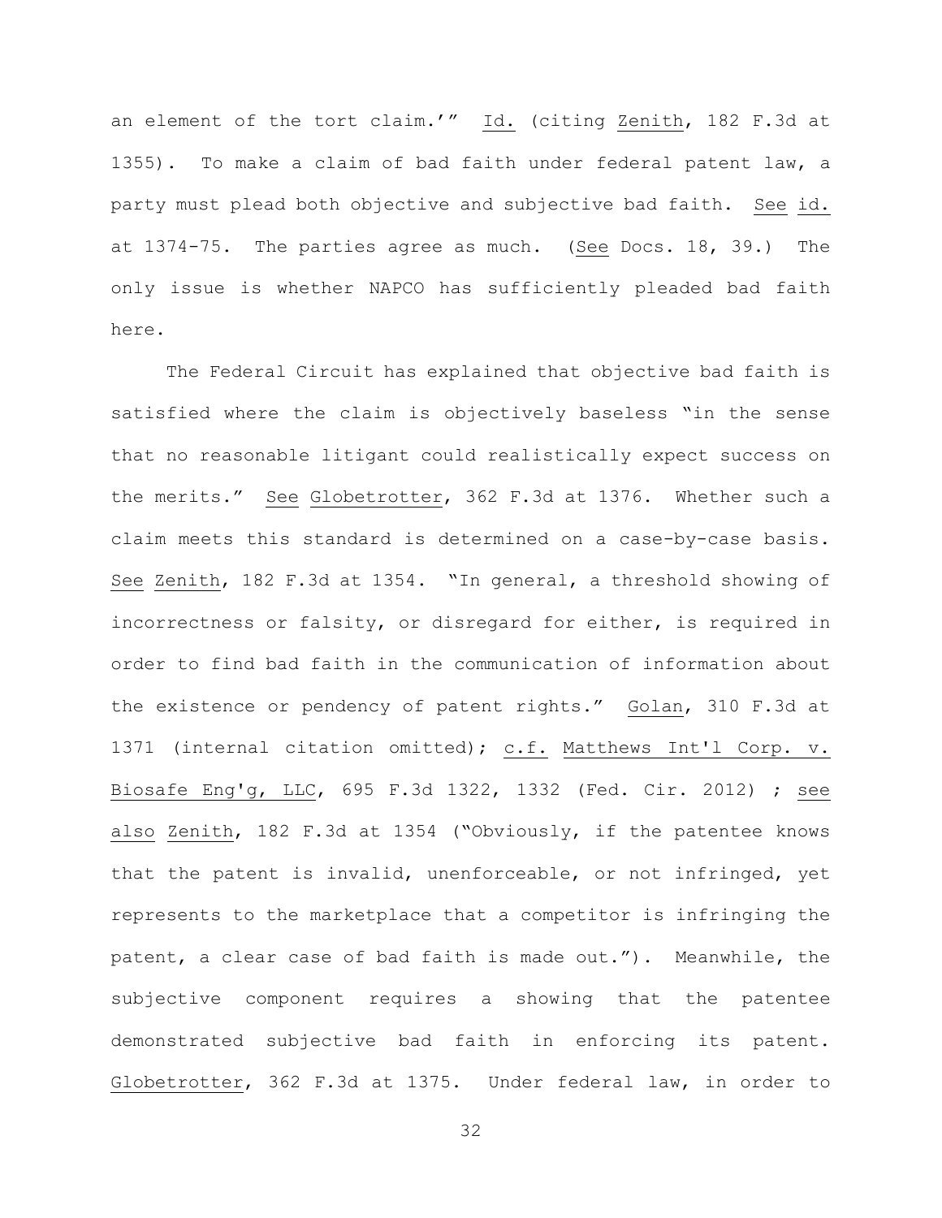an element of the tort claim.'" Id. (citing Zenith, 182 F.3d at 1355). To make a claim of bad faith under federal patent law, a party must plead both objective and subjective bad faith. See id. at 1374-75. The parties agree as much. (See Docs. 18, 39.) The only issue is whether NAPCO has sufficiently pleaded bad faith here.

The Federal Circuit has explained that objective bad faith is satisfied where the claim is objectively baseless "in the sense that no reasonable litigant could realistically expect success on the merits." See Globetrotter, 362 F.3d at 1376. Whether such a claim meets this standard is determined on a case-by-case basis. See Zenith, 182 F.3d at 1354. "In general, a threshold showing of incorrectness or falsity, or disregard for either, is required in order to find bad faith in the communication of information about the existence or pendency of patent rights." Golan, 310 F.3d at 1371 (internal citation omitted); c.f. Matthews Int'l Corp. v. Biosafe Eng'g, LLC, 695 F.3d 1322, 1332 (Fed. Cir. 2012) ; see also Zenith, 182 F.3d at 1354 ("Obviously, if the patentee knows that the patent is invalid, unenforceable, or not infringed, yet represents to the marketplace that a competitor is infringing the patent, a clear case of bad faith is made out."). Meanwhile, the subjective component requires a showing that the patentee demonstrated subjective bad faith in enforcing its patent. Globetrotter, 362 F.3d at 1375. Under federal law, in order to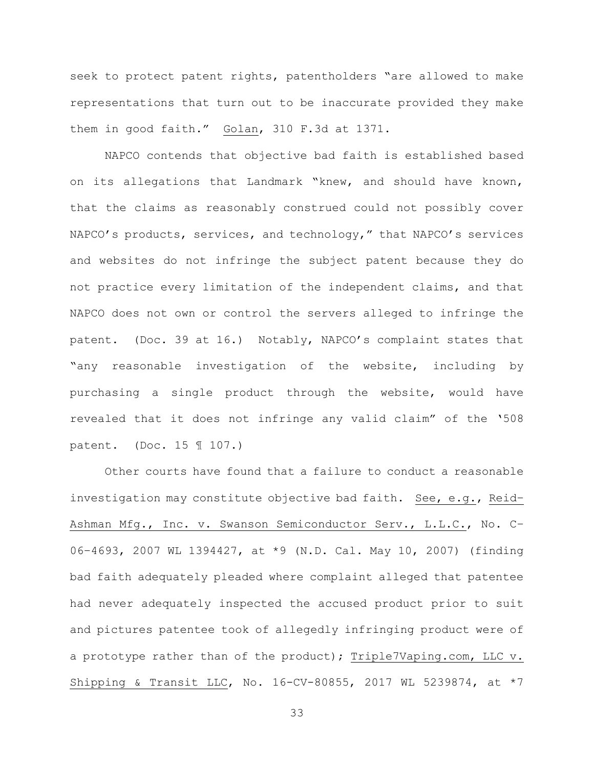seek to protect patent rights, patentholders "are allowed to make representations that turn out to be inaccurate provided they make them in good faith." Golan, 310 F.3d at 1371.

NAPCO contends that objective bad faith is established based on its allegations that Landmark "knew, and should have known, that the claims as reasonably construed could not possibly cover NAPCO's products, services, and technology," that NAPCO's services and websites do not infringe the subject patent because they do not practice every limitation of the independent claims, and that NAPCO does not own or control the servers alleged to infringe the patent. (Doc. 39 at 16.) Notably, NAPCO's complaint states that "any reasonable investigation of the website, including by purchasing a single product through the website, would have revealed that it does not infringe any valid claim" of the '508 patent. (Doc. 15 ¶ 107.)

Other courts have found that a failure to conduct a reasonable investigation may constitute objective bad faith. See, e.g., Reid-Ashman Mfg., Inc. v. Swanson Semiconductor Serv., L.L.C., No. C-06-4693, 2007 WL 1394427, at *9 (N.D. Cal. May 10, 2007) (finding bad faith adequately pleaded where complaint alleged that patentee had never adequately inspected the accused product prior to suit and pictures patentee took of allegedly infringing product were of a prototype rather than of the product); Triple7Vaping.com, LLC v. Shipping & Transit LLC, No. 16-CV-80855, 2017 WL 5239874, at *7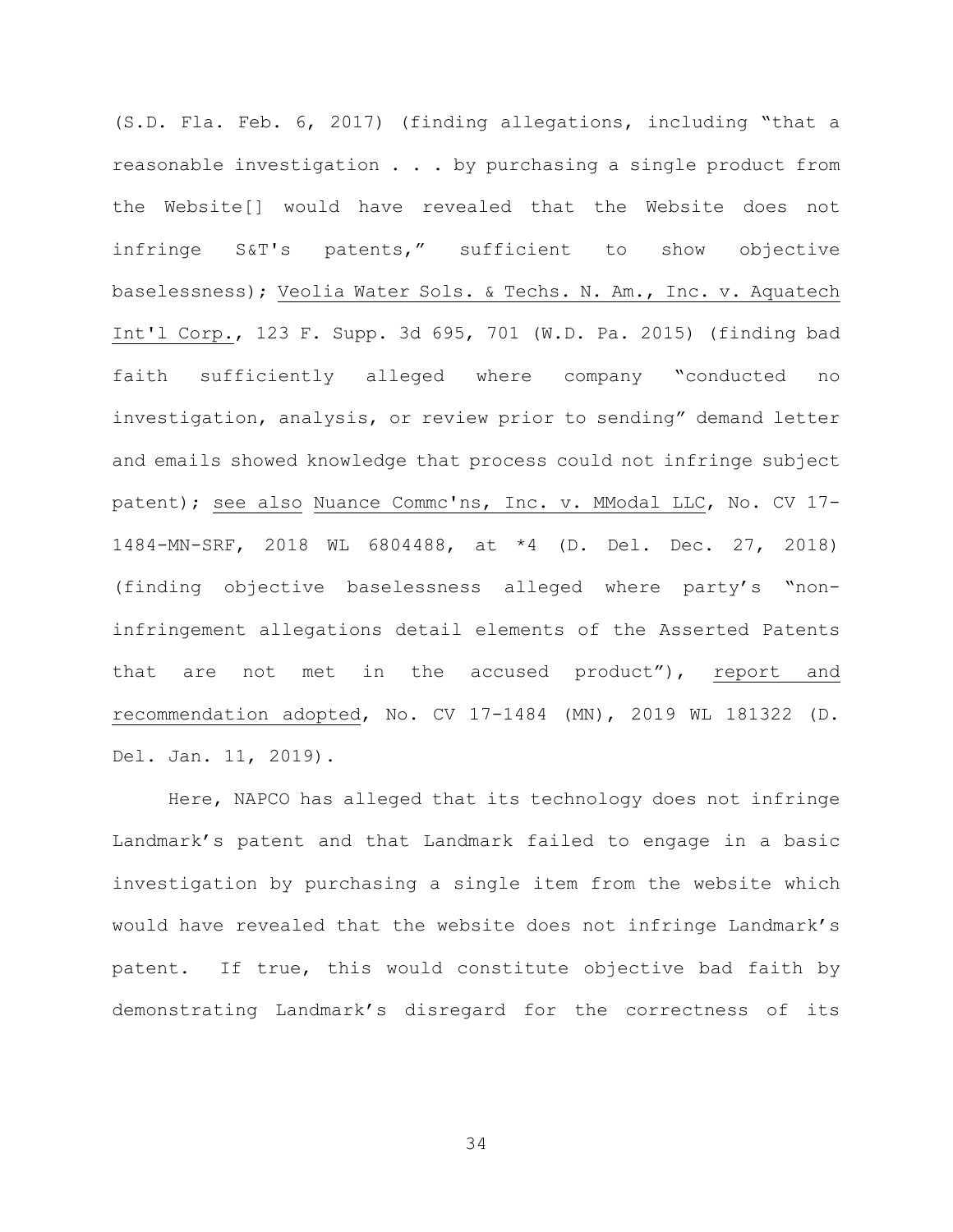(S.D. Fla. Feb. 6, 2017) (finding allegations, including "that a reasonable investigation . . . by purchasing a single product from the Website[] would have revealed that the Website does not infringe S&T's patents," sufficient to show objective baselessness); Veolia Water Sols. & Techs. N. Am., Inc. v. Aquatech Int'l Corp., 123 F. Supp. 3d 695, 701 (W.D. Pa. 2015) (finding bad faith sufficiently alleged where company "conducted no investigation, analysis, or review prior to sending" demand letter and emails showed knowledge that process could not infringe subject patent); see also Nuance Commc'ns, Inc. v. MModal LLC, No. CV 17-1484-MN-SRF, 2018 WL 6804488, at *4 (D. Del. Dec. 27, 2018) (finding objective baselessness alleged where party's "non-infringement allegations detail elements of the Asserted Patents that are not met in the accused product"), report and recommendation adopted, No. CV 17-1484 (MN), 2019 WL 181322 (D. Del. Jan. 11, 2019).

Here, NAPCO has alleged that its technology does not infringe Landmark's patent and that Landmark failed to engage in a basic investigation by purchasing a single item from the website which would have revealed that the website does not infringe Landmark's patent. If true, this would constitute objective bad faith by demonstrating Landmark's disregard for the correctness of its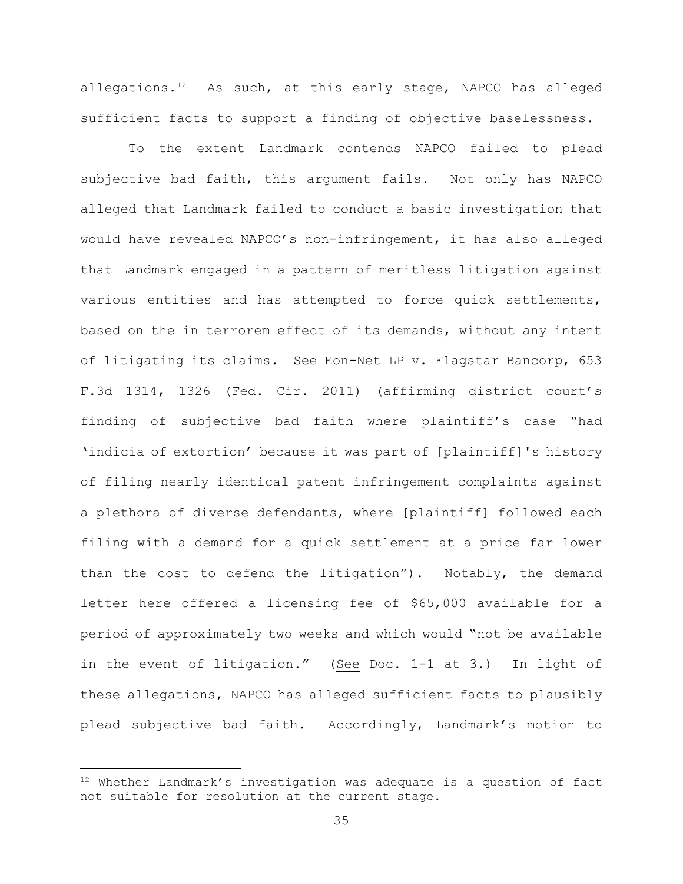allegations.[12] As such, at this early stage, NAPCO has alleged sufficient facts to support a finding of objective baselessness.

To the extent Landmark contends NAPCO failed to plead subjective bad faith, this argument fails. Not only has NAPCO alleged that Landmark failed to conduct a basic investigation that would have revealed NAPCO's non-infringement, it has also alleged that Landmark engaged in a pattern of meritless litigation against various entities and has attempted to force quick settlements, based on the in terrorem effect of its demands, without any intent of litigating its claims. See Eon-Net LP v. Flagstar Bancorp, 653 F.3d 1314, 1326 (Fed. Cir. 2011) (affirming district court's finding of subjective bad faith where plaintiff's case "had 'indicia of extortion' because it was part of [plaintiff]'s history of filing nearly identical patent infringement complaints against a plethora of diverse defendants, where [plaintiff] followed each filing with a demand for a quick settlement at a price far lower than the cost to defend the litigation"). Notably, the demand letter here offered a licensing fee of $65,000 available for a period of approximately two weeks and which would "not be available in the event of litigation." (See Doc. 1-1 at 3.) In light of these allegations, NAPCO has alleged sufficient facts to plausibly plead subjective bad faith. Accordingly, Landmark's motion to

---

[12] Whether Landmark's investigation was adequate is a question of fact not suitable for resolution at the current stage.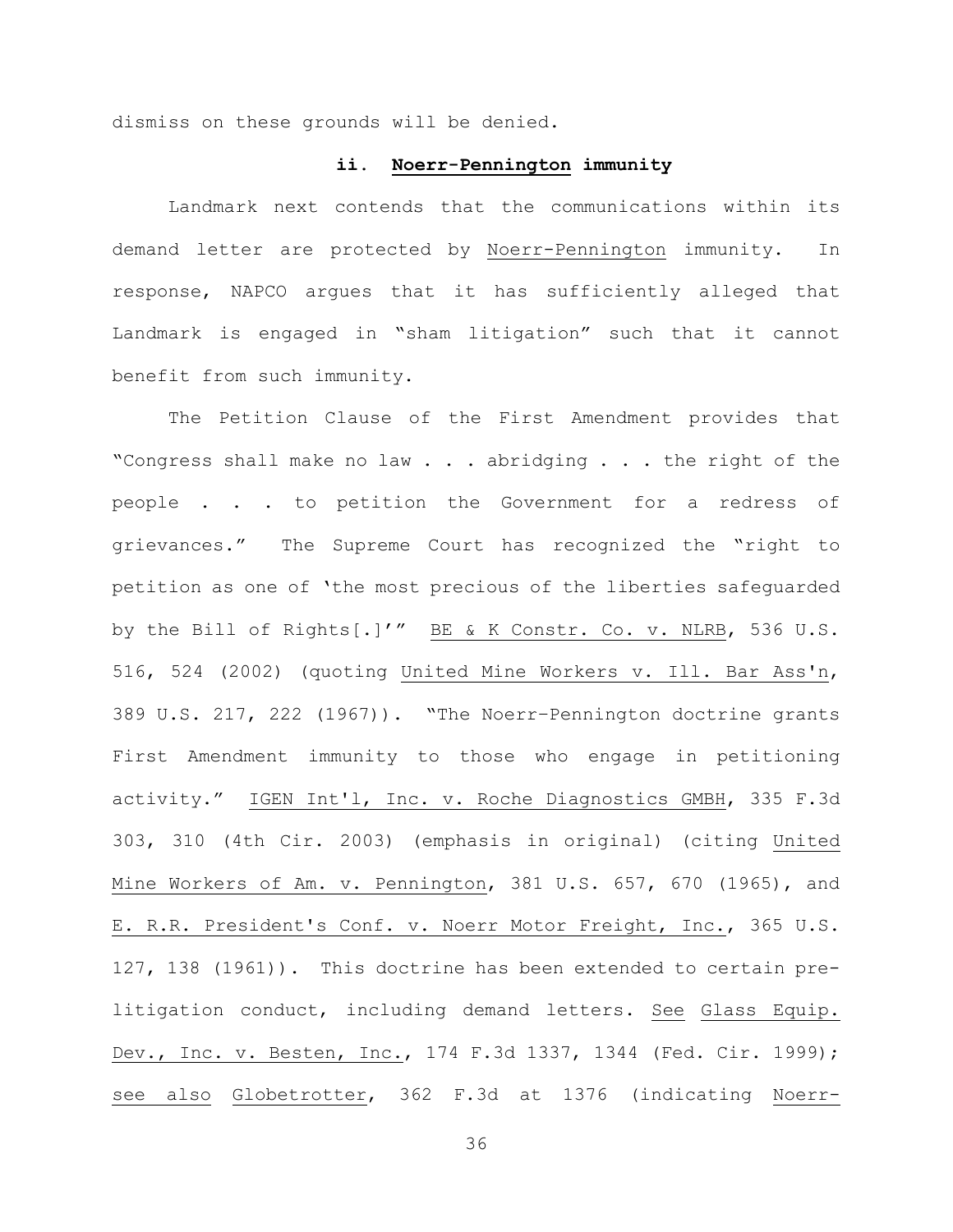dismiss on these grounds will be denied.

### ii. Noerr-Pennington immunity

Landmark next contends that the communications within its demand letter are protected by Noerr-Pennington immunity. In response, NAPCO argues that it has sufficiently alleged that Landmark is engaged in "sham litigation" such that it cannot benefit from such immunity.

The Petition Clause of the First Amendment provides that "Congress shall make no law . . . abridging . . . the right of the people . . . to petition the Government for a redress of grievances." The Supreme Court has recognized the "right to petition as one of 'the most precious of the liberties safeguarded by the Bill of Rights[.]'" BE & K Constr. Co. v. NLRB, 536 U.S. 516, 524 (2002) (quoting United Mine Workers v. Ill. Bar Ass'n, 389 U.S. 217, 222 (1967)). "The Noerr–Pennington doctrine grants First Amendment immunity to those who engage in petitioning activity." IGEN Int'l, Inc. v. Roche Diagnostics GMBH, 335 F.3d 303, 310 (4th Cir. 2003) (emphasis in original) (citing United Mine Workers of Am. v. Pennington, 381 U.S. 657, 670 (1965), and E. R.R. President's Conf. v. Noerr Motor Freight, Inc., 365 U.S. 127, 138 (1961)). This doctrine has been extended to certain pre-litigation conduct, including demand letters. See Glass Equip. Dev., Inc. v. Besten, Inc., 174 F.3d 1337, 1344 (Fed. Cir. 1999); see also Globetrotter, 362 F.3d at 1376 (indicating Noerr-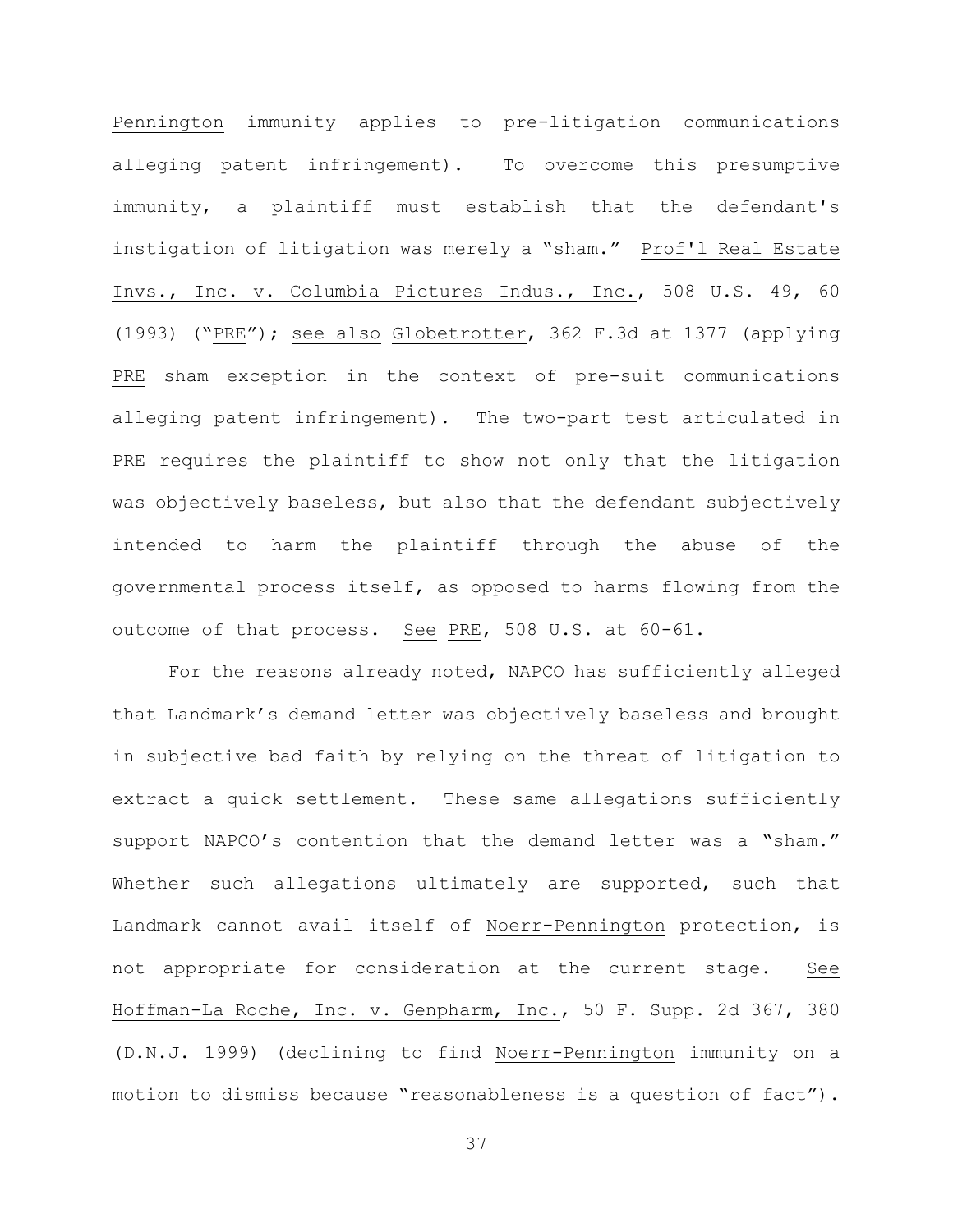Pennington immunity applies to pre-litigation communications alleging patent infringement). To overcome this presumptive immunity, a plaintiff must establish that the defendant's instigation of litigation was merely a "sham." Prof'l Real Estate Invs., Inc. v. Columbia Pictures Indus., Inc., 508 U.S. 49, 60 (1993) ("PRE"); see also Globetrotter, 362 F.3d at 1377 (applying PRE sham exception in the context of pre-suit communications alleging patent infringement). The two-part test articulated in PRE requires the plaintiff to show not only that the litigation was objectively baseless, but also that the defendant subjectively intended to harm the plaintiff through the abuse of the governmental process itself, as opposed to harms flowing from the outcome of that process. See PRE, 508 U.S. at 60-61.

For the reasons already noted, NAPCO has sufficiently alleged that Landmark's demand letter was objectively baseless and brought in subjective bad faith by relying on the threat of litigation to extract a quick settlement. These same allegations sufficiently support NAPCO's contention that the demand letter was a "sham." Whether such allegations ultimately are supported, such that Landmark cannot avail itself of Noerr-Pennington protection, is not appropriate for consideration at the current stage. See Hoffman-La Roche, Inc. v. Genpharm, Inc., 50 F. Supp. 2d 367, 380 (D.N.J. 1999) (declining to find Noerr-Pennington immunity on a motion to dismiss because "reasonableness is a question of fact").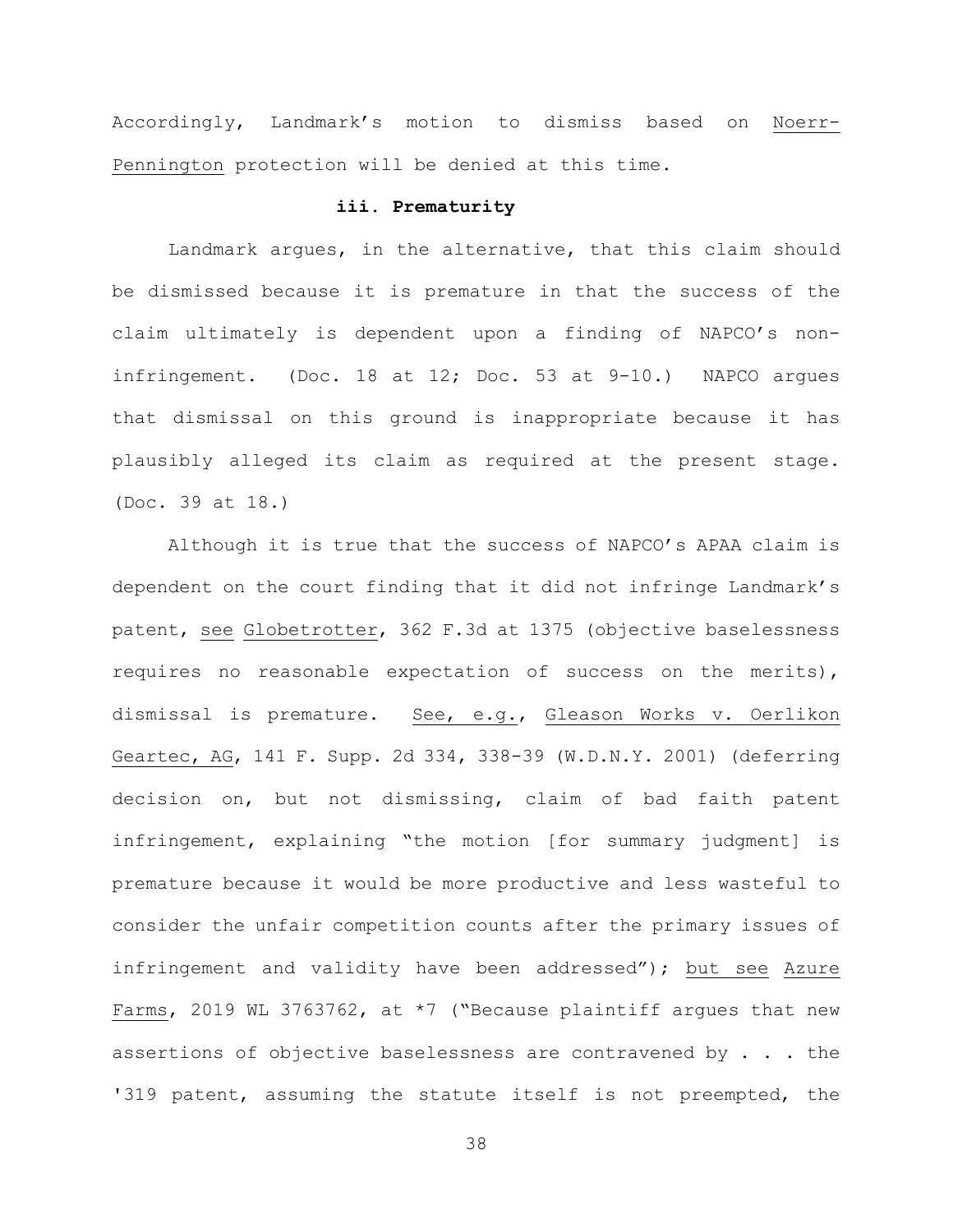Accordingly, Landmark's motion to dismiss based on Noerr-Pennington protection will be denied at this time.

### iii. Prematurity

Landmark argues, in the alternative, that this claim should be dismissed because it is premature in that the success of the claim ultimately is dependent upon a finding of NAPCO's non-infringement. (Doc. 18 at 12; Doc. 53 at 9-10.) NAPCO argues that dismissal on this ground is inappropriate because it has plausibly alleged its claim as required at the present stage. (Doc. 39 at 18.)

Although it is true that the success of NAPCO's APAA claim is dependent on the court finding that it did not infringe Landmark's patent, see Globetrotter, 362 F.3d at 1375 (objective baselessness requires no reasonable expectation of success on the merits), dismissal is premature. See, e.g., Gleason Works v. Oerlikon Geartec, AG, 141 F. Supp. 2d 334, 338-39 (W.D.N.Y. 2001) (deferring decision on, but not dismissing, claim of bad faith patent infringement, explaining "the motion [for summary judgment] is premature because it would be more productive and less wasteful to consider the unfair competition counts after the primary issues of infringement and validity have been addressed"); but see Azure Farms, 2019 WL 3763762, at *7 ("Because plaintiff argues that new assertions of objective baselessness are contravened by . . . the '319 patent, assuming the statute itself is not preempted, the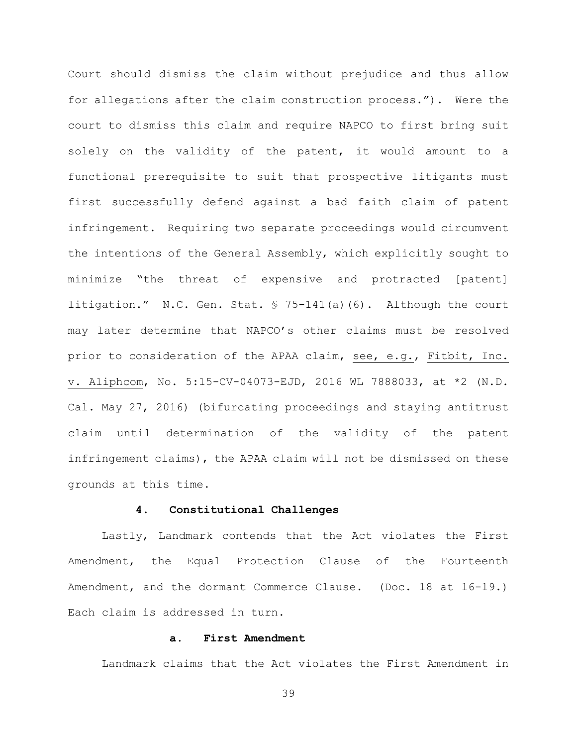Court should dismiss the claim without prejudice and thus allow for allegations after the claim construction process."). Were the court to dismiss this claim and require NAPCO to first bring suit solely on the validity of the patent, it would amount to a functional prerequisite to suit that prospective litigants must first successfully defend against a bad faith claim of patent infringement. Requiring two separate proceedings would circumvent the intentions of the General Assembly, which explicitly sought to minimize "the threat of expensive and protracted [patent] litigation." N.C. Gen. Stat. § 75-141(a)(6). Although the court may later determine that NAPCO's other claims must be resolved prior to consideration of the APAA claim, see, e.g., Fitbit, Inc. v. Aliphcom, No. 5:15-CV-04073-EJD, 2016 WL 7888033, at *2 (N.D. Cal. May 27, 2016) (bifurcating proceedings and staying antitrust claim until determination of the validity of the patent infringement claims), the APAA claim will not be dismissed on these grounds at this time.

### 4. Constitutional Challenges

Lastly, Landmark contends that the Act violates the First Amendment, the Equal Protection Clause of the Fourteenth Amendment, and the dormant Commerce Clause. (Doc. 18 at 16-19.) Each claim is addressed in turn.

#### a. First Amendment

Landmark claims that the Act violates the First Amendment in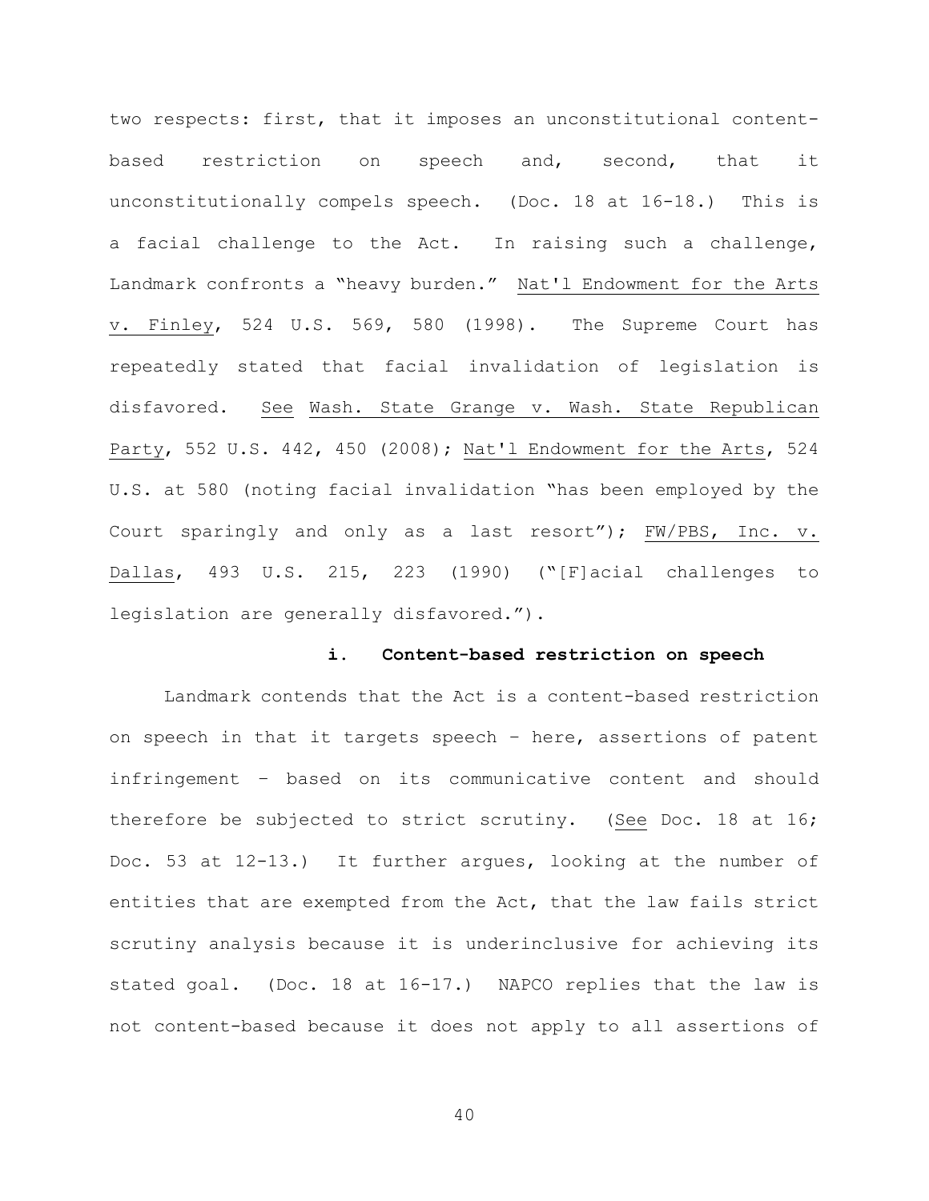two respects: first, that it imposes an unconstitutional content-based restriction on speech and, second, that it unconstitutionally compels speech. (Doc. 18 at 16-18.) This is a facial challenge to the Act. In raising such a challenge, Landmark confronts a "heavy burden." Nat'l Endowment for the Arts v. Finley, 524 U.S. 569, 580 (1998). The Supreme Court has repeatedly stated that facial invalidation of legislation is disfavored. See Wash. State Grange v. Wash. State Republican Party, 552 U.S. 442, 450 (2008); Nat'l Endowment for the Arts, 524 U.S. at 580 (noting facial invalidation "has been employed by the Court sparingly and only as a last resort"); FW/PBS, Inc. v. Dallas, 493 U.S. 215, 223 (1990) ("[F]acial challenges to legislation are generally disfavored.").

**i. Content-based restriction on speech**

Landmark contends that the Act is a content-based restriction on speech in that it targets speech – here, assertions of patent infringement – based on its communicative content and should therefore be subjected to strict scrutiny. (See Doc. 18 at 16; Doc. 53 at 12-13.) It further argues, looking at the number of entities that are exempted from the Act, that the law fails strict scrutiny analysis because it is underinclusive for achieving its stated goal. (Doc. 18 at 16-17.) NAPCO replies that the law is not content-based because it does not apply to all assertions of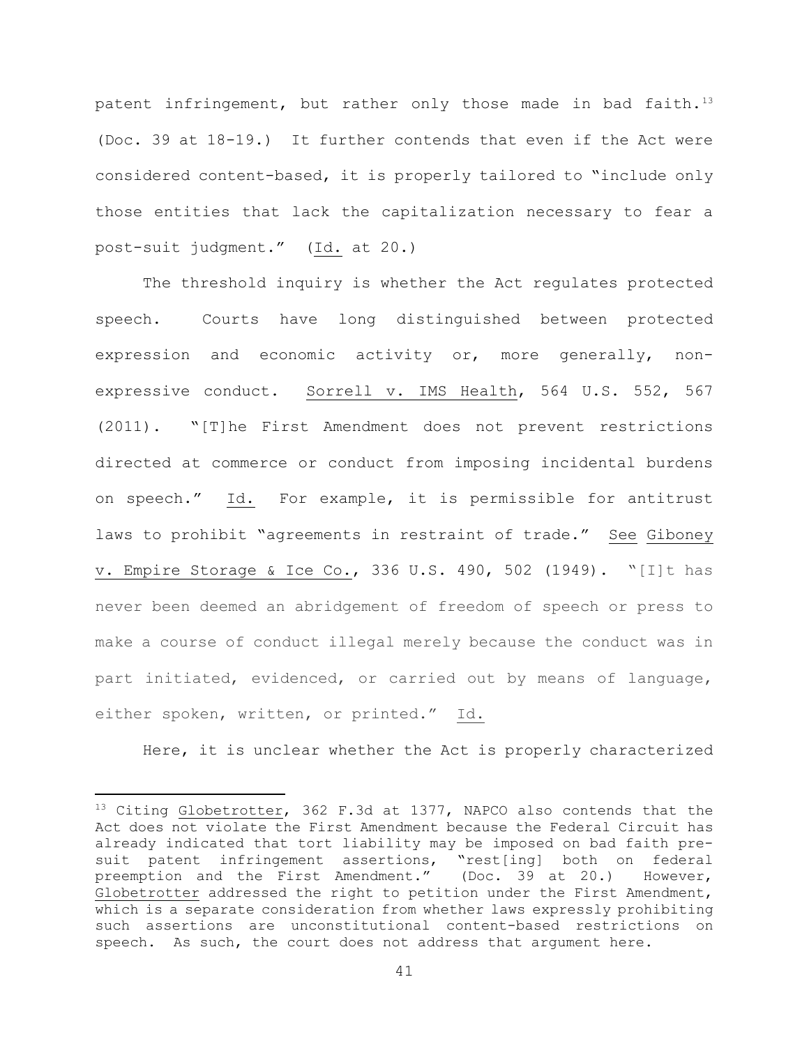patent infringement, but rather only those made in bad faith.[13] (Doc. 39 at 18-19.) It further contends that even if the Act were considered content-based, it is properly tailored to "include only those entities that lack the capitalization necessary to fear a post-suit judgment." (Id. at 20.)

The threshold inquiry is whether the Act regulates protected speech. Courts have long distinguished between protected expression and economic activity or, more generally, non-expressive conduct. Sorrell v. IMS Health, 564 U.S. 552, 567 (2011). "[T]he First Amendment does not prevent restrictions directed at commerce or conduct from imposing incidental burdens on speech." Id. For example, it is permissible for antitrust laws to prohibit "agreements in restraint of trade." See Giboney v. Empire Storage & Ice Co., 336 U.S. 490, 502 (1949). "[I]t has never been deemed an abridgement of freedom of speech or press to make a course of conduct illegal merely because the conduct was in part initiated, evidenced, or carried out by means of language, either spoken, written, or printed." Id.

Here, it is unclear whether the Act is properly characterized

---

[13] Citing Globetrotter, 362 F.3d at 1377, NAPCO also contends that the Act does not violate the First Amendment because the Federal Circuit has already indicated that tort liability may be imposed on bad faith pre-suit patent infringement assertions, "rest[ing] both on federal preemption and the First Amendment." (Doc. 39 at 20.) However, Globetrotter addressed the right to petition under the First Amendment, which is a separate consideration from whether laws expressly prohibiting such assertions are unconstitutional content-based restrictions on speech. As such, the court does not address that argument here.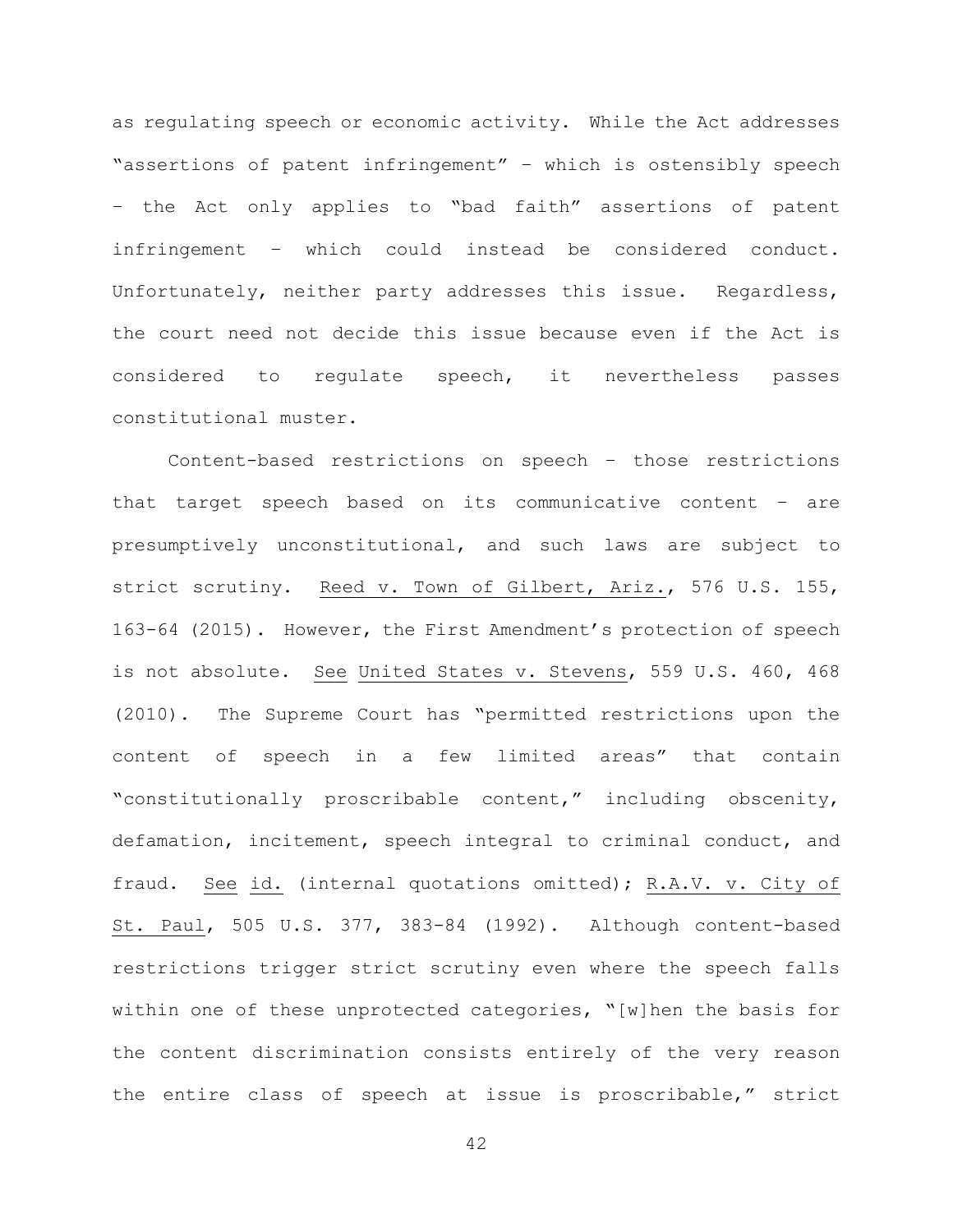as regulating speech or economic activity. While the Act addresses "assertions of patent infringement" – which is ostensibly speech – the Act only applies to "bad faith" assertions of patent infringement – which could instead be considered conduct. Unfortunately, neither party addresses this issue. Regardless, the court need not decide this issue because even if the Act is considered to regulate speech, it nevertheless passes constitutional muster.

Content-based restrictions on speech – those restrictions that target speech based on its communicative content – are presumptively unconstitutional, and such laws are subject to strict scrutiny. Reed v. Town of Gilbert, Ariz., 576 U.S. 155, 163-64 (2015). However, the First Amendment's protection of speech is not absolute. See United States v. Stevens, 559 U.S. 460, 468 (2010). The Supreme Court has "permitted restrictions upon the content of speech in a few limited areas" that contain "constitutionally proscribable content," including obscenity, defamation, incitement, speech integral to criminal conduct, and fraud. See id. (internal quotations omitted); R.A.V. v. City of St. Paul, 505 U.S. 377, 383-84 (1992). Although content-based restrictions trigger strict scrutiny even where the speech falls within one of these unprotected categories, "[w]hen the basis for the content discrimination consists entirely of the very reason the entire class of speech at issue is proscribable," strict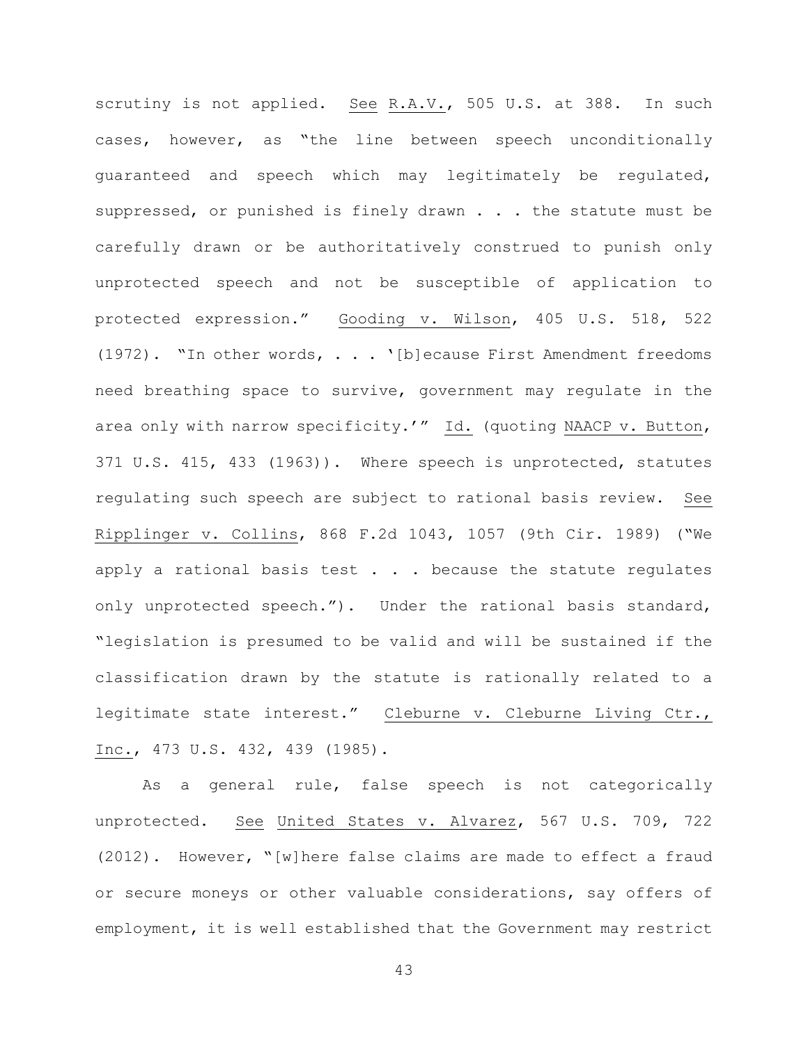scrutiny is not applied. See R.A.V., 505 U.S. at 388. In such cases, however, as "the line between speech unconditionally guaranteed and speech which may legitimately be regulated, suppressed, or punished is finely drawn . . . the statute must be carefully drawn or be authoritatively construed to punish only unprotected speech and not be susceptible of application to protected expression." Gooding v. Wilson, 405 U.S. 518, 522 (1972). "In other words, . . . '[b]ecause First Amendment freedoms need breathing space to survive, government may regulate in the area only with narrow specificity.'" Id. (quoting NAACP v. Button, 371 U.S. 415, 433 (1963)). Where speech is unprotected, statutes regulating such speech are subject to rational basis review. See Ripplinger v. Collins, 868 F.2d 1043, 1057 (9th Cir. 1989) ("We apply a rational basis test . . . because the statute regulates only unprotected speech."). Under the rational basis standard, "legislation is presumed to be valid and will be sustained if the classification drawn by the statute is rationally related to a legitimate state interest." Cleburne v. Cleburne Living Ctr., Inc., 473 U.S. 432, 439 (1985).

As a general rule, false speech is not categorically unprotected. See United States v. Alvarez, 567 U.S. 709, 722 (2012). However, "[w]here false claims are made to effect a fraud or secure moneys or other valuable considerations, say offers of employment, it is well established that the Government may restrict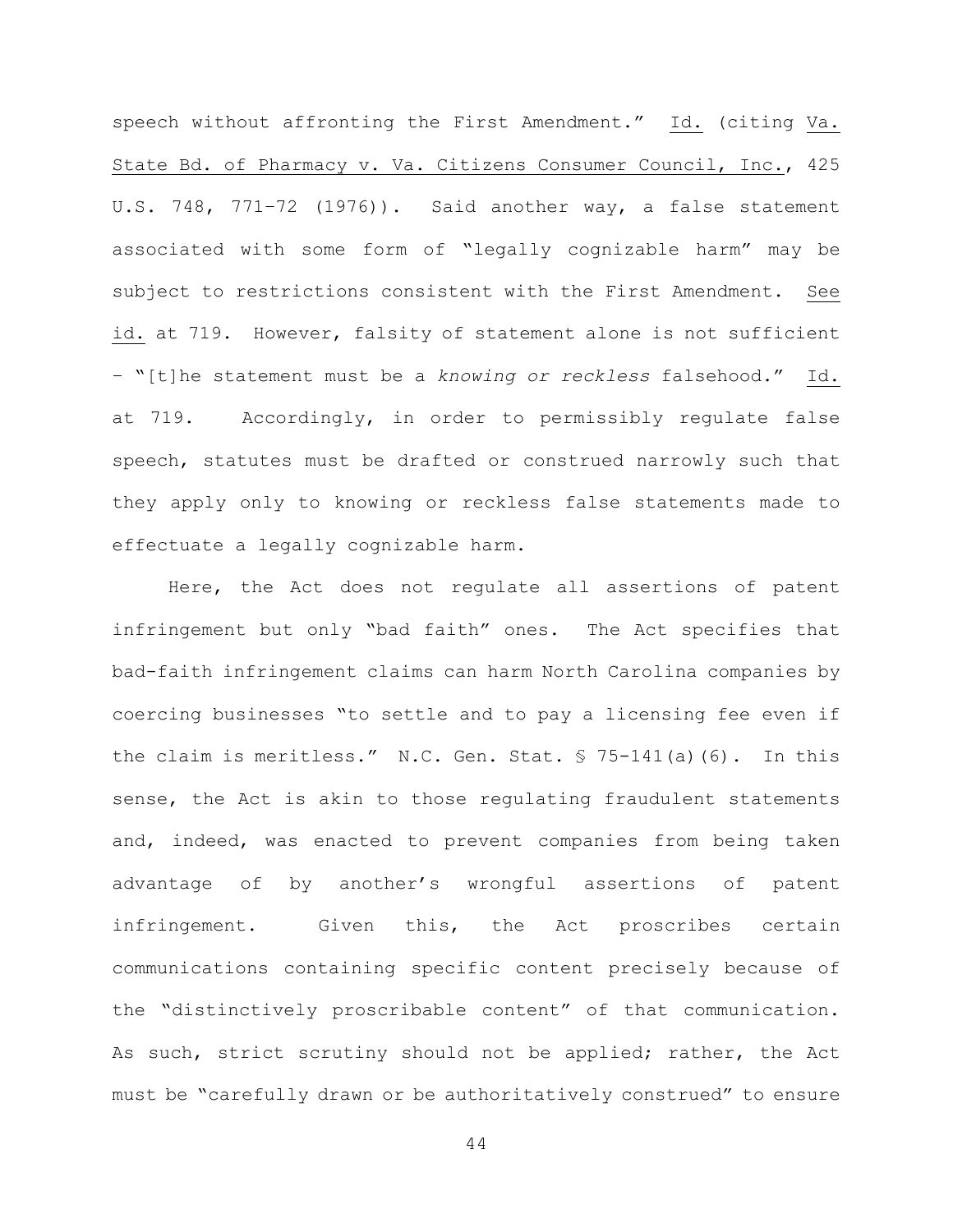speech without affronting the First Amendment." Id. (citing Va. State Bd. of Pharmacy v. Va. Citizens Consumer Council, Inc., 425 U.S. 748, 771–72 (1976)). Said another way, a false statement associated with some form of "legally cognizable harm" may be subject to restrictions consistent with the First Amendment. See id. at 719. However, falsity of statement alone is not sufficient – "[t]he statement must be a *knowing or reckless* falsehood." Id. at 719. Accordingly, in order to permissibly regulate false speech, statutes must be drafted or construed narrowly such that they apply only to knowing or reckless false statements made to effectuate a legally cognizable harm.

Here, the Act does not regulate all assertions of patent infringement but only "bad faith" ones. The Act specifies that bad-faith infringement claims can harm North Carolina companies by coercing businesses "to settle and to pay a licensing fee even if the claim is meritless." N.C. Gen. Stat. § 75-141(a)(6). In this sense, the Act is akin to those regulating fraudulent statements and, indeed, was enacted to prevent companies from being taken advantage of by another's wrongful assertions of patent infringement. Given this, the Act proscribes certain communications containing specific content precisely because of the "distinctively proscribable content" of that communication. As such, strict scrutiny should not be applied; rather, the Act must be "carefully drawn or be authoritatively construed" to ensure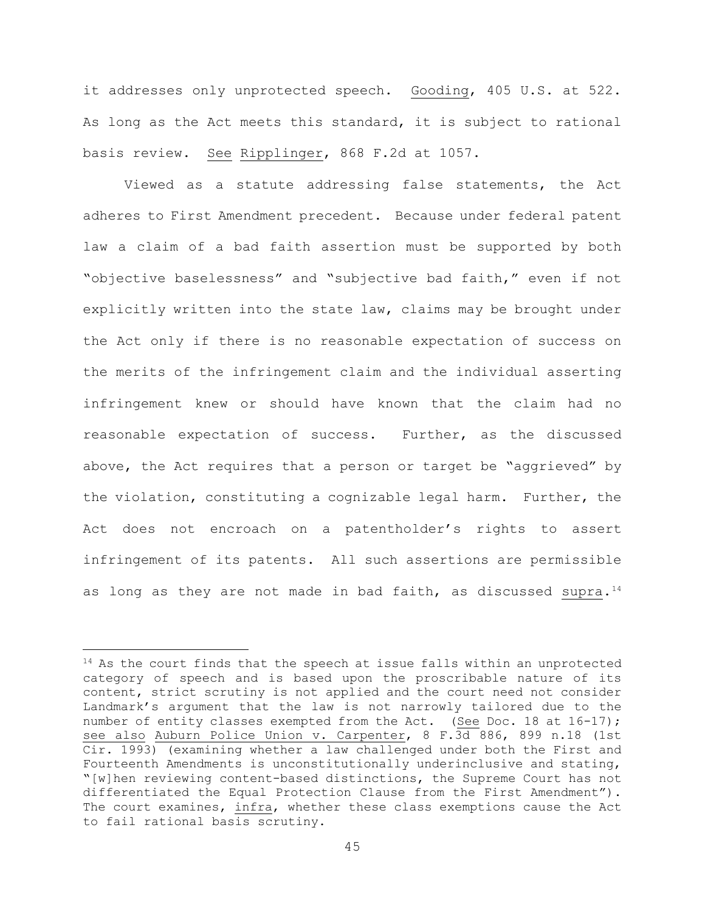it addresses only unprotected speech. Gooding, 405 U.S. at 522. As long as the Act meets this standard, it is subject to rational basis review. See Ripplinger, 868 F.2d at 1057.

Viewed as a statute addressing false statements, the Act adheres to First Amendment precedent. Because under federal patent law a claim of a bad faith assertion must be supported by both "objective baselessness" and "subjective bad faith," even if not explicitly written into the state law, claims may be brought under the Act only if there is no reasonable expectation of success on the merits of the infringement claim and the individual asserting infringement knew or should have known that the claim had no reasonable expectation of success. Further, as the discussed above, the Act requires that a person or target be "aggrieved" by the violation, constituting a cognizable legal harm. Further, the Act does not encroach on a patentholder's rights to assert infringement of its patents. All such assertions are permissible as long as they are not made in bad faith, as discussed supra.[14]

[14] As the court finds that the speech at issue falls within an unprotected category of speech and is based upon the proscribable nature of its content, strict scrutiny is not applied and the court need not consider Landmark's argument that the law is not narrowly tailored due to the number of entity classes exempted from the Act. (See Doc. 18 at 16-17); see also Auburn Police Union v. Carpenter, 8 F.3d 886, 899 n.18 (1st Cir. 1993) (examining whether a law challenged under both the First and Fourteenth Amendments is unconstitutionally underinclusive and stating, "[w]hen reviewing content-based distinctions, the Supreme Court has not differentiated the Equal Protection Clause from the First Amendment"). The court examines, infra, whether these class exemptions cause the Act to fail rational basis scrutiny.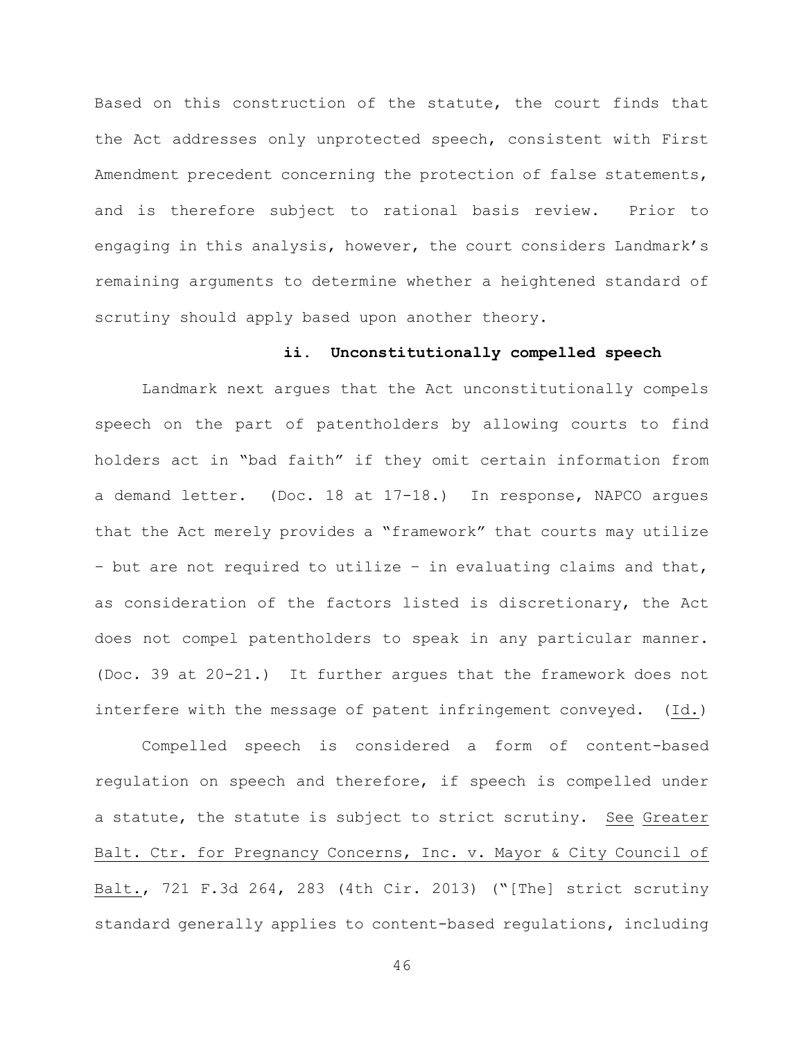Based on this construction of the statute, the court finds that the Act addresses only unprotected speech, consistent with First Amendment precedent concerning the protection of false statements, and is therefore subject to rational basis review. Prior to engaging in this analysis, however, the court considers Landmark's remaining arguments to determine whether a heightened standard of scrutiny should apply based upon another theory.

**ii. Unconstitutionally compelled speech**

Landmark next argues that the Act unconstitutionally compels speech on the part of patentholders by allowing courts to find holders act in "bad faith" if they omit certain information from a demand letter. (Doc. 18 at 17-18.) In response, NAPCO argues that the Act merely provides a "framework" that courts may utilize – but are not required to utilize – in evaluating claims and that, as consideration of the factors listed is discretionary, the Act does not compel patentholders to speak in any particular manner. (Doc. 39 at 20-21.) It further argues that the framework does not interfere with the message of patent infringement conveyed. (Id.)

Compelled speech is considered a form of content-based regulation on speech and therefore, if speech is compelled under a statute, the statute is subject to strict scrutiny. See Greater Balt. Ctr. for Pregnancy Concerns, Inc. v. Mayor & City Council of Balt., 721 F.3d 264, 283 (4th Cir. 2013) ("[The] strict scrutiny standard generally applies to content-based regulations, including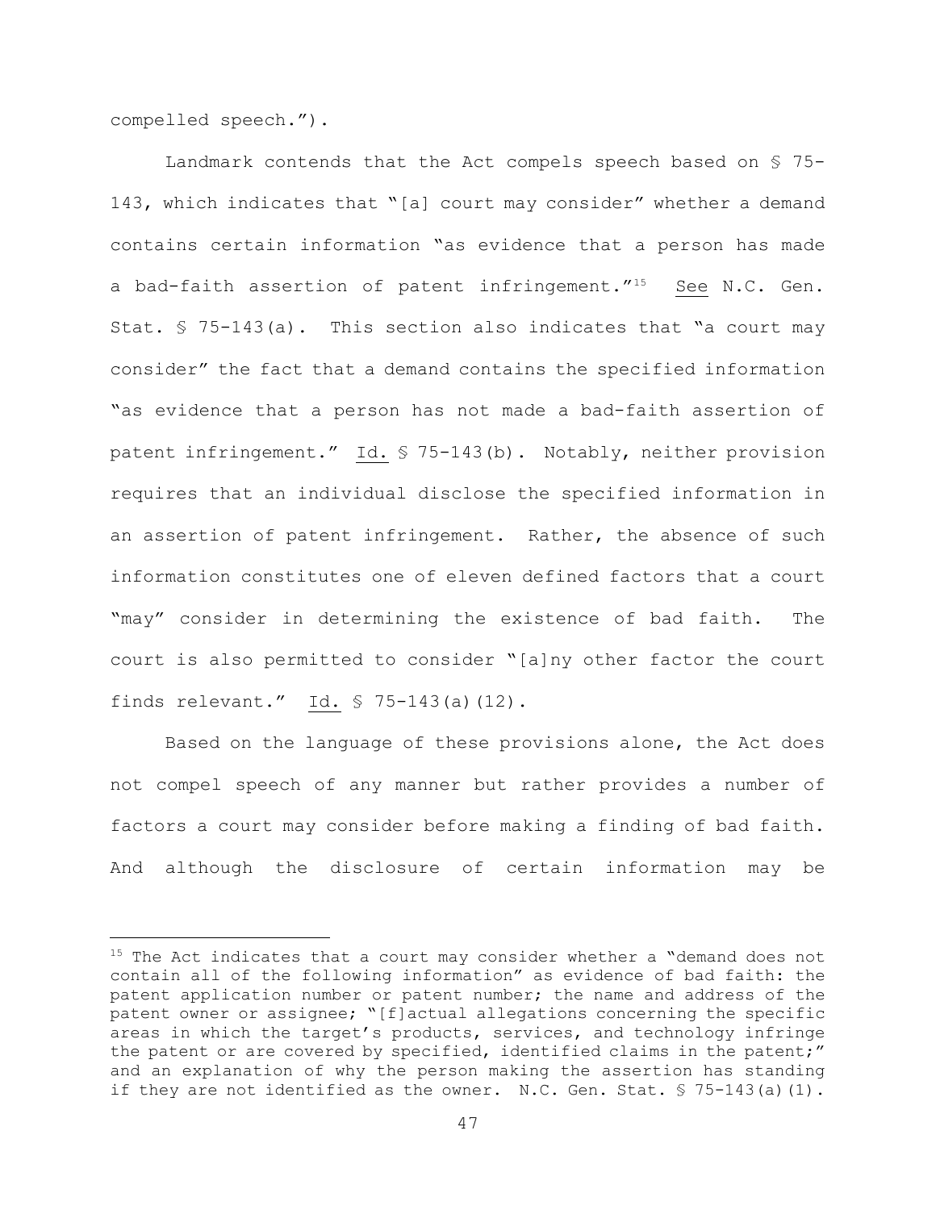compelled speech.”).

Landmark contends that the Act compels speech based on § 75-143, which indicates that “[a] court may consider” whether a demand contains certain information “as evidence that a person has made a bad-faith assertion of patent infringement.”[15] See N.C. Gen. Stat. § 75-143(a). This section also indicates that “a court may consider” the fact that a demand contains the specified information “as evidence that a person has not made a bad-faith assertion of patent infringement.” Id. § 75-143(b). Notably, neither provision requires that an individual disclose the specified information in an assertion of patent infringement. Rather, the absence of such information constitutes one of eleven defined factors that a court “may” consider in determining the existence of bad faith. The court is also permitted to consider “[a]ny other factor the court finds relevant.” Id. § 75-143(a)(12).

Based on the language of these provisions alone, the Act does not compel speech of any manner but rather provides a number of factors a court may consider before making a finding of bad faith. And although the disclosure of certain information may be

---

[15] The Act indicates that a court may consider whether a “demand does not contain all of the following information” as evidence of bad faith: the patent application number or patent number; the name and address of the patent owner or assignee; “[f]actual allegations concerning the specific areas in which the target’s products, services, and technology infringe the patent or are covered by specified, identified claims in the patent;” and an explanation of why the person making the assertion has standing if they are not identified as the owner. N.C. Gen. Stat. § 75-143(a)(1).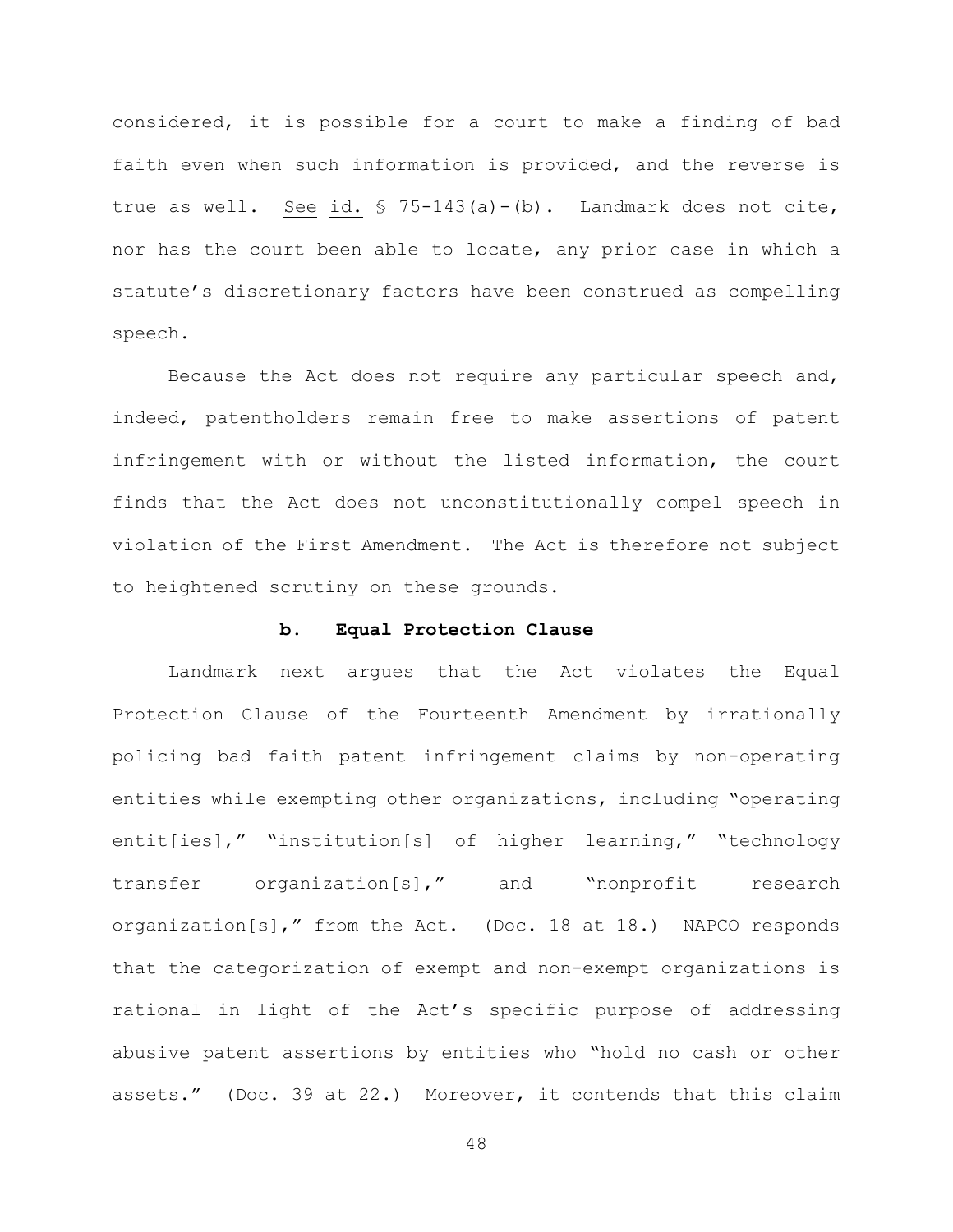considered, it is possible for a court to make a finding of bad faith even when such information is provided, and the reverse is true as well. See id. § 75-143(a)-(b). Landmark does not cite, nor has the court been able to locate, any prior case in which a statute's discretionary factors have been construed as compelling speech.

Because the Act does not require any particular speech and, indeed, patentholders remain free to make assertions of patent infringement with or without the listed information, the court finds that the Act does not unconstitutionally compel speech in violation of the First Amendment. The Act is therefore not subject to heightened scrutiny on these grounds.

**b. Equal Protection Clause**

Landmark next argues that the Act violates the Equal Protection Clause of the Fourteenth Amendment by irrationally policing bad faith patent infringement claims by non-operating entities while exempting other organizations, including "operating entit[ies]," "institution[s] of higher learning," "technology transfer organization[s]," and "nonprofit research organization[s]," from the Act. (Doc. 18 at 18.) NAPCO responds that the categorization of exempt and non-exempt organizations is rational in light of the Act's specific purpose of addressing abusive patent assertions by entities who "hold no cash or other assets." (Doc. 39 at 22.) Moreover, it contends that this claim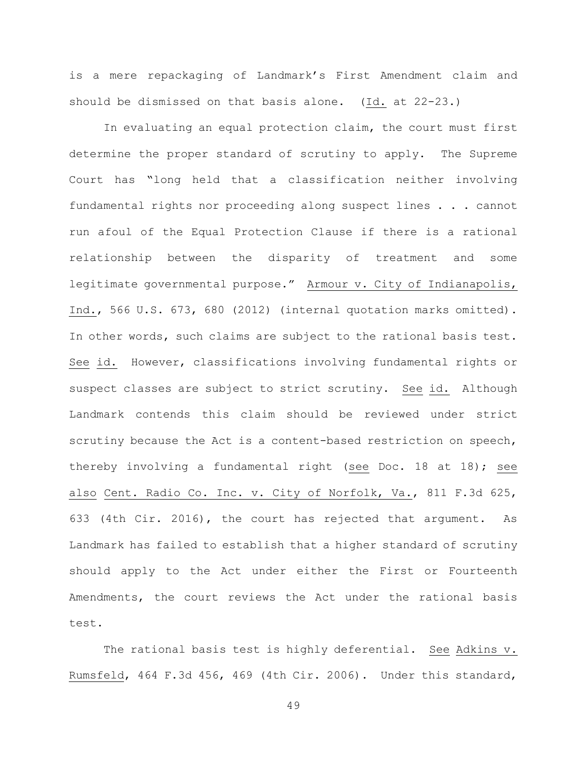is a mere repackaging of Landmark's First Amendment claim and should be dismissed on that basis alone. (Id. at 22-23.)

In evaluating an equal protection claim, the court must first determine the proper standard of scrutiny to apply. The Supreme Court has "long held that a classification neither involving fundamental rights nor proceeding along suspect lines . . . cannot run afoul of the Equal Protection Clause if there is a rational relationship between the disparity of treatment and some legitimate governmental purpose." Armour v. City of Indianapolis, Ind., 566 U.S. 673, 680 (2012) (internal quotation marks omitted). In other words, such claims are subject to the rational basis test. See id. However, classifications involving fundamental rights or suspect classes are subject to strict scrutiny. See id. Although Landmark contends this claim should be reviewed under strict scrutiny because the Act is a content-based restriction on speech, thereby involving a fundamental right (see Doc. 18 at 18); see also Cent. Radio Co. Inc. v. City of Norfolk, Va., 811 F.3d 625, 633 (4th Cir. 2016), the court has rejected that argument. As Landmark has failed to establish that a higher standard of scrutiny should apply to the Act under either the First or Fourteenth Amendments, the court reviews the Act under the rational basis test.

The rational basis test is highly deferential. See Adkins v. Rumsfeld, 464 F.3d 456, 469 (4th Cir. 2006). Under this standard,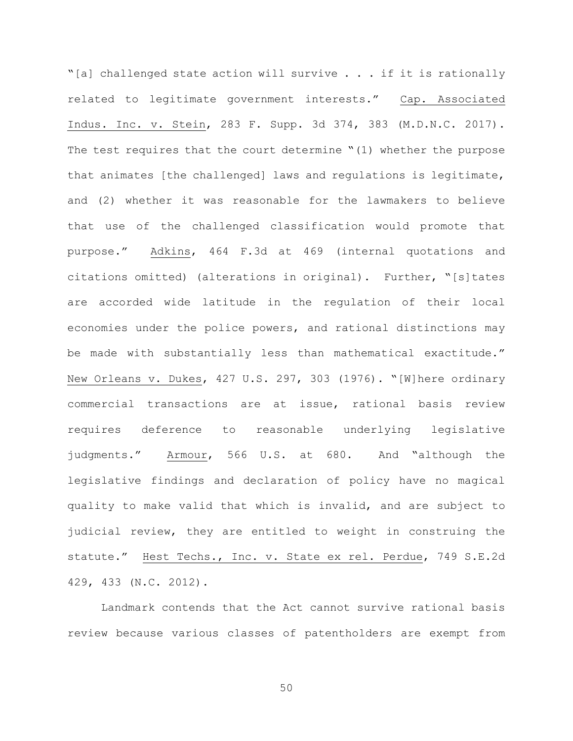"[a] challenged state action will survive . . . if it is rationally related to legitimate government interests." Cap. Associated Indus. Inc. v. Stein, 283 F. Supp. 3d 374, 383 (M.D.N.C. 2017). The test requires that the court determine "(1) whether the purpose that animates [the challenged] laws and regulations is legitimate, and (2) whether it was reasonable for the lawmakers to believe that use of the challenged classification would promote that purpose." Adkins, 464 F.3d at 469 (internal quotations and citations omitted) (alterations in original). Further, "[s]tates are accorded wide latitude in the regulation of their local economies under the police powers, and rational distinctions may be made with substantially less than mathematical exactitude." New Orleans v. Dukes, 427 U.S. 297, 303 (1976). "[W]here ordinary commercial transactions are at issue, rational basis review requires deference to reasonable underlying legislative judgments." Armour, 566 U.S. at 680. And "although the legislative findings and declaration of policy have no magical quality to make valid that which is invalid, and are subject to judicial review, they are entitled to weight in construing the statute." Hest Techs., Inc. v. State ex rel. Perdue, 749 S.E.2d 429, 433 (N.C. 2012).

Landmark contends that the Act cannot survive rational basis review because various classes of patentholders are exempt from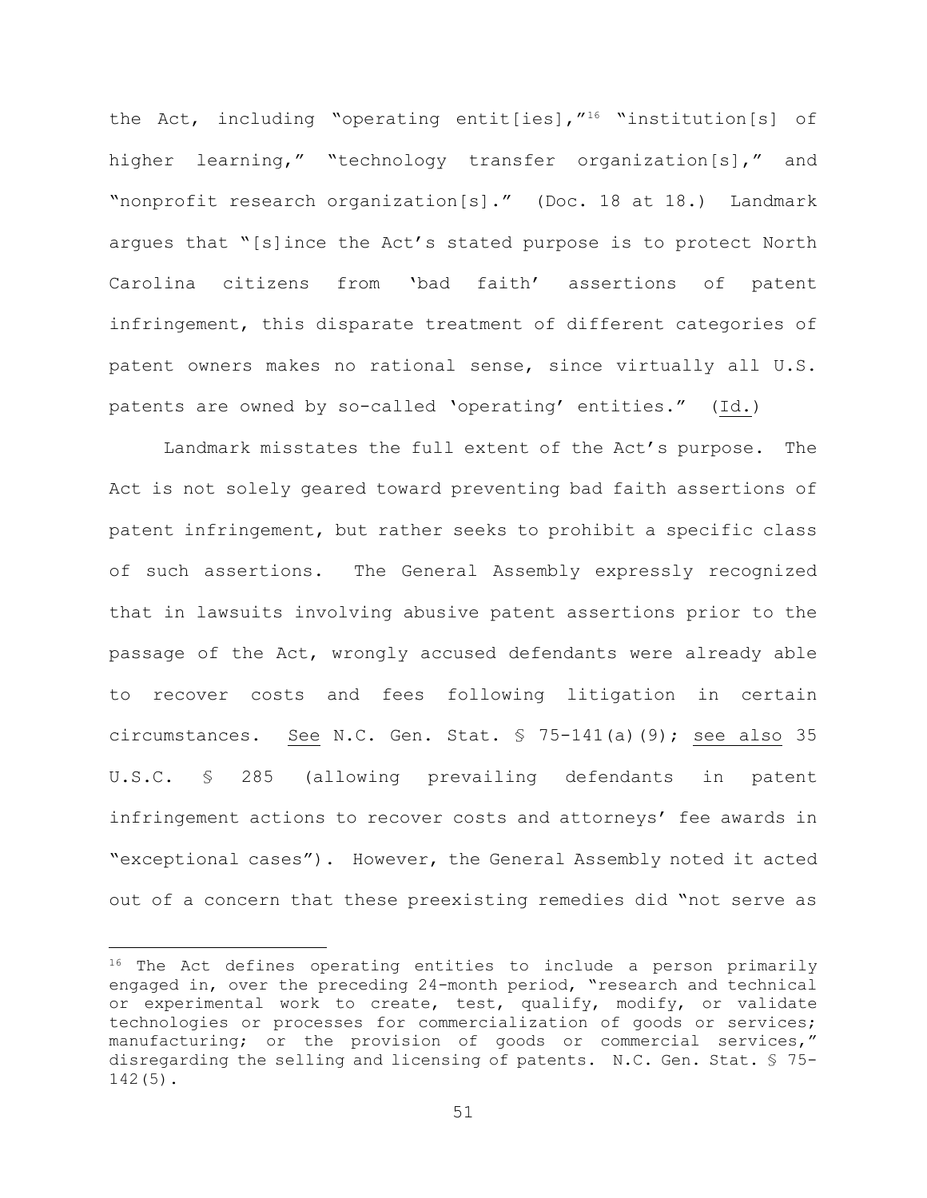the Act, including "operating entit[ies],"[16] "institution[s] of higher learning," "technology transfer organization[s]," and "nonprofit research organization[s]." (Doc. 18 at 18.) Landmark argues that "[s]ince the Act's stated purpose is to protect North Carolina citizens from 'bad faith' assertions of patent infringement, this disparate treatment of different categories of patent owners makes no rational sense, since virtually all U.S. patents are owned by so-called 'operating' entities." (Id.)

Landmark misstates the full extent of the Act's purpose. The Act is not solely geared toward preventing bad faith assertions of patent infringement, but rather seeks to prohibit a specific class of such assertions. The General Assembly expressly recognized that in lawsuits involving abusive patent assertions prior to the passage of the Act, wrongly accused defendants were already able to recover costs and fees following litigation in certain circumstances. See N.C. Gen. Stat. § 75-141(a)(9); see also 35 U.S.C. § 285 (allowing prevailing defendants in patent infringement actions to recover costs and attorneys' fee awards in "exceptional cases"). However, the General Assembly noted it acted out of a concern that these preexisting remedies did "not serve as

[16] The Act defines operating entities to include a person primarily engaged in, over the preceding 24-month period, "research and technical or experimental work to create, test, qualify, modify, or validate technologies or processes for commercialization of goods or services; manufacturing; or the provision of goods or commercial services," disregarding the selling and licensing of patents. N.C. Gen. Stat. § 75-142(5).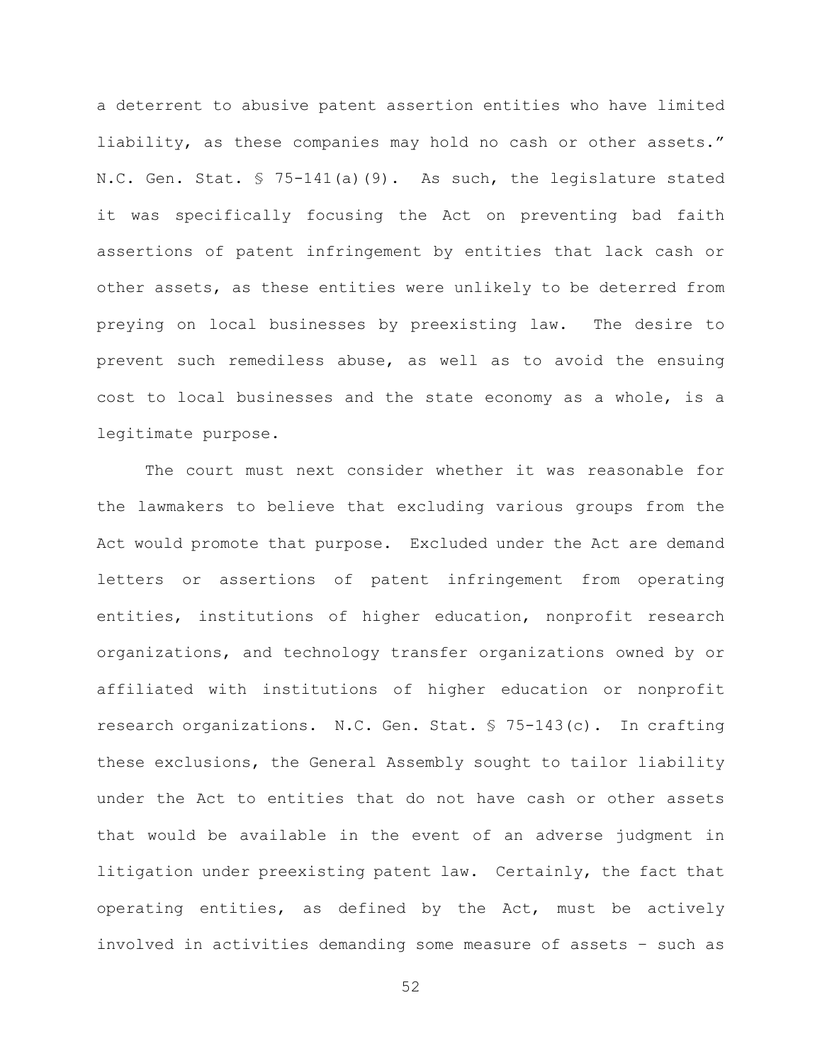a deterrent to abusive patent assertion entities who have limited liability, as these companies may hold no cash or other assets." N.C. Gen. Stat. § 75-141(a)(9). As such, the legislature stated it was specifically focusing the Act on preventing bad faith assertions of patent infringement by entities that lack cash or other assets, as these entities were unlikely to be deterred from preying on local businesses by preexisting law. The desire to prevent such remediless abuse, as well as to avoid the ensuing cost to local businesses and the state economy as a whole, is a legitimate purpose.

The court must next consider whether it was reasonable for the lawmakers to believe that excluding various groups from the Act would promote that purpose. Excluded under the Act are demand letters or assertions of patent infringement from operating entities, institutions of higher education, nonprofit research organizations, and technology transfer organizations owned by or affiliated with institutions of higher education or nonprofit research organizations. N.C. Gen. Stat. § 75-143(c). In crafting these exclusions, the General Assembly sought to tailor liability under the Act to entities that do not have cash or other assets that would be available in the event of an adverse judgment in litigation under preexisting patent law. Certainly, the fact that operating entities, as defined by the Act, must be actively involved in activities demanding some measure of assets – such as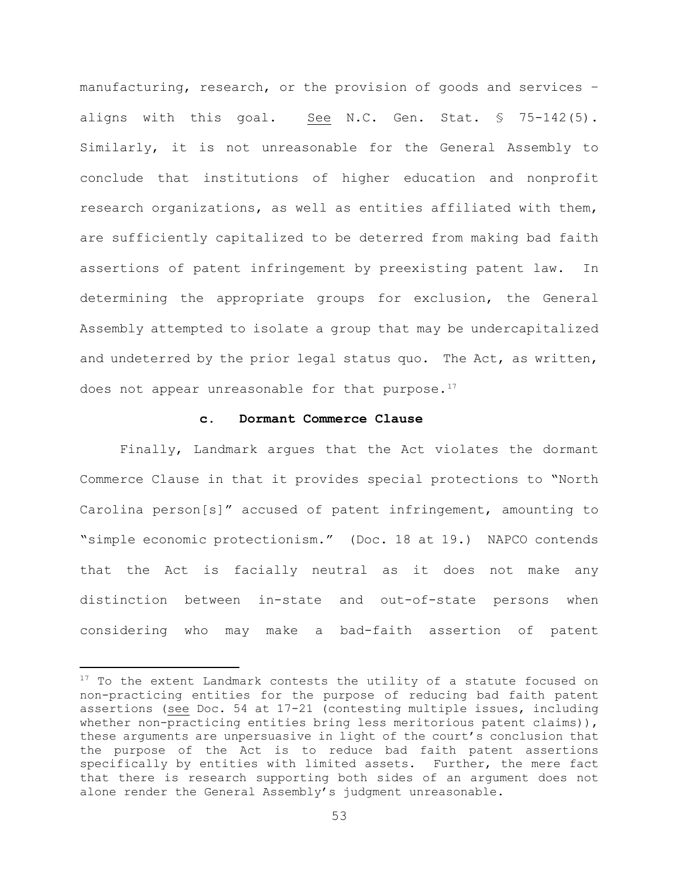manufacturing, research, or the provision of goods and services – aligns with this goal. See N.C. Gen. Stat. § 75-142(5). Similarly, it is not unreasonable for the General Assembly to conclude that institutions of higher education and nonprofit research organizations, as well as entities affiliated with them, are sufficiently capitalized to be deterred from making bad faith assertions of patent infringement by preexisting patent law. In determining the appropriate groups for exclusion, the General Assembly attempted to isolate a group that may be undercapitalized and undeterred by the prior legal status quo. The Act, as written, does not appear unreasonable for that purpose.[17]

#### c. Dormant Commerce Clause

Finally, Landmark argues that the Act violates the dormant Commerce Clause in that it provides special protections to "North Carolina person[s]" accused of patent infringement, amounting to "simple economic protectionism." (Doc. 18 at 19.) NAPCO contends that the Act is facially neutral as it does not make any distinction between in-state and out-of-state persons when considering who may make a bad-faith assertion of patent

---

[17] To the extent Landmark contests the utility of a statute focused on non-practicing entities for the purpose of reducing bad faith patent assertions (see Doc. 54 at 17-21 (contesting multiple issues, including whether non-practicing entities bring less meritorious patent claims)), these arguments are unpersuasive in light of the court's conclusion that the purpose of the Act is to reduce bad faith patent assertions specifically by entities with limited assets. Further, the mere fact that there is research supporting both sides of an argument does not alone render the General Assembly's judgment unreasonable.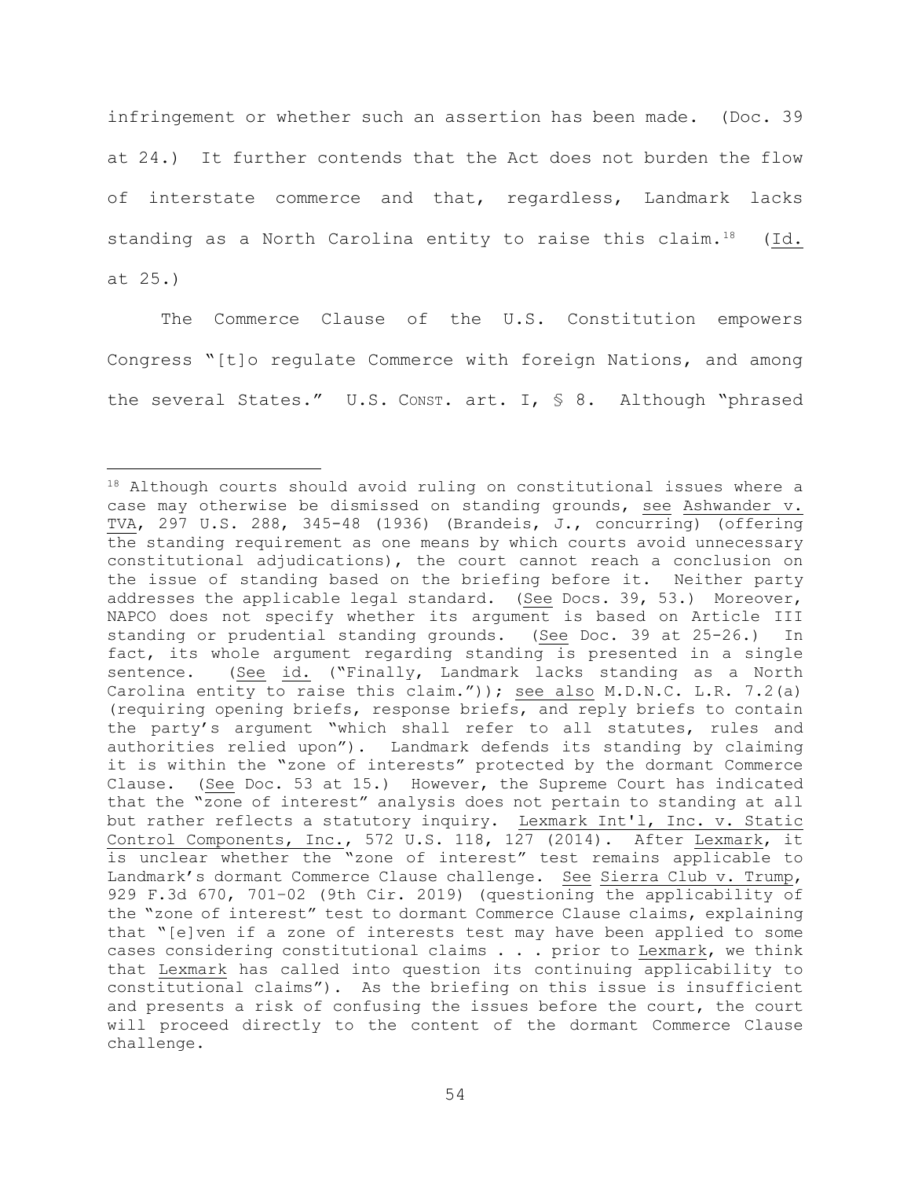infringement or whether such an assertion has been made. (Doc. 39 at 24.) It further contends that the Act does not burden the flow of interstate commerce and that, regardless, Landmark lacks standing as a North Carolina entity to raise this claim.[18] (Id. at 25.)

The Commerce Clause of the U.S. Constitution empowers Congress "[t]o regulate Commerce with foreign Nations, and among the several States." U.S. CONST. art. I, § 8. Although "phrased

---

[18] Although courts should avoid ruling on constitutional issues where a case may otherwise be dismissed on standing grounds, see Ashwander v. TVA, 297 U.S. 288, 345-48 (1936) (Brandeis, J., concurring) (offering the standing requirement as one means by which courts avoid unnecessary constitutional adjudications), the court cannot reach a conclusion on the issue of standing based on the briefing before it. Neither party addresses the applicable legal standard. (See Docs. 39, 53.) Moreover, NAPCO does not specify whether its argument is based on Article III standing or prudential standing grounds. (See Doc. 39 at 25-26.) In fact, its whole argument regarding standing is presented in a single sentence. (See id. ("Finally, Landmark lacks standing as a North Carolina entity to raise this claim.")); see also M.D.N.C. L.R. 7.2(a) (requiring opening briefs, response briefs, and reply briefs to contain the party's argument "which shall refer to all statutes, rules and authorities relied upon"). Landmark defends its standing by claiming it is within the "zone of interests" protected by the dormant Commerce Clause. (See Doc. 53 at 15.) However, the Supreme Court has indicated that the "zone of interest" analysis does not pertain to standing at all but rather reflects a statutory inquiry. Lexmark Int'l, Inc. v. Static Control Components, Inc., 572 U.S. 118, 127 (2014). After Lexmark, it is unclear whether the "zone of interest" test remains applicable to Landmark's dormant Commerce Clause challenge. See Sierra Club v. Trump, 929 F.3d 670, 701–02 (9th Cir. 2019) (questioning the applicability of the "zone of interest" test to dormant Commerce Clause claims, explaining that "[e]ven if a zone of interests test may have been applied to some cases considering constitutional claims . . . prior to Lexmark, we think that Lexmark has called into question its continuing applicability to constitutional claims"). As the briefing on this issue is insufficient and presents a risk of confusing the issues before the court, the court will proceed directly to the content of the dormant Commerce Clause challenge.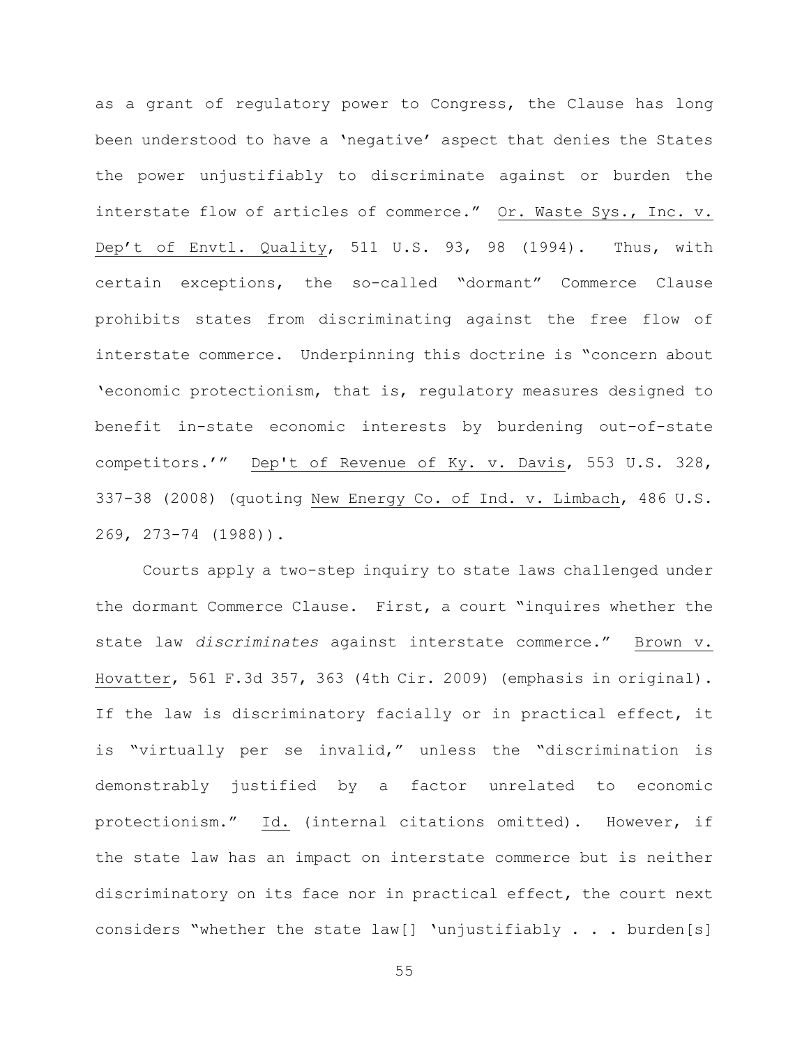as a grant of regulatory power to Congress, the Clause has long been understood to have a 'negative' aspect that denies the States the power unjustifiably to discriminate against or burden the interstate flow of articles of commerce." Or. Waste Sys., Inc. v. Dep't of Envtl. Quality, 511 U.S. 93, 98 (1994). Thus, with certain exceptions, the so-called "dormant" Commerce Clause prohibits states from discriminating against the free flow of interstate commerce. Underpinning this doctrine is "concern about 'economic protectionism, that is, regulatory measures designed to benefit in-state economic interests by burdening out-of-state competitors.'" Dep't of Revenue of Ky. v. Davis, 553 U.S. 328, 337-38 (2008) (quoting New Energy Co. of Ind. v. Limbach, 486 U.S. 269, 273-74 (1988)).

Courts apply a two-step inquiry to state laws challenged under the dormant Commerce Clause. First, a court "inquires whether the state law *discriminates* against interstate commerce." Brown v. Hovatter, 561 F.3d 357, 363 (4th Cir. 2009) (emphasis in original). If the law is discriminatory facially or in practical effect, it is "virtually per se invalid," unless the "discrimination is demonstrably justified by a factor unrelated to economic protectionism." Id. (internal citations omitted). However, if the state law has an impact on interstate commerce but is neither discriminatory on its face nor in practical effect, the court next considers "whether the state law[] 'unjustifiably . . . burden[s]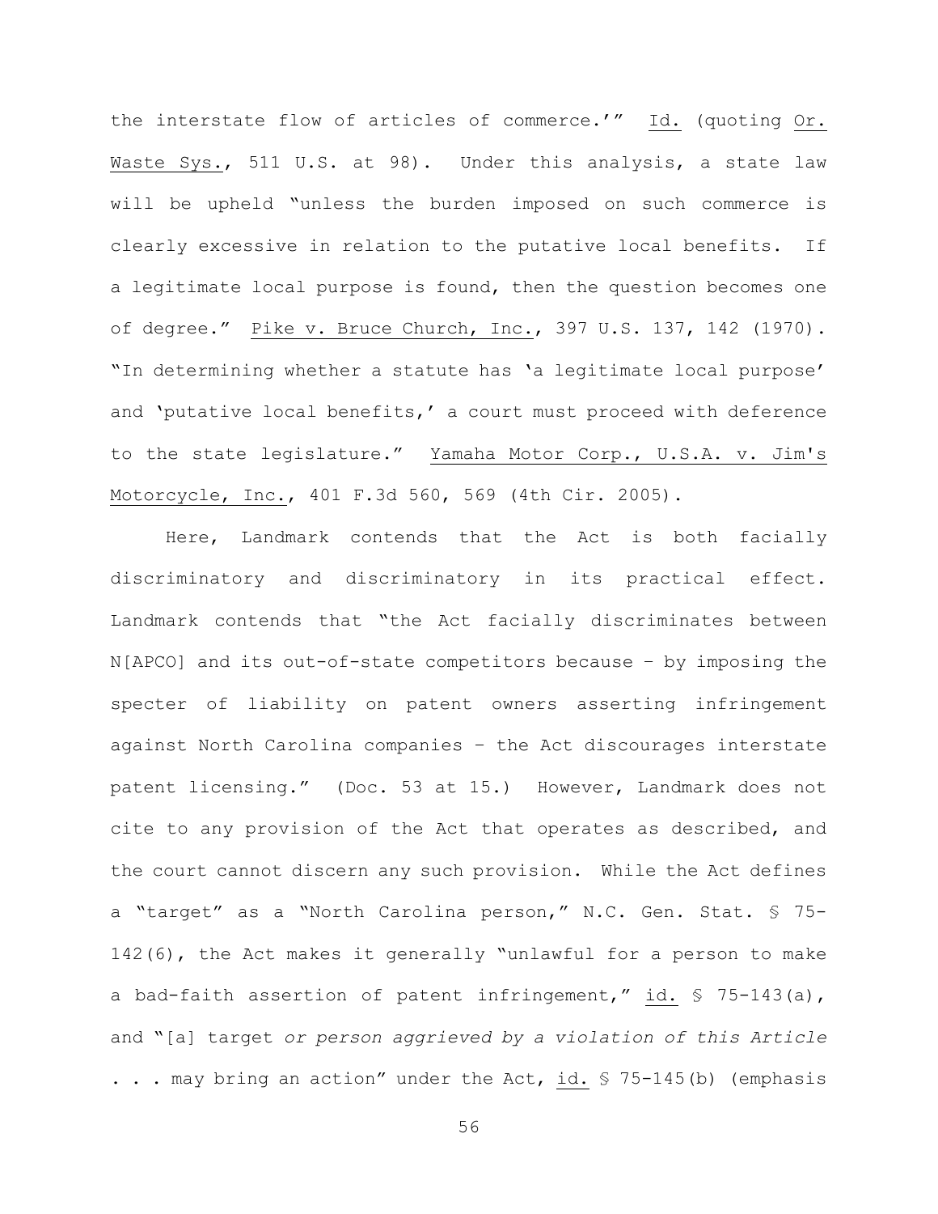the interstate flow of articles of commerce.'" Id. (quoting Or. Waste Sys., 511 U.S. at 98). Under this analysis, a state law will be upheld "unless the burden imposed on such commerce is clearly excessive in relation to the putative local benefits. If a legitimate local purpose is found, then the question becomes one of degree." Pike v. Bruce Church, Inc., 397 U.S. 137, 142 (1970). "In determining whether a statute has 'a legitimate local purpose' and 'putative local benefits,' a court must proceed with deference to the state legislature." Yamaha Motor Corp., U.S.A. v. Jim's Motorcycle, Inc., 401 F.3d 560, 569 (4th Cir. 2005).

Here, Landmark contends that the Act is both facially discriminatory and discriminatory in its practical effect. Landmark contends that "the Act facially discriminates between N[APCO] and its out-of-state competitors because – by imposing the specter of liability on patent owners asserting infringement against North Carolina companies – the Act discourages interstate patent licensing." (Doc. 53 at 15.) However, Landmark does not cite to any provision of the Act that operates as described, and the court cannot discern any such provision. While the Act defines a "target" as a "North Carolina person," N.C. Gen. Stat. § 75-142(6), the Act makes it generally "unlawful for a person to make a bad-faith assertion of patent infringement," id. § 75-143(a), and "[a] target *or person aggrieved by a violation of this Article* . . . may bring an action" under the Act, id. § 75-145(b) (emphasis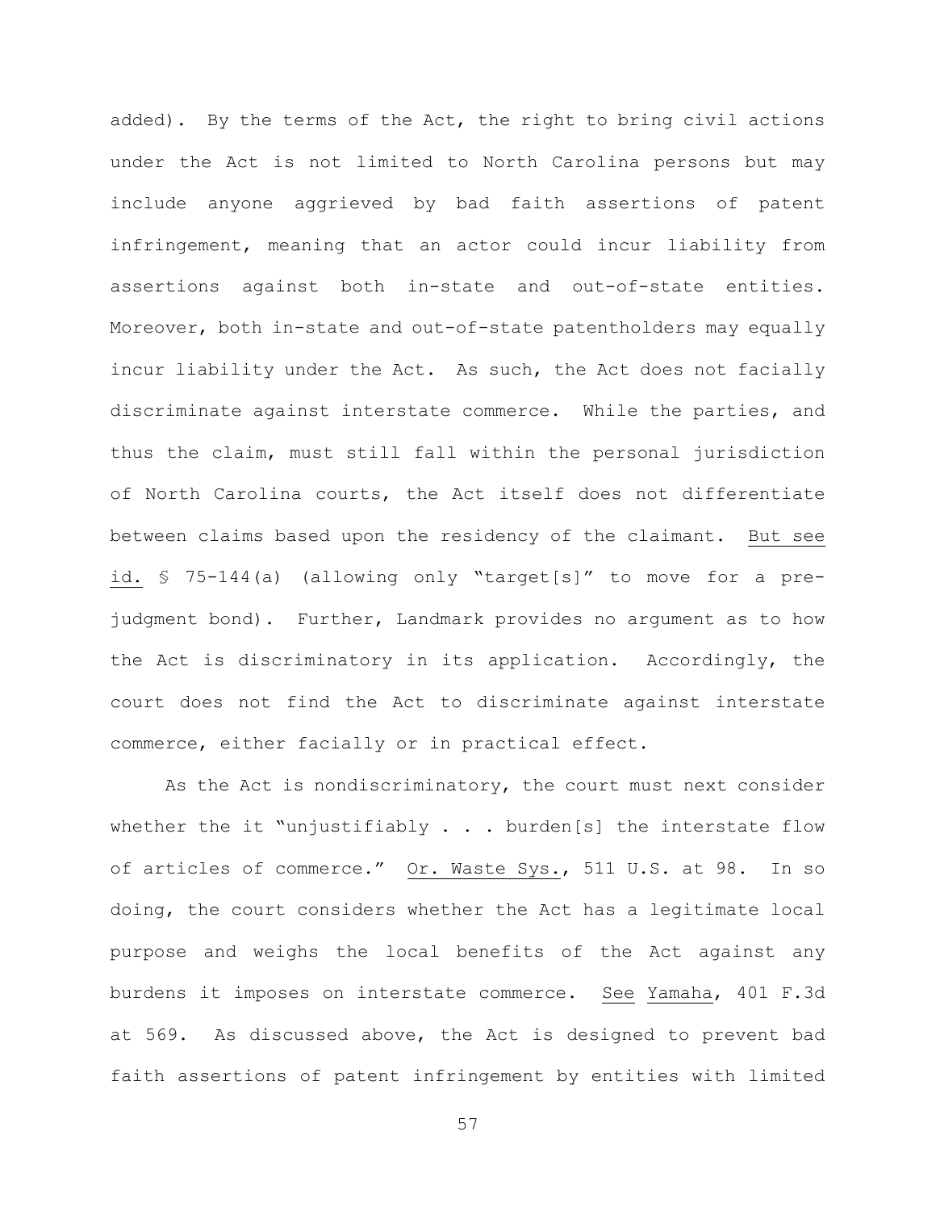added). By the terms of the Act, the right to bring civil actions under the Act is not limited to North Carolina persons but may include anyone aggrieved by bad faith assertions of patent infringement, meaning that an actor could incur liability from assertions against both in-state and out-of-state entities. Moreover, both in-state and out-of-state patentholders may equally incur liability under the Act. As such, the Act does not facially discriminate against interstate commerce. While the parties, and thus the claim, must still fall within the personal jurisdiction of North Carolina courts, the Act itself does not differentiate between claims based upon the residency of the claimant. But see id. § 75-144(a) (allowing only "target[s]" to move for a pre-judgment bond). Further, Landmark provides no argument as to how the Act is discriminatory in its application. Accordingly, the court does not find the Act to discriminate against interstate commerce, either facially or in practical effect.

As the Act is nondiscriminatory, the court must next consider whether the it "unjustifiably . . . burden[s] the interstate flow of articles of commerce." Or. Waste Sys., 511 U.S. at 98. In so doing, the court considers whether the Act has a legitimate local purpose and weighs the local benefits of the Act against any burdens it imposes on interstate commerce. See Yamaha, 401 F.3d at 569. As discussed above, the Act is designed to prevent bad faith assertions of patent infringement by entities with limited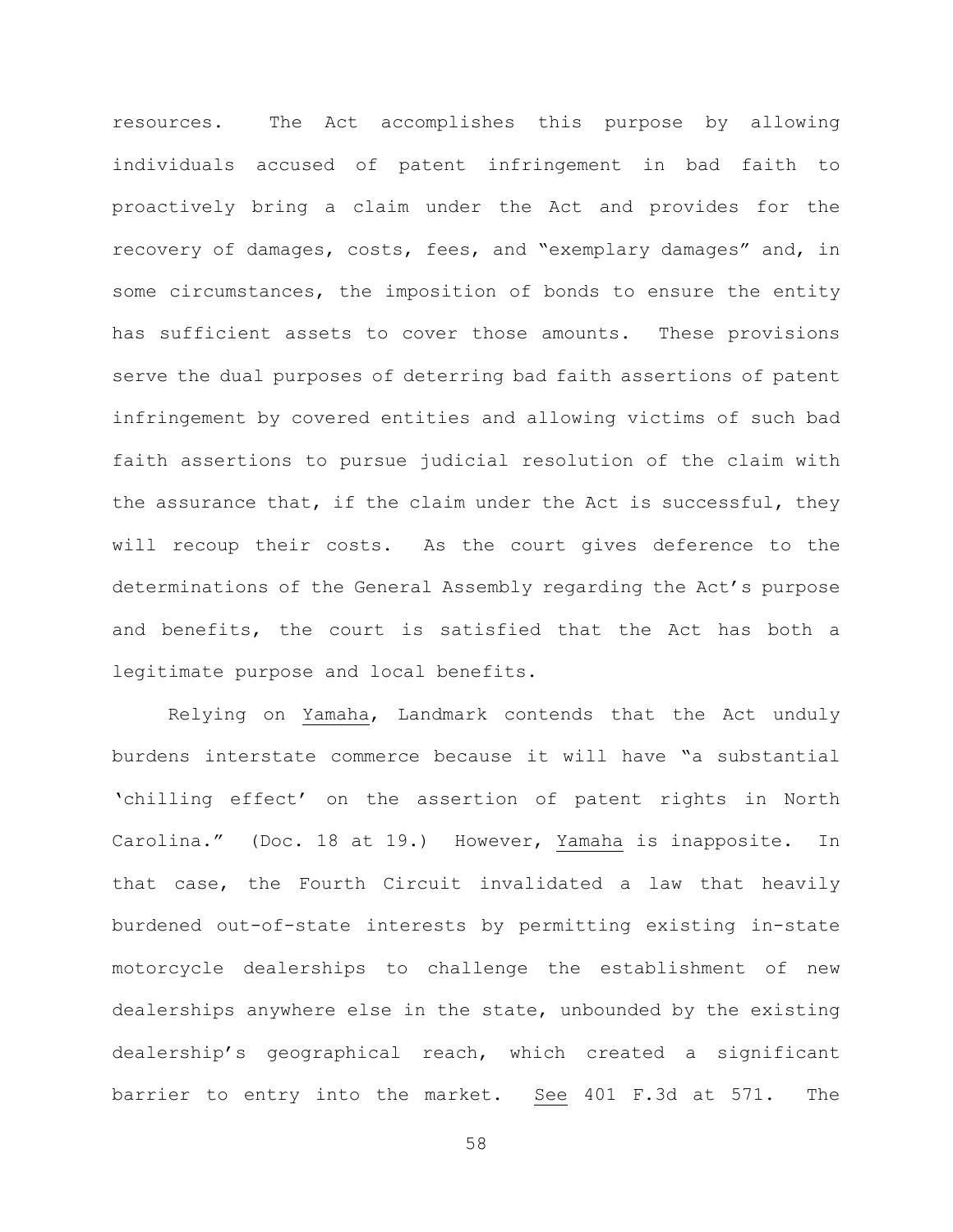resources. The Act accomplishes this purpose by allowing individuals accused of patent infringement in bad faith to proactively bring a claim under the Act and provides for the recovery of damages, costs, fees, and "exemplary damages" and, in some circumstances, the imposition of bonds to ensure the entity has sufficient assets to cover those amounts. These provisions serve the dual purposes of deterring bad faith assertions of patent infringement by covered entities and allowing victims of such bad faith assertions to pursue judicial resolution of the claim with the assurance that, if the claim under the Act is successful, they will recoup their costs. As the court gives deference to the determinations of the General Assembly regarding the Act's purpose and benefits, the court is satisfied that the Act has both a legitimate purpose and local benefits.

Relying on Yamaha, Landmark contends that the Act unduly burdens interstate commerce because it will have "a substantial 'chilling effect' on the assertion of patent rights in North Carolina." (Doc. 18 at 19.) However, Yamaha is inapposite. In that case, the Fourth Circuit invalidated a law that heavily burdened out-of-state interests by permitting existing in-state motorcycle dealerships to challenge the establishment of new dealerships anywhere else in the state, unbounded by the existing dealership's geographical reach, which created a significant barrier to entry into the market. See 401 F.3d at 571. The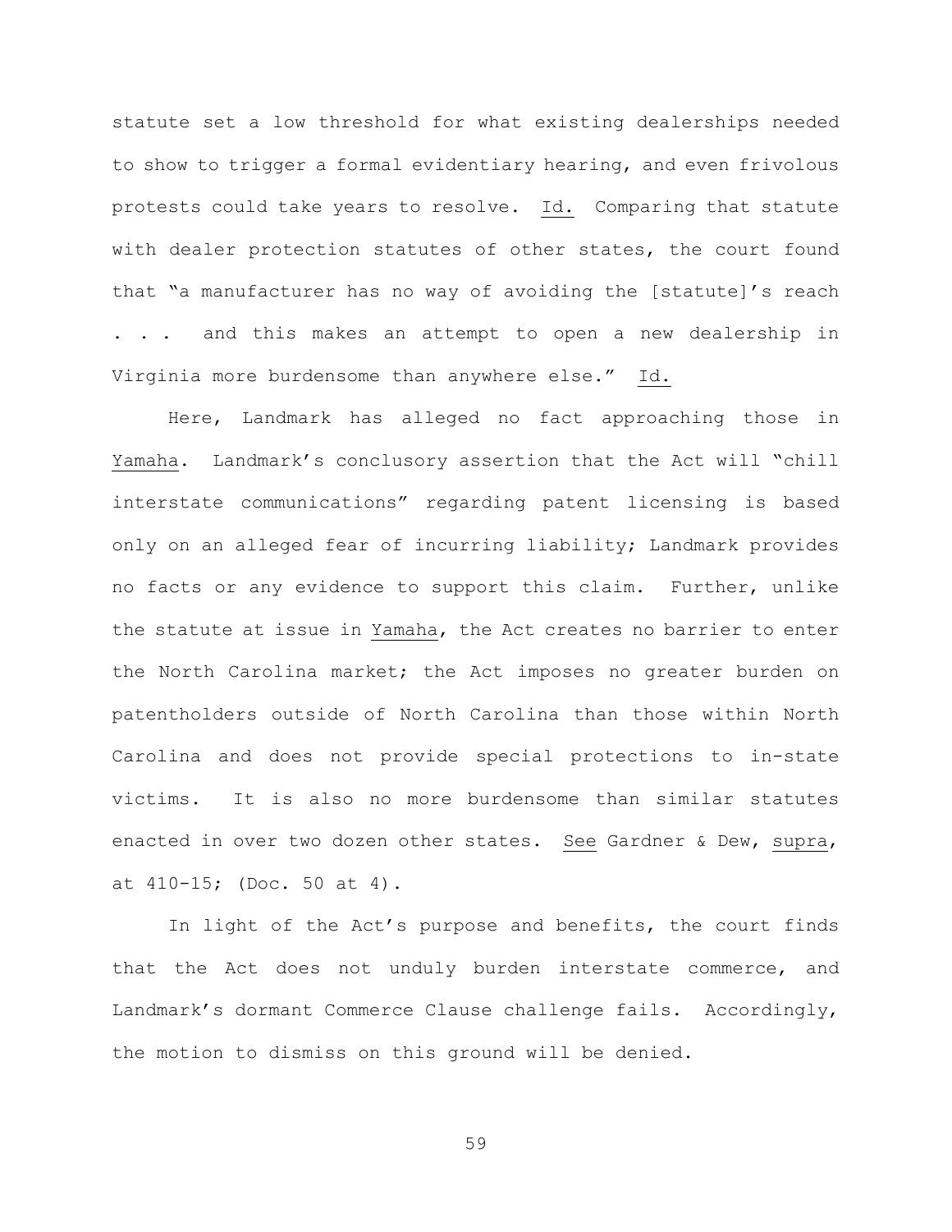statute set a low threshold for what existing dealerships needed to show to trigger a formal evidentiary hearing, and even frivolous protests could take years to resolve. Id. Comparing that statute with dealer protection statutes of other states, the court found that "a manufacturer has no way of avoiding the [statute]'s reach . . . and this makes an attempt to open a new dealership in Virginia more burdensome than anywhere else." Id.

Here, Landmark has alleged no fact approaching those in Yamaha. Landmark's conclusory assertion that the Act will "chill interstate communications" regarding patent licensing is based only on an alleged fear of incurring liability; Landmark provides no facts or any evidence to support this claim. Further, unlike the statute at issue in Yamaha, the Act creates no barrier to enter the North Carolina market; the Act imposes no greater burden on patentholders outside of North Carolina than those within North Carolina and does not provide special protections to in-state victims. It is also no more burdensome than similar statutes enacted in over two dozen other states. See Gardner & Dew, supra, at 410-15; (Doc. 50 at 4).

In light of the Act's purpose and benefits, the court finds that the Act does not unduly burden interstate commerce, and Landmark's dormant Commerce Clause challenge fails. Accordingly, the motion to dismiss on this ground will be denied.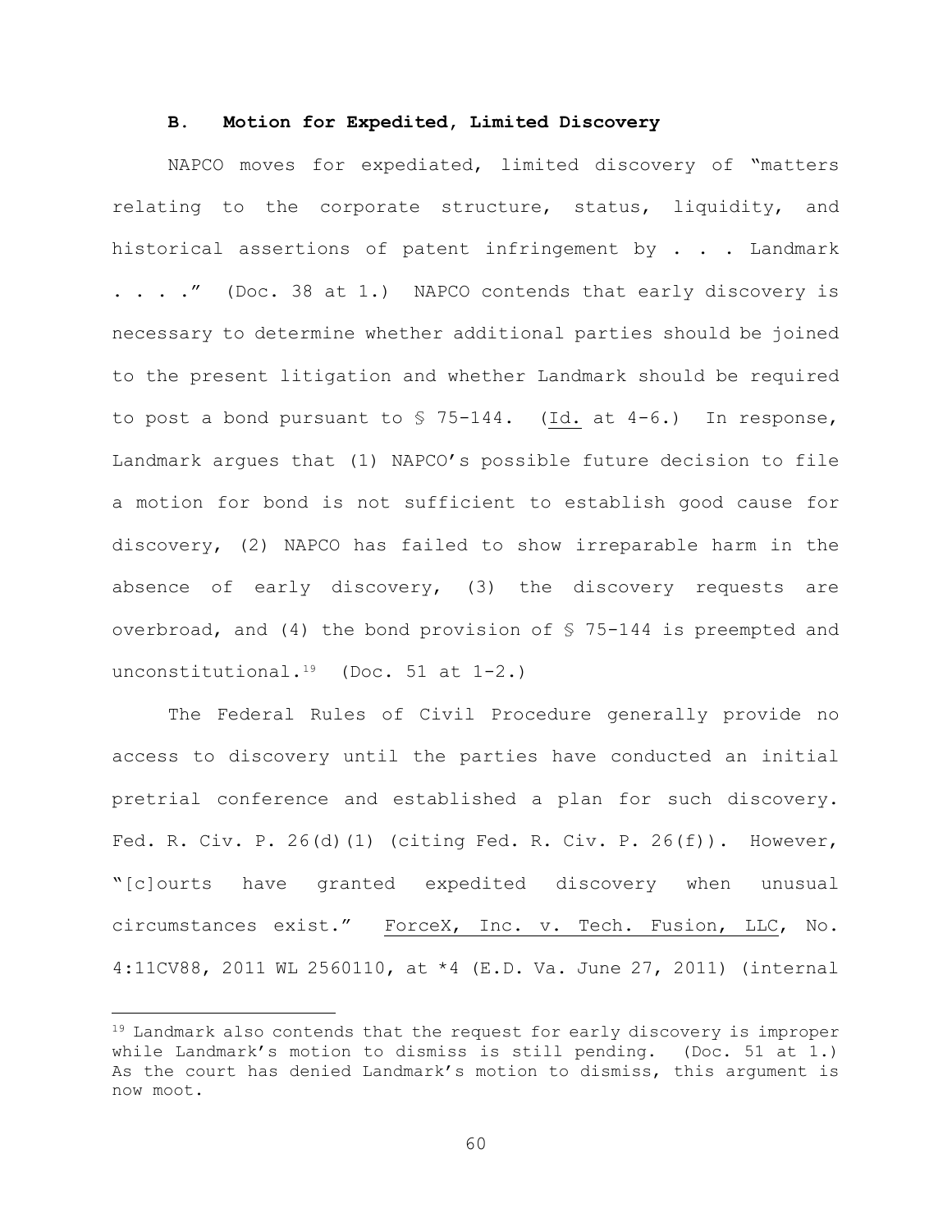### B. Motion for Expedited, Limited Discovery

NAPCO moves for expediated, limited discovery of "matters relating to the corporate structure, status, liquidity, and historical assertions of patent infringement by . . . Landmark . . . ." (Doc. 38 at 1.) NAPCO contends that early discovery is necessary to determine whether additional parties should be joined to the present litigation and whether Landmark should be required to post a bond pursuant to § 75-144. (Id. at 4-6.) In response, Landmark argues that (1) NAPCO's possible future decision to file a motion for bond is not sufficient to establish good cause for discovery, (2) NAPCO has failed to show irreparable harm in the absence of early discovery, (3) the discovery requests are overbroad, and (4) the bond provision of § 75-144 is preempted and unconstitutional.[19] (Doc. 51 at 1-2.)

The Federal Rules of Civil Procedure generally provide no access to discovery until the parties have conducted an initial pretrial conference and established a plan for such discovery. Fed. R. Civ. P. 26(d)(1) (citing Fed. R. Civ. P. 26(f)). However, "[c]ourts have granted expedited discovery when unusual circumstances exist." ForceX, Inc. v. Tech. Fusion, LLC, No. 4:11CV88, 2011 WL 2560110, at *4 (E.D. Va. June 27, 2011) (internal

[19] Landmark also contends that the request for early discovery is improper while Landmark's motion to dismiss is still pending. (Doc. 51 at 1.) As the court has denied Landmark's motion to dismiss, this argument is now moot.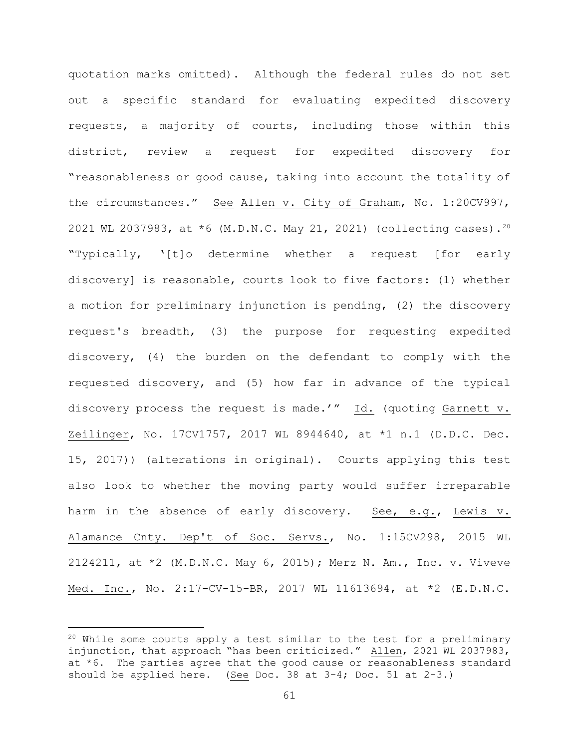quotation marks omitted). Although the federal rules do not set out a specific standard for evaluating expedited discovery requests, a majority of courts, including those within this district, review a request for expedited discovery for "reasonableness or good cause, taking into account the totality of the circumstances." See Allen v. City of Graham, No. 1:20CV997, 2021 WL 2037983, at *6 (M.D.N.C. May 21, 2021) (collecting cases).[20] "Typically, '[t]o determine whether a request [for early discovery] is reasonable, courts look to five factors: (1) whether a motion for preliminary injunction is pending, (2) the discovery request's breadth, (3) the purpose for requesting expedited discovery, (4) the burden on the defendant to comply with the requested discovery, and (5) how far in advance of the typical discovery process the request is made.'" Id. (quoting Garnett v. Zeilinger, No. 17CV1757, 2017 WL 8944640, at *1 n.1 (D.D.C. Dec. 15, 2017)) (alterations in original). Courts applying this test also look to whether the moving party would suffer irreparable harm in the absence of early discovery. See, e.g., Lewis v. Alamance Cnty. Dep't of Soc. Servs., No. 1:15CV298, 2015 WL 2124211, at *2 (M.D.N.C. May 6, 2015); Merz N. Am., Inc. v. Viveve Med. Inc., No. 2:17-CV-15-BR, 2017 WL 11613694, at *2 (E.D.N.C.

---

[20] While some courts apply a test similar to the test for a preliminary injunction, that approach "has been criticized." Allen, 2021 WL 2037983, at *6. The parties agree that the good cause or reasonableness standard should be applied here. (See Doc. 38 at 3-4; Doc. 51 at 2-3.)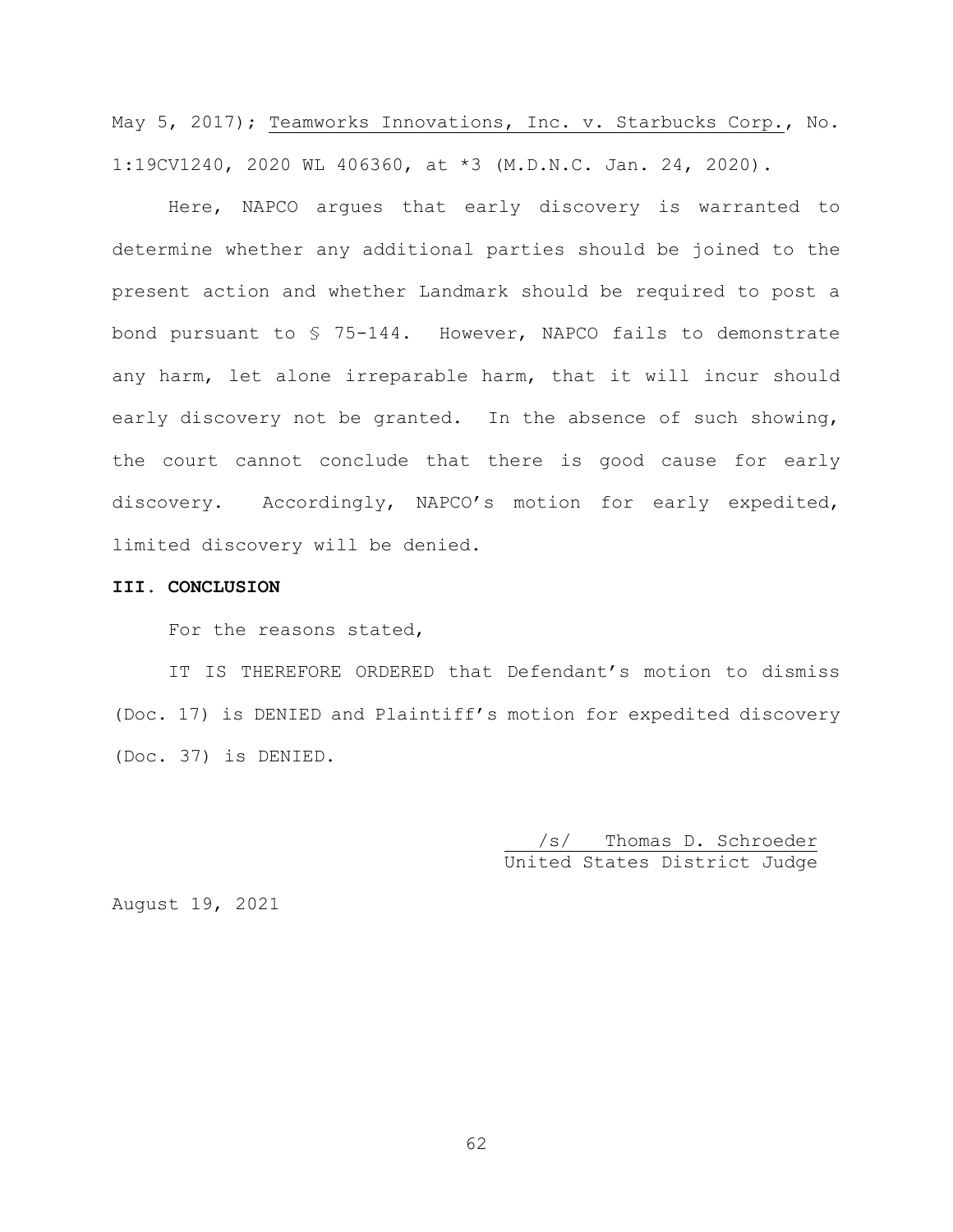May 5, 2017); Teamworks Innovations, Inc. v. Starbucks Corp., No. 1:19CV1240, 2020 WL 406360, at *3 (M.D.N.C. Jan. 24, 2020).

Here, NAPCO argues that early discovery is warranted to determine whether any additional parties should be joined to the present action and whether Landmark should be required to post a bond pursuant to § 75-144. However, NAPCO fails to demonstrate any harm, let alone irreparable harm, that it will incur should early discovery not be granted. In the absence of such showing, the court cannot conclude that there is good cause for early discovery. Accordingly, NAPCO's motion for early expedited, limited discovery will be denied.

**III. CONCLUSION**

For the reasons stated,

IT IS THEREFORE ORDERED that Defendant's motion to dismiss (Doc. 17) is DENIED and Plaintiff's motion for expedited discovery (Doc. 37) is DENIED.

/s/ Thomas D. Schroeder
United States District Judge

August 19, 2021